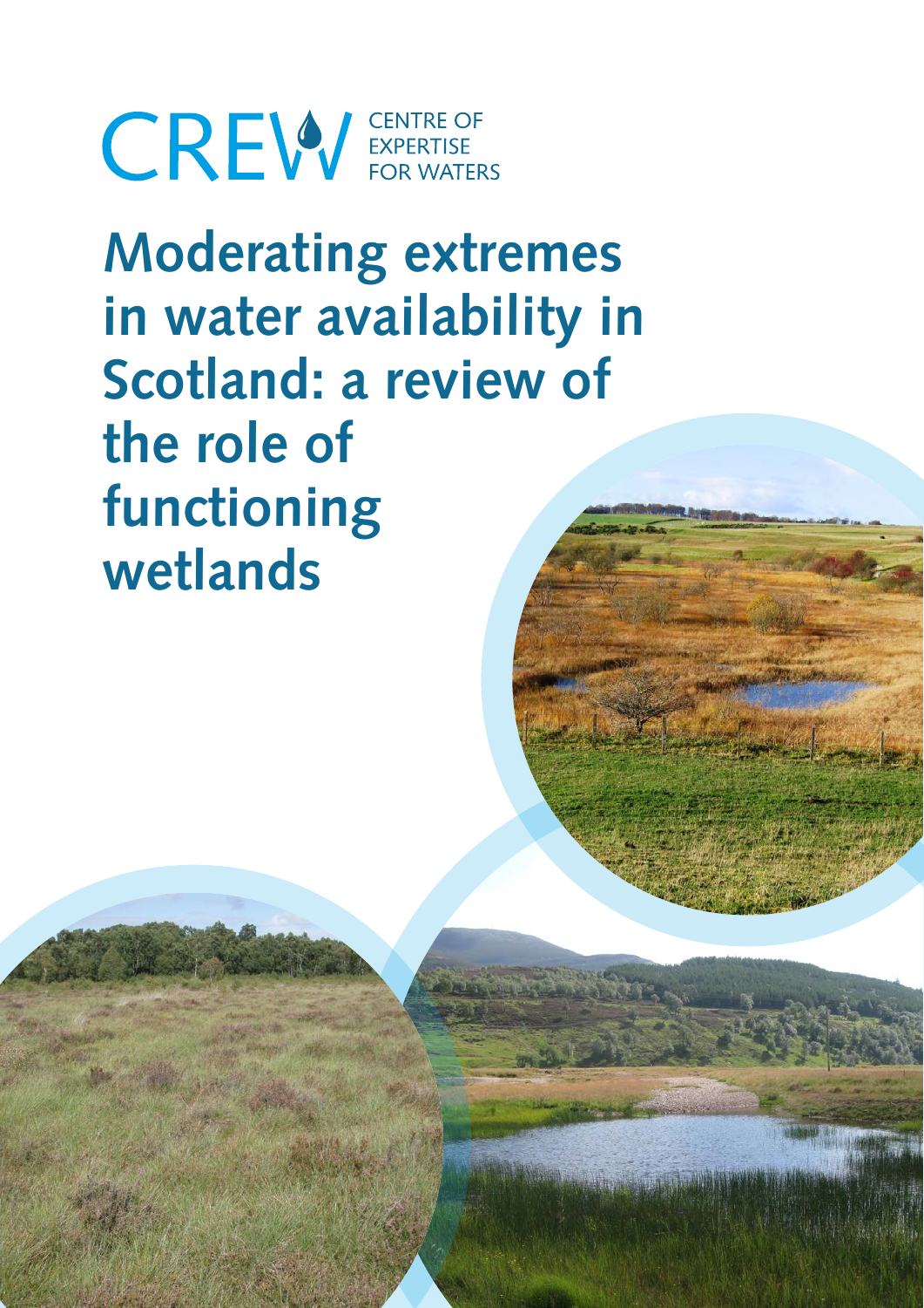CREW CENTRE OF EXPERTISE FOR WATERS

# Moderating extremes in water availability in Scotland: a review of the role of functioning wetlands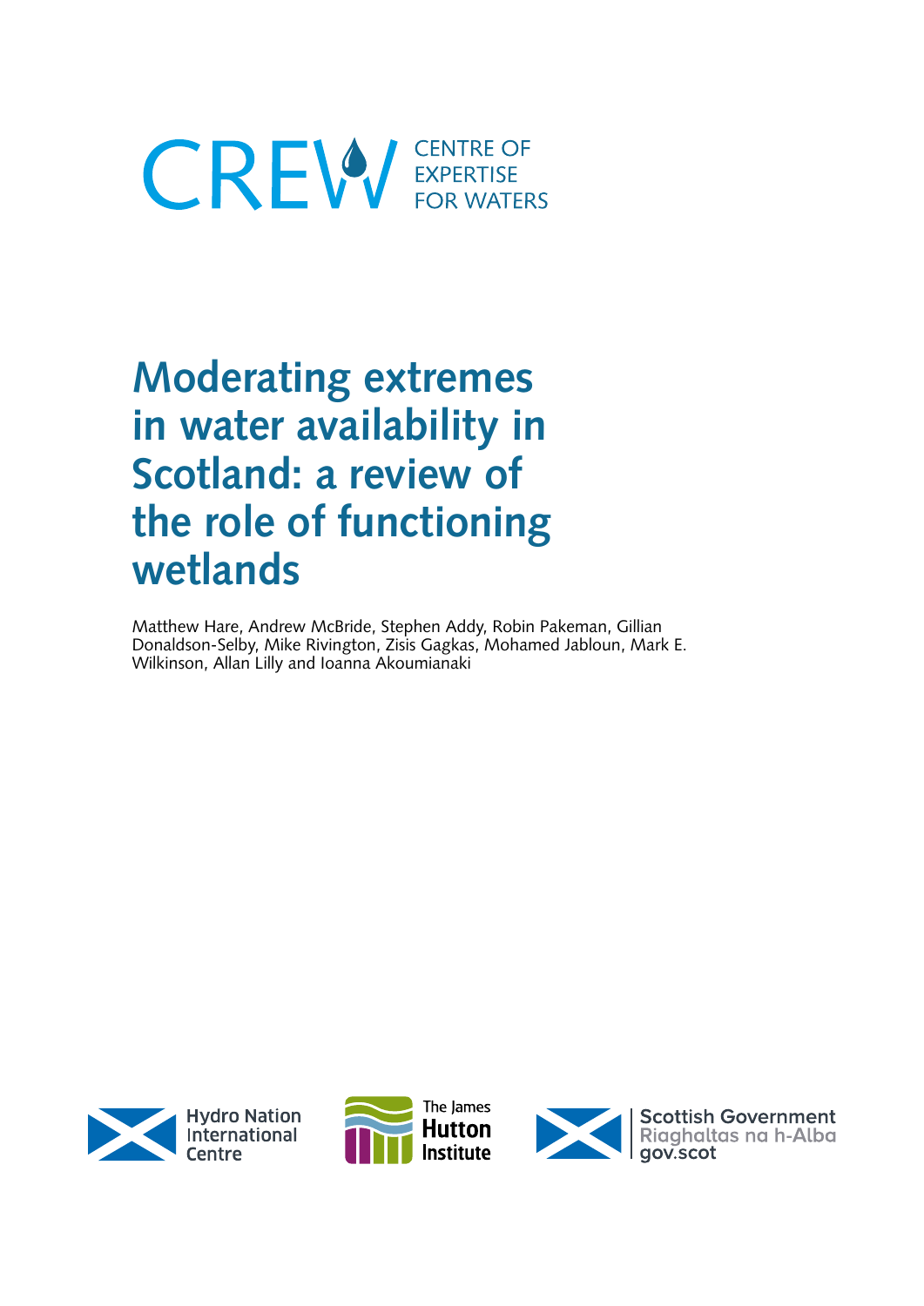CREW CENTRE OF EXPERTISE FOR WATERS

# Moderating extremes in water availability in Scotland: a review of the role of functioning wetlands

Matthew Hare, Andrew McBride, Stephen Addy, Robin Pakeman, Gillian Donaldson-Selby, Mike Rivington, Zisis Gagkas, Mohamed Jabloun, Mark E. Wilkinson, Allan Lilly and Ioanna Akoumianaki

Hydro Nation International Centre

The James Hutton Institute

Scottish Government
Riaghaltas na h-Alba
gov.scot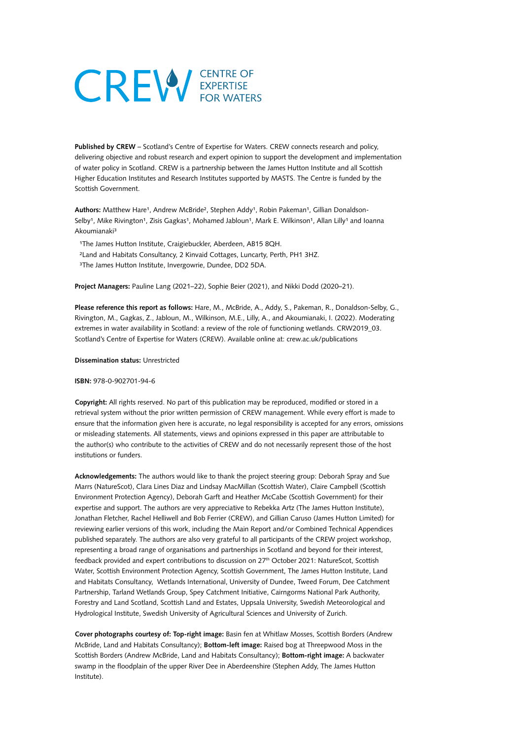CREW CENTRE OF EXPERTISE FOR WATERS

**Published by CREW** – Scotland's Centre of Expertise for Waters. CREW connects research and policy, delivering objective and robust research and expert opinion to support the development and implementation of water policy in Scotland. CREW is a partnership between the James Hutton Institute and all Scottish Higher Education Institutes and Research Institutes supported by MASTS. The Centre is funded by the Scottish Government.

**Authors:** Matthew Hare[1], Andrew McBride[2], Stephen Addy[1], Robin Pakeman[1], Gillian Donaldson-Selby[1], Mike Rivington[1], Zisis Gagkas[1], Mohamed Jabloun[1], Mark E. Wilkinson[1], Allan Lilly[1] and Ioanna Akoumianaki[3]

[1]The James Hutton Institute, Craigiebuckler, Aberdeen, AB15 8QH.
[2]Land and Habitats Consultancy, 2 Kinvaid Cottages, Luncarty, Perth, PH1 3HZ.
[3]The James Hutton Institute, Invergowrie, Dundee, DD2 5DA.

**Project Managers:** Pauline Lang (2021–22), Sophie Beier (2021), and Nikki Dodd (2020–21).

**Please reference this report as follows:** Hare, M., McBride, A., Addy, S., Pakeman, R., Donaldson-Selby, G., Rivington, M., Gagkas, Z., Jabloun, M., Wilkinson, M.E., Lilly, A., and Akoumianaki, I. (2022). Moderating extremes in water availability in Scotland: a review of the role of functioning wetlands. CRW2019_03. Scotland's Centre of Expertise for Waters (CREW). Available online at: crew.ac.uk/publications

**Dissemination status:** Unrestricted

**ISBN:** 978-0-902701-94-6

**Copyright:** All rights reserved. No part of this publication may be reproduced, modified or stored in a retrieval system without the prior written permission of CREW management. While every effort is made to ensure that the information given here is accurate, no legal responsibility is accepted for any errors, omissions or misleading statements. All statements, views and opinions expressed in this paper are attributable to the author(s) who contribute to the activities of CREW and do not necessarily represent those of the host institutions or funders.

**Acknowledgements:** The authors would like to thank the project steering group: Deborah Spray and Sue Marrs (NatureScot), Clara Lines Diaz and Lindsay MacMillan (Scottish Water), Claire Campbell (Scottish Environment Protection Agency), Deborah Garft and Heather McCabe (Scottish Government) for their expertise and support. The authors are very appreciative to Rebekka Artz (The James Hutton Institute), Jonathan Fletcher, Rachel Helliwell and Bob Ferrier (CREW), and Gillian Caruso (James Hutton Limited) for reviewing earlier versions of this work, including the Main Report and/or Combined Technical Appendices published separately. The authors are also very grateful to all participants of the CREW project workshop, representing a broad range of organisations and partnerships in Scotland and beyond for their interest, feedback provided and expert contributions to discussion on 27th October 2021: NatureScot, Scottish Water, Scottish Environment Protection Agency, Scottish Government, The James Hutton Institute, Land and Habitats Consultancy, Wetlands International, University of Dundee, Tweed Forum, Dee Catchment Partnership, Tarland Wetlands Group, Spey Catchment Initiative, Cairngorms National Park Authority, Forestry and Land Scotland, Scottish Land and Estates, Uppsala University, Swedish Meteorological and Hydrological Institute, Swedish University of Agricultural Sciences and University of Zurich.

**Cover photographs courtesy of: Top-right image:** Basin fen at Whitlaw Mosses, Scottish Borders (Andrew McBride, Land and Habitats Consultancy); **Bottom-left image:** Raised bog at Threepwood Moss in the Scottish Borders (Andrew McBride, Land and Habitats Consultancy); **Bottom-right image:** A backwater swamp in the floodplain of the upper River Dee in Aberdeenshire (Stephen Addy, The James Hutton Institute).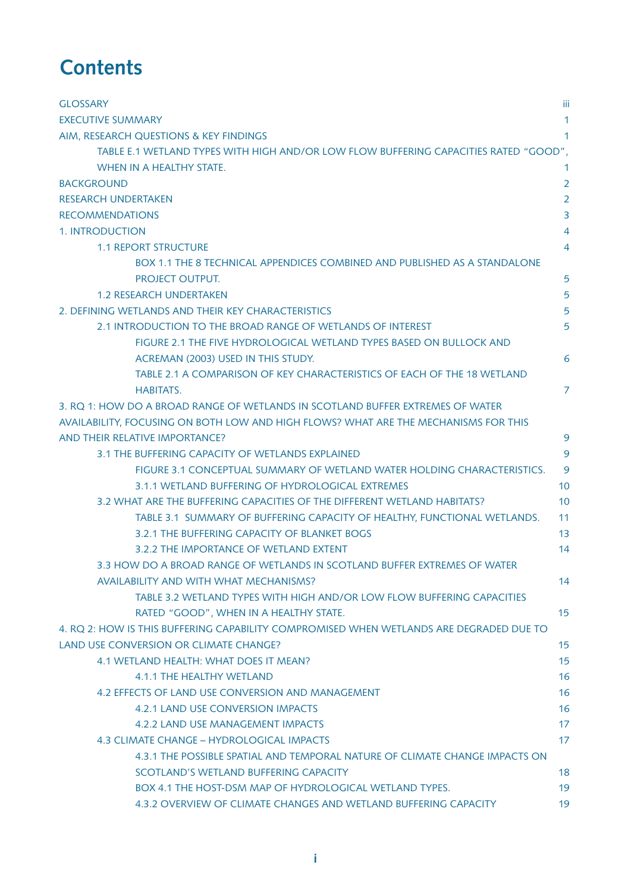# Contents

GLOSSARY iii

EXECUTIVE SUMMARY 1

AIM, RESEARCH QUESTIONS & KEY FINDINGS 1

- TABLE E.1 WETLAND TYPES WITH HIGH AND/OR LOW FLOW BUFFERING CAPACITIES RATED "GOOD", WHEN IN A HEALTHY STATE. 1

BACKGROUND 2

RESEARCH UNDERTAKEN 2

RECOMMENDATIONS 3

1. INTRODUCTION 4
   - 1.1 REPORT STRUCTURE 4
     - BOX 1.1 THE 8 TECHNICAL APPENDICES COMBINED AND PUBLISHED AS A STANDALONE PROJECT OUTPUT. 5
   - 1.2 RESEARCH UNDERTAKEN 5

2. DEFINING WETLANDS AND THEIR KEY CHARACTERISTICS 5
   - 2.1 INTRODUCTION TO THE BROAD RANGE OF WETLANDS OF INTEREST 5
     - FIGURE 2.1 THE FIVE HYDROLOGICAL WETLAND TYPES BASED ON BULLOCK AND ACREMAN (2003) USED IN THIS STUDY. 6
     - TABLE 2.1 A COMPARISON OF KEY CHARACTERISTICS OF EACH OF THE 18 WETLAND HABITATS. 7

3. RQ 1: HOW DO A BROAD RANGE OF WETLANDS IN SCOTLAND BUFFER EXTREMES OF WATER AVAILABILITY, FOCUSING ON BOTH LOW AND HIGH FLOWS? WHAT ARE THE MECHANISMS FOR THIS AND THEIR RELATIVE IMPORTANCE? 9
   - 3.1 THE BUFFERING CAPACITY OF WETLANDS EXPLAINED 9
     - FIGURE 3.1 CONCEPTUAL SUMMARY OF WETLAND WATER HOLDING CHARACTERISTICS. 9
     - 3.1.1 WETLAND BUFFERING OF HYDROLOGICAL EXTREMES 10
   - 3.2 WHAT ARE THE BUFFERING CAPACITIES OF THE DIFFERENT WETLAND HABITATS? 10
     - TABLE 3.1 SUMMARY OF BUFFERING CAPACITY OF HEALTHY, FUNCTIONAL WETLANDS. 11
     - 3.2.1 THE BUFFERING CAPACITY OF BLANKET BOGS 13
     - 3.2.2 THE IMPORTANCE OF WETLAND EXTENT 14
   - 3.3 HOW DO A BROAD RANGE OF WETLANDS IN SCOTLAND BUFFER EXTREMES OF WATER AVAILABILITY AND WITH WHAT MECHANISMS? 14
     - TABLE 3.2 WETLAND TYPES WITH HIGH AND/OR LOW FLOW BUFFERING CAPACITIES RATED "GOOD", WHEN IN A HEALTHY STATE. 15

4. RQ 2: HOW IS THIS BUFFERING CAPABILITY COMPROMISED WHEN WETLANDS ARE DEGRADED DUE TO LAND USE CONVERSION OR CLIMATE CHANGE? 15
   - 4.1 WETLAND HEALTH: WHAT DOES IT MEAN? 15
     - 4.1.1 THE HEALTHY WETLAND 16
   - 4.2 EFFECTS OF LAND USE CONVERSION AND MANAGEMENT 16
     - 4.2.1 LAND USE CONVERSION IMPACTS 16
     - 4.2.2 LAND USE MANAGEMENT IMPACTS 17
   - 4.3 CLIMATE CHANGE – HYDROLOGICAL IMPACTS 17
     - 4.3.1 THE POSSIBLE SPATIAL AND TEMPORAL NATURE OF CLIMATE CHANGE IMPACTS ON SCOTLAND'S WETLAND BUFFERING CAPACITY 18
     - BOX 4.1 THE HOST-DSM MAP OF HYDROLOGICAL WETLAND TYPES. 19
     - 4.3.2 OVERVIEW OF CLIMATE CHANGES AND WETLAND BUFFERING CAPACITY 19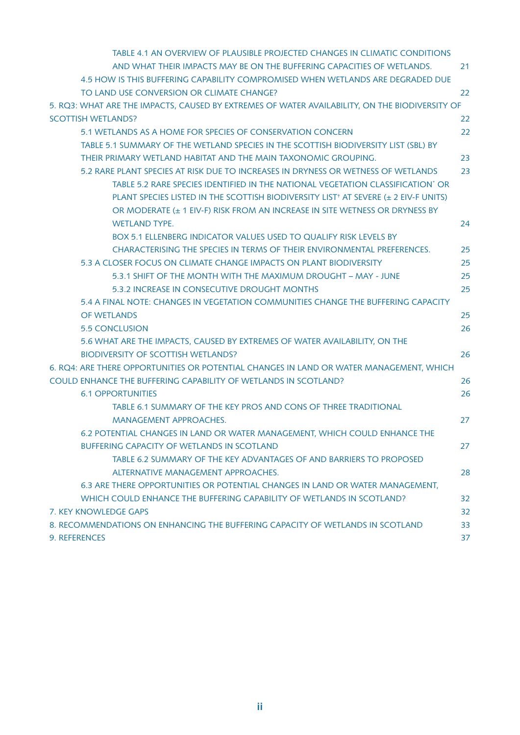TABLE 4.1 AN OVERVIEW OF PLAUSIBLE PROJECTED CHANGES IN CLIMATIC CONDITIONS AND WHAT THEIR IMPACTS MAY BE ON THE BUFFERING CAPACITIES OF WETLANDS. 21

4.5 HOW IS THIS BUFFERING CAPABILITY COMPROMISED WHEN WETLANDS ARE DEGRADED DUE TO LAND USE CONVERSION OR CLIMATE CHANGE? 22

5. RQ3: WHAT ARE THE IMPACTS, CAUSED BY EXTREMES OF WATER AVAILABILITY, ON THE BIODIVERSITY OF SCOTTISH WETLANDS? 22

5.1 WETLANDS AS A HOME FOR SPECIES OF CONSERVATION CONCERN 22

TABLE 5.1 SUMMARY OF THE WETLAND SPECIES IN THE SCOTTISH BIODIVERSITY LIST (SBL) BY THEIR PRIMARY WETLAND HABITAT AND THE MAIN TAXONOMIC GROUPING. 23

5.2 RARE PLANT SPECIES AT RISK DUE TO INCREASES IN DRYNESS OR WETNESS OF WETLANDS 23

TABLE 5.2 RARE SPECIES IDENTIFIED IN THE NATIONAL VEGETATION CLASSIFICATION* OR PLANT SPECIES LISTED IN THE SCOTTISH BIODIVERSITY LIST† AT SEVERE (± 2 EIV-F UNITS) OR MODERATE (± 1 EIV-F) RISK FROM AN INCREASE IN SITE WETNESS OR DRYNESS BY WETLAND TYPE. 24

BOX 5.1 ELLENBERG INDICATOR VALUES USED TO QUALIFY RISK LEVELS BY CHARACTERISING THE SPECIES IN TERMS OF THEIR ENVIRONMENTAL PREFERENCES. 25

5.3 A CLOSER FOCUS ON CLIMATE CHANGE IMPACTS ON PLANT BIODIVERSITY 25

5.3.1 SHIFT OF THE MONTH WITH THE MAXIMUM DROUGHT – MAY - JUNE 25

5.3.2 INCREASE IN CONSECUTIVE DROUGHT MONTHS 25

5.4 A FINAL NOTE: CHANGES IN VEGETATION COMMUNITIES CHANGE THE BUFFERING CAPACITY OF WETLANDS 25

5.5 CONCLUSION 26

5.6 WHAT ARE THE IMPACTS, CAUSED BY EXTREMES OF WATER AVAILABILITY, ON THE BIODIVERSITY OF SCOTTISH WETLANDS? 26

6. RQ4: ARE THERE OPPORTUNITIES OR POTENTIAL CHANGES IN LAND OR WATER MANAGEMENT, WHICH COULD ENHANCE THE BUFFERING CAPABILITY OF WETLANDS IN SCOTLAND? 26

6.1 OPPORTUNITIES 26

TABLE 6.1 SUMMARY OF THE KEY PROS AND CONS OF THREE TRADITIONAL MANAGEMENT APPROACHES. 27

6.2 POTENTIAL CHANGES IN LAND OR WATER MANAGEMENT, WHICH COULD ENHANCE THE BUFFERING CAPACITY OF WETLANDS IN SCOTLAND 27

TABLE 6.2 SUMMARY OF THE KEY ADVANTAGES OF AND BARRIERS TO PROPOSED ALTERNATIVE MANAGEMENT APPROACHES. 28

6.3 ARE THERE OPPORTUNITIES OR POTENTIAL CHANGES IN LAND OR WATER MANAGEMENT, WHICH COULD ENHANCE THE BUFFERING CAPABILITY OF WETLANDS IN SCOTLAND? 32

7. KEY KNOWLEDGE GAPS 32

8. RECOMMENDATIONS ON ENHANCING THE BUFFERING CAPACITY OF WETLANDS IN SCOTLAND 33

9. REFERENCES 37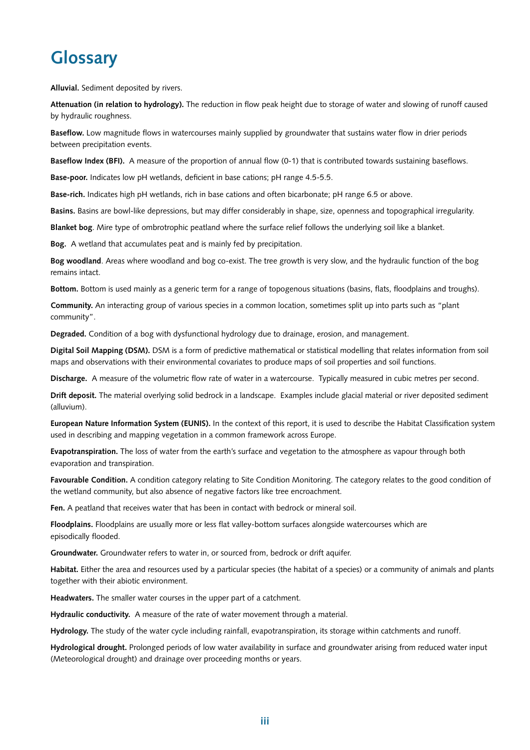# Glossary

**Alluvial.** Sediment deposited by rivers.

**Attenuation (in relation to hydrology).** The reduction in flow peak height due to storage of water and slowing of runoff caused by hydraulic roughness.

**Baseflow.** Low magnitude flows in watercourses mainly supplied by groundwater that sustains water flow in drier periods between precipitation events.

**Baseflow Index (BFI).** A measure of the proportion of annual flow (0-1) that is contributed towards sustaining baseflows.

**Base-poor.** Indicates low pH wetlands, deficient in base cations; pH range 4.5-5.5.

**Base-rich.** Indicates high pH wetlands, rich in base cations and often bicarbonate; pH range 6.5 or above.

**Basins.** Basins are bowl-like depressions, but may differ considerably in shape, size, openness and topographical irregularity.

**Blanket bog**. Mire type of ombrotrophic peatland where the surface relief follows the underlying soil like a blanket.

**Bog.** A wetland that accumulates peat and is mainly fed by precipitation.

**Bog woodland**. Areas where woodland and bog co-exist. The tree growth is very slow, and the hydraulic function of the bog remains intact.

**Bottom.** Bottom is used mainly as a generic term for a range of topogenous situations (basins, flats, floodplains and troughs).

**Community.** An interacting group of various species in a common location, sometimes split up into parts such as "plant community".

**Degraded.** Condition of a bog with dysfunctional hydrology due to drainage, erosion, and management.

**Digital Soil Mapping (DSM).** DSM is a form of predictive mathematical or statistical modelling that relates information from soil maps and observations with their environmental covariates to produce maps of soil properties and soil functions.

**Discharge.** A measure of the volumetric flow rate of water in a watercourse. Typically measured in cubic metres per second.

**Drift deposit.** The material overlying solid bedrock in a landscape. Examples include glacial material or river deposited sediment (alluvium).

**European Nature Information System (EUNIS).** In the context of this report, it is used to describe the Habitat Classification system used in describing and mapping vegetation in a common framework across Europe.

**Evapotranspiration.** The loss of water from the earth's surface and vegetation to the atmosphere as vapour through both evaporation and transpiration.

**Favourable Condition.** A condition category relating to Site Condition Monitoring. The category relates to the good condition of the wetland community, but also absence of negative factors like tree encroachment.

**Fen.** A peatland that receives water that has been in contact with bedrock or mineral soil.

**Floodplains.** Floodplains are usually more or less flat valley-bottom surfaces alongside watercourses which are episodically flooded.

**Groundwater.** Groundwater refers to water in, or sourced from, bedrock or drift aquifer.

**Habitat.** Either the area and resources used by a particular species (the habitat of a species) or a community of animals and plants together with their abiotic environment.

**Headwaters.** The smaller water courses in the upper part of a catchment.

**Hydraulic conductivity.** A measure of the rate of water movement through a material.

**Hydrology.** The study of the water cycle including rainfall, evapotranspiration, its storage within catchments and runoff.

**Hydrological drought.** Prolonged periods of low water availability in surface and groundwater arising from reduced water input (Meteorological drought) and drainage over proceeding months or years.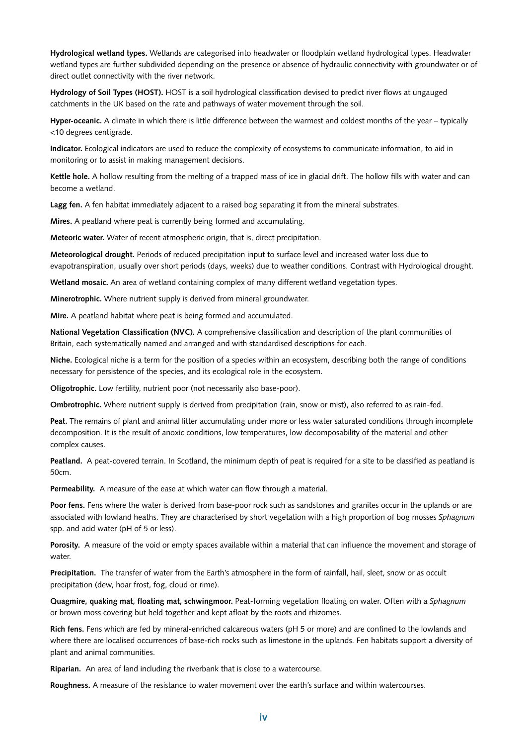**Hydrological wetland types.** Wetlands are categorised into headwater or floodplain wetland hydrological types. Headwater wetland types are further subdivided depending on the presence or absence of hydraulic connectivity with groundwater or of direct outlet connectivity with the river network.

**Hydrology of Soil Types (HOST).** HOST is a soil hydrological classification devised to predict river flows at ungauged catchments in the UK based on the rate and pathways of water movement through the soil.

**Hyper-oceanic.** A climate in which there is little difference between the warmest and coldest months of the year – typically <10 degrees centigrade.

**Indicator.** Ecological indicators are used to reduce the complexity of ecosystems to communicate information, to aid in monitoring or to assist in making management decisions.

**Kettle hole.** A hollow resulting from the melting of a trapped mass of ice in glacial drift. The hollow fills with water and can become a wetland.

**Lagg fen.** A fen habitat immediately adjacent to a raised bog separating it from the mineral substrates.

**Mires.** A peatland where peat is currently being formed and accumulating.

**Meteoric water.** Water of recent atmospheric origin, that is, direct precipitation.

**Meteorological drought.** Periods of reduced precipitation input to surface level and increased water loss due to evapotranspiration, usually over short periods (days, weeks) due to weather conditions. Contrast with Hydrological drought.

**Wetland mosaic.** An area of wetland containing complex of many different wetland vegetation types.

**Minerotrophic.** Where nutrient supply is derived from mineral groundwater.

**Mire.** A peatland habitat where peat is being formed and accumulated.

**National Vegetation Classification (NVC).** A comprehensive classification and description of the plant communities of Britain, each systematically named and arranged and with standardised descriptions for each.

**Niche.** Ecological niche is a term for the position of a species within an ecosystem, describing both the range of conditions necessary for persistence of the species, and its ecological role in the ecosystem.

**Oligotrophic.** Low fertility, nutrient poor (not necessarily also base-poor).

**Ombrotrophic.** Where nutrient supply is derived from precipitation (rain, snow or mist), also referred to as rain-fed.

**Peat.** The remains of plant and animal litter accumulating under more or less water saturated conditions through incomplete decomposition. It is the result of anoxic conditions, low temperatures, low decomposability of the material and other complex causes.

**Peatland.** A peat-covered terrain. In Scotland, the minimum depth of peat is required for a site to be classified as peatland is 50cm.

**Permeability.** A measure of the ease at which water can flow through a material.

**Poor fens.** Fens where the water is derived from base-poor rock such as sandstones and granites occur in the uplands or are associated with lowland heaths. They are characterised by short vegetation with a high proportion of bog mosses *Sphagnum* spp. and acid water (pH of 5 or less).

**Porosity.** A measure of the void or empty spaces available within a material that can influence the movement and storage of water.

**Precipitation.** The transfer of water from the Earth's atmosphere in the form of rainfall, hail, sleet, snow or as occult precipitation (dew, hoar frost, fog, cloud or rime).

**Quagmire, quaking mat, floating mat, schwingmoor.** Peat-forming vegetation floating on water. Often with a *Sphagnum* or brown moss covering but held together and kept afloat by the roots and rhizomes.

**Rich fens.** Fens which are fed by mineral-enriched calcareous waters (pH 5 or more) and are confined to the lowlands and where there are localised occurrences of base-rich rocks such as limestone in the uplands. Fen habitats support a diversity of plant and animal communities.

**Riparian.** An area of land including the riverbank that is close to a watercourse.

**Roughness.** A measure of the resistance to water movement over the earth's surface and within watercourses.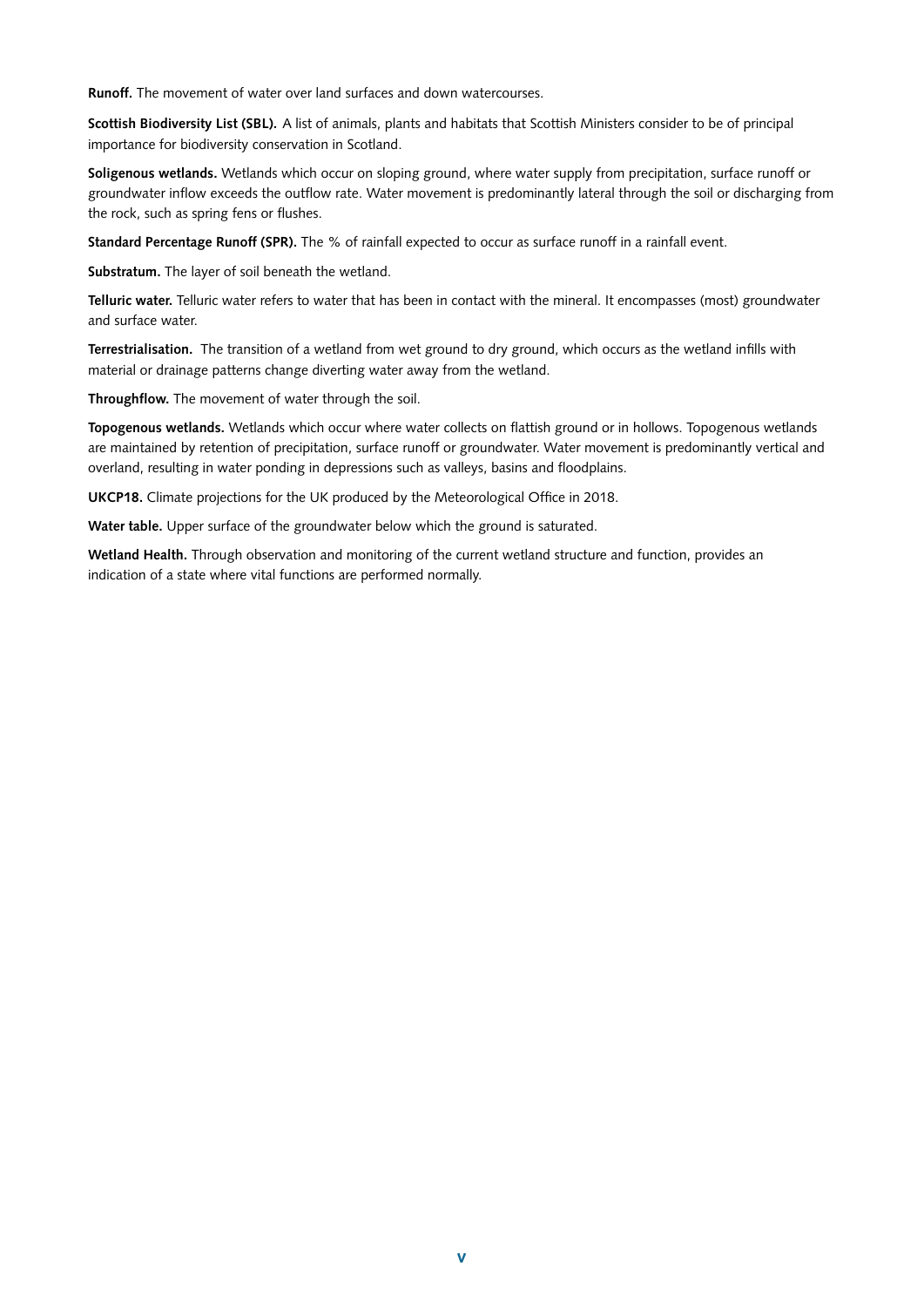**Runoff.** The movement of water over land surfaces and down watercourses.

**Scottish Biodiversity List (SBL).** A list of animals, plants and habitats that Scottish Ministers consider to be of principal importance for biodiversity conservation in Scotland.

**Soligenous wetlands.** Wetlands which occur on sloping ground, where water supply from precipitation, surface runoff or groundwater inflow exceeds the outflow rate. Water movement is predominantly lateral through the soil or discharging from the rock, such as spring fens or flushes.

**Standard Percentage Runoff (SPR).** The % of rainfall expected to occur as surface runoff in a rainfall event.

**Substratum.** The layer of soil beneath the wetland.

**Telluric water.** Telluric water refers to water that has been in contact with the mineral. It encompasses (most) groundwater and surface water.

**Terrestrialisation.** The transition of a wetland from wet ground to dry ground, which occurs as the wetland infills with material or drainage patterns change diverting water away from the wetland.

**Throughflow.** The movement of water through the soil.

**Topogenous wetlands.** Wetlands which occur where water collects on flattish ground or in hollows. Topogenous wetlands are maintained by retention of precipitation, surface runoff or groundwater. Water movement is predominantly vertical and overland, resulting in water ponding in depressions such as valleys, basins and floodplains.

**UKCP18.** Climate projections for the UK produced by the Meteorological Office in 2018.

**Water table.** Upper surface of the groundwater below which the ground is saturated.

**Wetland Health.** Through observation and monitoring of the current wetland structure and function, provides an indication of a state where vital functions are performed normally.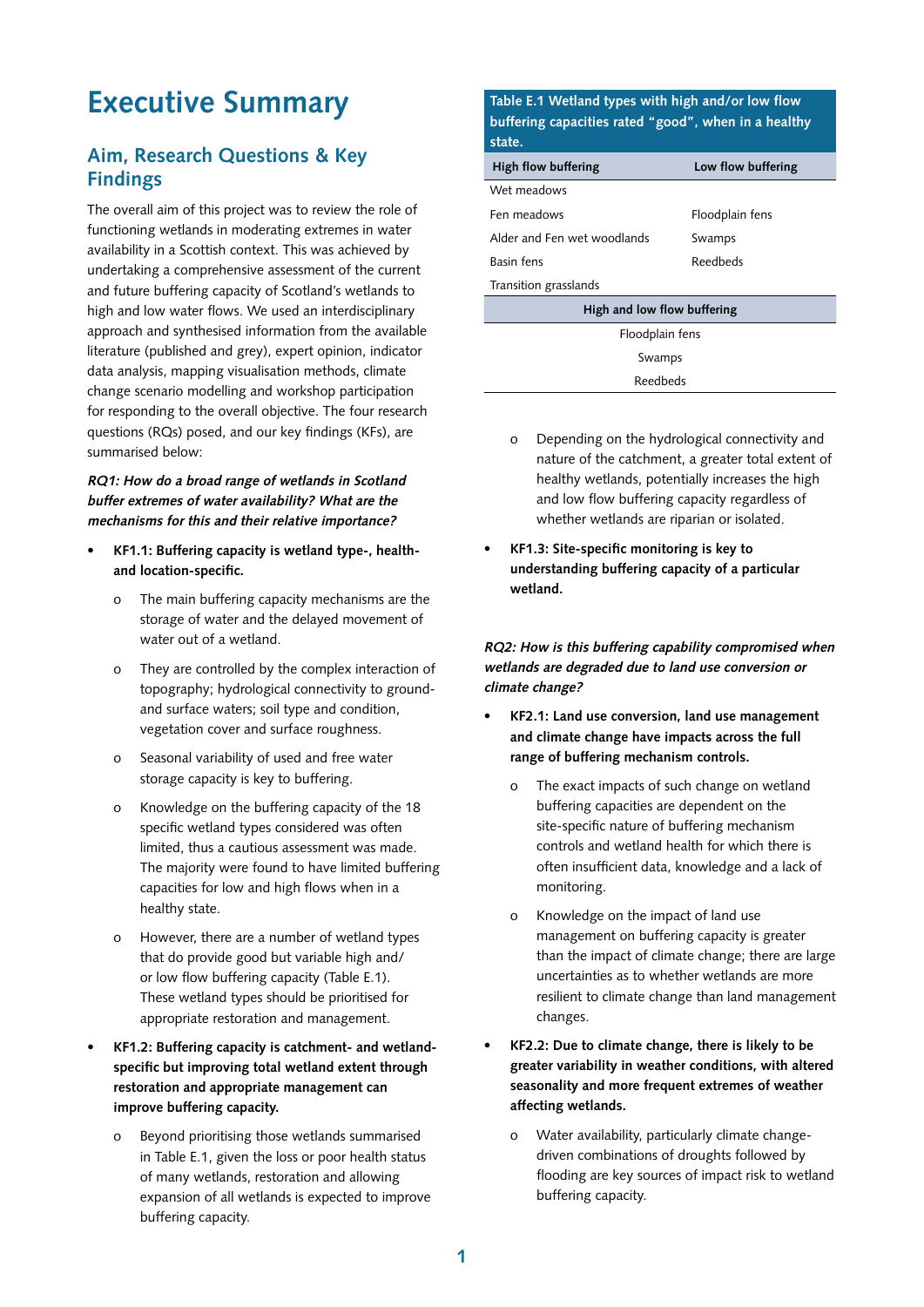# Executive Summary

## Aim, Research Questions & Key Findings

The overall aim of this project was to review the role of functioning wetlands in moderating extremes in water availability in a Scottish context. This was achieved by undertaking a comprehensive assessment of the current and future buffering capacity of Scotland's wetlands to high and low water flows. We used an interdisciplinary approach and synthesised information from the available literature (published and grey), expert opinion, indicator data analysis, mapping visualisation methods, climate change scenario modelling and workshop participation for responding to the overall objective. The four research questions (RQs) posed, and our key findings (KFs), are summarised below:

***RQ1: How do a broad range of wetlands in Scotland buffer extremes of water availability? What are the mechanisms for this and their relative importance?***

- **KF1.1: Buffering capacity is wetland type-, health- and location-specific.**
    - The main buffering capacity mechanisms are the storage of water and the delayed movement of water out of a wetland.
    - They are controlled by the complex interaction of topography; hydrological connectivity to ground- and surface waters; soil type and condition, vegetation cover and surface roughness.
    - Seasonal variability of used and free water storage capacity is key to buffering.
    - Knowledge on the buffering capacity of the 18 specific wetland types considered was often limited, thus a cautious assessment was made. The majority were found to have limited buffering capacities for low and high flows when in a healthy state.
    - However, there are a number of wetland types that do provide good but variable high and/or low flow buffering capacity (Table E.1). These wetland types should be prioritised for appropriate restoration and management.
- **KF1.2: Buffering capacity is catchment- and wetland-specific but improving total wetland extent through restoration and appropriate management can improve buffering capacity.**
    - Beyond prioritising those wetlands summarised in Table E.1, given the loss or poor health status of many wetlands, restoration and allowing expansion of all wetlands is expected to improve buffering capacity.

**Table E.1 Wetland types with high and/or low flow buffering capacities rated "good", when in a healthy state.**

| High flow buffering | Low flow buffering |
|---|---|
| Wet meadows | |
| Fen meadows | Floodplain fens |
| Alder and Fen wet woodlands | Swamps |
| Basin fens | Reedbeds |
| Transition grasslands | |
| **High and low flow buffering** | |
| Floodplain fens | |
| Swamps | |
| Reedbeds | |

- 
    - Depending on the hydrological connectivity and nature of the catchment, a greater total extent of healthy wetlands, potentially increases the high and low flow buffering capacity regardless of whether wetlands are riparian or isolated.
- **KF1.3: Site-specific monitoring is key to understanding buffering capacity of a particular wetland.**

***RQ2: How is this buffering capability compromised when wetlands are degraded due to land use conversion or climate change?***

- **KF2.1: Land use conversion, land use management and climate change have impacts across the full range of buffering mechanism controls.**
    - The exact impacts of such change on wetland buffering capacities are dependent on the site-specific nature of buffering mechanism controls and wetland health for which there is often insufficient data, knowledge and a lack of monitoring.
    - Knowledge on the impact of land use management on buffering capacity is greater than the impact of climate change; there are large uncertainties as to whether wetlands are more resilient to climate change than land management changes.
- **KF2.2: Due to climate change, there is likely to be greater variability in weather conditions, with altered seasonality and more frequent extremes of weather affecting wetlands.**
    - Water availability, particularly climate change-driven combinations of droughts followed by flooding are key sources of impact risk to wetland buffering capacity.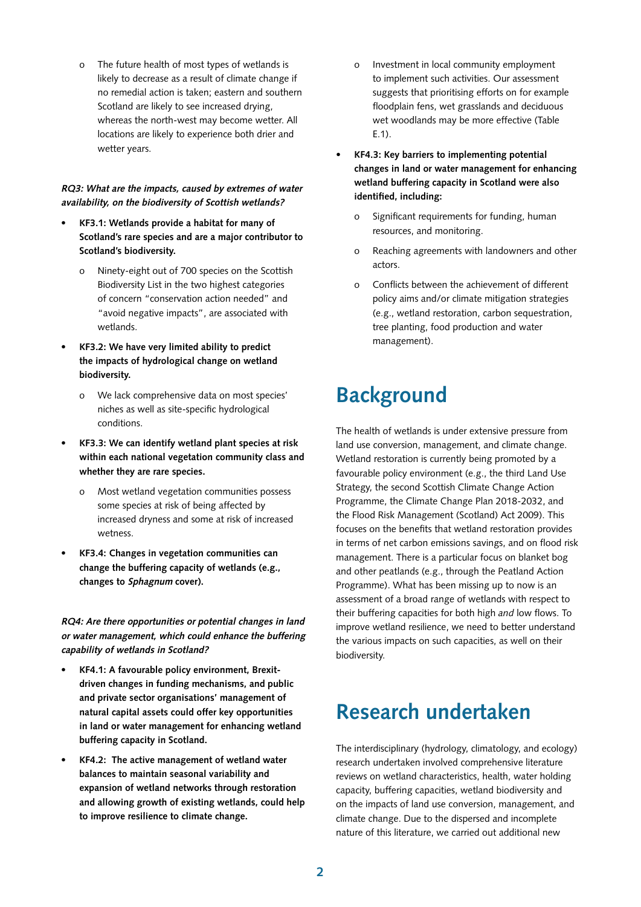- The future health of most types of wetlands is likely to decrease as a result of climate change if no remedial action is taken; eastern and southern Scotland are likely to see increased drying, whereas the north-west may become wetter. All locations are likely to experience both drier and wetter years.

***RQ3: What are the impacts, caused by extremes of water availability, on the biodiversity of Scottish wetlands?***

- **KF3.1: Wetlands provide a habitat for many of Scotland's rare species and are a major contributor to Scotland's biodiversity.**
    - Ninety-eight out of 700 species on the Scottish Biodiversity List in the two highest categories of concern "conservation action needed" and "avoid negative impacts", are associated with wetlands.
- **KF3.2: We have very limited ability to predict the impacts of hydrological change on wetland biodiversity.**
    - We lack comprehensive data on most species' niches as well as site-specific hydrological conditions.
- **KF3.3: We can identify wetland plant species at risk within each national vegetation community class and whether they are rare species.**
    - Most wetland vegetation communities possess some species at risk of being affected by increased dryness and some at risk of increased wetness.
- **KF3.4: Changes in vegetation communities can change the buffering capacity of wetlands (e.g., changes to *Sphagnum* cover).**

***RQ4: Are there opportunities or potential changes in land or water management, which could enhance the buffering capability of wetlands in Scotland?***

- **KF4.1: A favourable policy environment, Brexit-driven changes in funding mechanisms, and public and private sector organisations' management of natural capital assets could offer key opportunities in land or water management for enhancing wetland buffering capacity in Scotland.**
- **KF4.2: The active management of wetland water balances to maintain seasonal variability and expansion of wetland networks through restoration and allowing growth of existing wetlands, could help to improve resilience to climate change.**
    - Investment in local community employment to implement such activities. Our assessment suggests that prioritising efforts on for example floodplain fens, wet grasslands and deciduous wet woodlands may be more effective (Table E.1).
- **KF4.3: Key barriers to implementing potential changes in land or water management for enhancing wetland buffering capacity in Scotland were also identified, including:**
    - Significant requirements for funding, human resources, and monitoring.
    - Reaching agreements with landowners and other actors.
    - Conflicts between the achievement of different policy aims and/or climate mitigation strategies (e.g., wetland restoration, carbon sequestration, tree planting, food production and water management).

# Background

The health of wetlands is under extensive pressure from land use conversion, management, and climate change. Wetland restoration is currently being promoted by a favourable policy environment (e.g., the third Land Use Strategy, the second Scottish Climate Change Action Programme, the Climate Change Plan 2018-2032, and the Flood Risk Management (Scotland) Act 2009). This focuses on the benefits that wetland restoration provides in terms of net carbon emissions savings, and on flood risk management. There is a particular focus on blanket bog and other peatlands (e.g., through the Peatland Action Programme). What has been missing up to now is an assessment of a broad range of wetlands with respect to their buffering capacities for both high *and* low flows. To improve wetland resilience, we need to better understand the various impacts on such capacities, as well on their biodiversity.

# Research undertaken

The interdisciplinary (hydrology, climatology, and ecology) research undertaken involved comprehensive literature reviews on wetland characteristics, health, water holding capacity, buffering capacities, wetland biodiversity and on the impacts of land use conversion, management, and climate change. Due to the dispersed and incomplete nature of this literature, we carried out additional new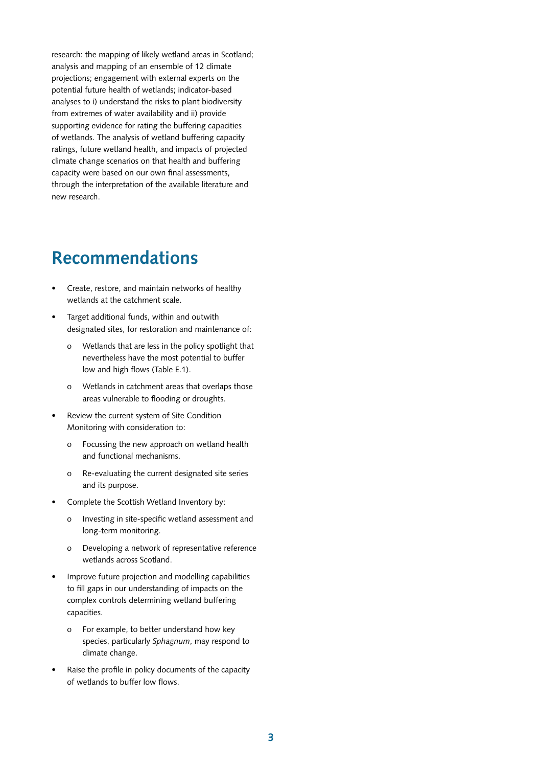research: the mapping of likely wetland areas in Scotland; analysis and mapping of an ensemble of 12 climate projections; engagement with external experts on the potential future health of wetlands; indicator-based analyses to i) understand the risks to plant biodiversity from extremes of water availability and ii) provide supporting evidence for rating the buffering capacities of wetlands. The analysis of wetland buffering capacity ratings, future wetland health, and impacts of projected climate change scenarios on that health and buffering capacity were based on our own final assessments, through the interpretation of the available literature and new research.

## Recommendations

- Create, restore, and maintain networks of healthy wetlands at the catchment scale.
- Target additional funds, within and outwith designated sites, for restoration and maintenance of:
  - Wetlands that are less in the policy spotlight that nevertheless have the most potential to buffer low and high flows (Table E.1).
  - Wetlands in catchment areas that overlaps those areas vulnerable to flooding or droughts.
- Review the current system of Site Condition Monitoring with consideration to:
  - Focussing the new approach on wetland health and functional mechanisms.
  - Re-evaluating the current designated site series and its purpose.
- Complete the Scottish Wetland Inventory by:
  - Investing in site-specific wetland assessment and long-term monitoring.
  - Developing a network of representative reference wetlands across Scotland.
- Improve future projection and modelling capabilities to fill gaps in our understanding of impacts on the complex controls determining wetland buffering capacities.
  - For example, to better understand how key species, particularly *Sphagnum*, may respond to climate change.
- Raise the profile in policy documents of the capacity of wetlands to buffer low flows.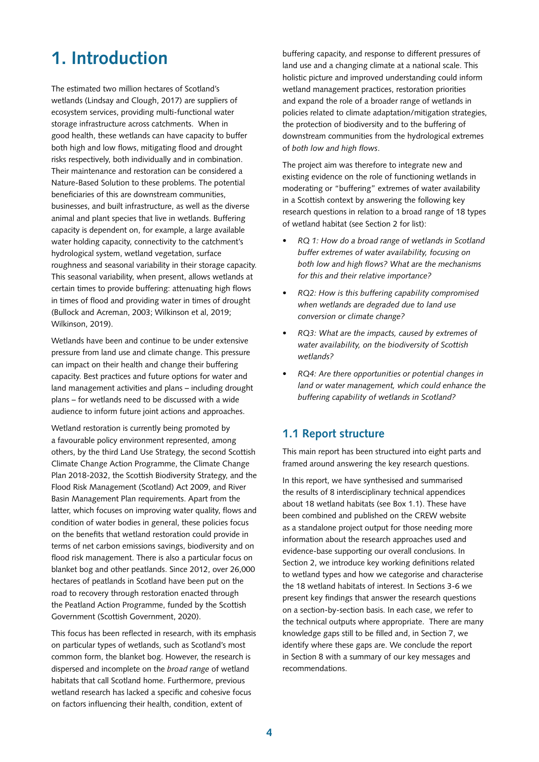# 1. Introduction

The estimated two million hectares of Scotland's wetlands (Lindsay and Clough, 2017) are suppliers of ecosystem services, providing multi-functional water storage infrastructure across catchments. When in good health, these wetlands can have capacity to buffer both high and low flows, mitigating flood and drought risks respectively, both individually and in combination. Their maintenance and restoration can be considered a Nature-Based Solution to these problems. The potential beneficiaries of this are downstream communities, businesses, and built infrastructure, as well as the diverse animal and plant species that live in wetlands. Buffering capacity is dependent on, for example, a large available water holding capacity, connectivity to the catchment's hydrological system, wetland vegetation, surface roughness and seasonal variability in their storage capacity. This seasonal variability, when present, allows wetlands at certain times to provide buffering: attenuating high flows in times of flood and providing water in times of drought (Bullock and Acreman, 2003; Wilkinson et al, 2019; Wilkinson, 2019).

Wetlands have been and continue to be under extensive pressure from land use and climate change. This pressure can impact on their health and change their buffering capacity. Best practices and future options for water and land management activities and plans – including drought plans – for wetlands need to be discussed with a wide audience to inform future joint actions and approaches.

Wetland restoration is currently being promoted by a favourable policy environment represented, among others, by the third Land Use Strategy, the second Scottish Climate Change Action Programme, the Climate Change Plan 2018-2032, the Scottish Biodiversity Strategy, and the Flood Risk Management (Scotland) Act 2009, and River Basin Management Plan requirements. Apart from the latter, which focuses on improving water quality, flows and condition of water bodies in general, these policies focus on the benefits that wetland restoration could provide in terms of net carbon emissions savings, biodiversity and on flood risk management. There is also a particular focus on blanket bog and other peatlands. Since 2012, over 26,000 hectares of peatlands in Scotland have been put on the road to recovery through restoration enacted through the Peatland Action Programme, funded by the Scottish Government (Scottish Government, 2020).

This focus has been reflected in research, with its emphasis on particular types of wetlands, such as Scotland's most common form, the blanket bog. However, the research is dispersed and incomplete on the *broad range* of wetland habitats that call Scotland home. Furthermore, previous wetland research has lacked a specific and cohesive focus on factors influencing their health, condition, extent of buffering capacity, and response to different pressures of land use and a changing climate at a national scale. This holistic picture and improved understanding could inform wetland management practices, restoration priorities and expand the role of a broader range of wetlands in policies related to climate adaptation/mitigation strategies, the protection of biodiversity and to the buffering of downstream communities from the hydrological extremes of *both low and high flows*.

The project aim was therefore to integrate new and existing evidence on the role of functioning wetlands in moderating or "buffering" extremes of water availability in a Scottish context by answering the following key research questions in relation to a broad range of 18 types of wetland habitat (see Section 2 for list):

- *RQ 1: How do a broad range of wetlands in Scotland buffer extremes of water availability, focusing on both low and high flows? What are the mechanisms for this and their relative importance?*
- *RQ2: How is this buffering capability compromised when wetlands are degraded due to land use conversion or climate change?*
- *RQ3: What are the impacts, caused by extremes of water availability, on the biodiversity of Scottish wetlands?*
- *RQ4: Are there opportunities or potential changes in land or water management, which could enhance the buffering capability of wetlands in Scotland?*

## 1.1 Report structure

This main report has been structured into eight parts and framed around answering the key research questions.

In this report, we have synthesised and summarised the results of 8 interdisciplinary technical appendices about 18 wetland habitats (see Box 1.1). These have been combined and published on the CREW website as a standalone project output for those needing more information about the research approaches used and evidence-base supporting our overall conclusions. In Section 2, we introduce key working definitions related to wetland types and how we categorise and characterise the 18 wetland habitats of interest. In Sections 3-6 we present key findings that answer the research questions on a section-by-section basis. In each case, we refer to the technical outputs where appropriate. There are many knowledge gaps still to be filled and, in Section 7, we identify where these gaps are. We conclude the report in Section 8 with a summary of our key messages and recommendations.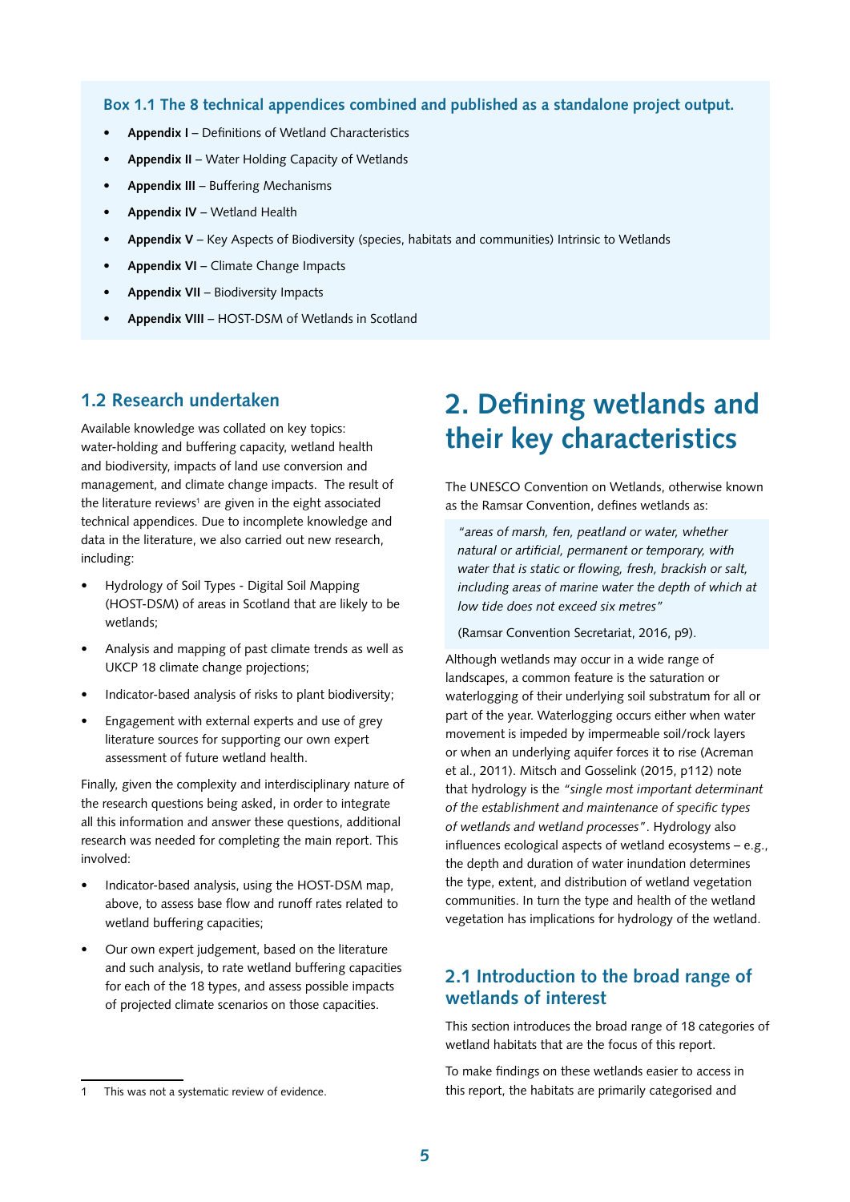**Box 1.1 The 8 technical appendices combined and published as a standalone project output.**

- **Appendix I** – Definitions of Wetland Characteristics
- **Appendix II** – Water Holding Capacity of Wetlands
- **Appendix III** – Buffering Mechanisms
- **Appendix IV** – Wetland Health
- **Appendix V** – Key Aspects of Biodiversity (species, habitats and communities) Intrinsic to Wetlands
- **Appendix VI** – Climate Change Impacts
- **Appendix VII** – Biodiversity Impacts
- **Appendix VIII** – HOST-DSM of Wetlands in Scotland

## 1.2 Research undertaken

Available knowledge was collated on key topics: water-holding and buffering capacity, wetland health and biodiversity, impacts of land use conversion and management, and climate change impacts. The result of the literature reviews[1] are given in the eight associated technical appendices. Due to incomplete knowledge and data in the literature, we also carried out new research, including:

- Hydrology of Soil Types - Digital Soil Mapping (HOST-DSM) of areas in Scotland that are likely to be wetlands;
- Analysis and mapping of past climate trends as well as UKCP 18 climate change projections;
- Indicator-based analysis of risks to plant biodiversity;
- Engagement with external experts and use of grey literature sources for supporting our own expert assessment of future wetland health.

Finally, given the complexity and interdisciplinary nature of the research questions being asked, in order to integrate all this information and answer these questions, additional research was needed for completing the main report. This involved:

- Indicator-based analysis, using the HOST-DSM map, above, to assess base flow and runoff rates related to wetland buffering capacities;
- Our own expert judgement, based on the literature and such analysis, to rate wetland buffering capacities for each of the 18 types, and assess possible impacts of projected climate scenarios on those capacities.

1 This was not a systematic review of evidence.

# 2. Defining wetlands and their key characteristics

The UNESCO Convention on Wetlands, otherwise known as the Ramsar Convention, defines wetlands as:

> *"areas of marsh, fen, peatland or water, whether natural or artificial, permanent or temporary, with water that is static or flowing, fresh, brackish or salt, including areas of marine water the depth of which at low tide does not exceed six metres"*
>
> (Ramsar Convention Secretariat, 2016, p9).

Although wetlands may occur in a wide range of landscapes, a common feature is the saturation or waterlogging of their underlying soil substratum for all or part of the year. Waterlogging occurs either when water movement is impeded by impermeable soil/rock layers or when an underlying aquifer forces it to rise (Acreman et al., 2011). Mitsch and Gosselink (2015, p112) note that hydrology is the *"single most important determinant of the establishment and maintenance of specific types of wetlands and wetland processes"*. Hydrology also influences ecological aspects of wetland ecosystems – e.g., the depth and duration of water inundation determines the type, extent, and distribution of wetland vegetation communities. In turn the type and health of the wetland vegetation has implications for hydrology of the wetland.

## 2.1 Introduction to the broad range of wetlands of interest

This section introduces the broad range of 18 categories of wetland habitats that are the focus of this report.

To make findings on these wetlands easier to access in this report, the habitats are primarily categorised and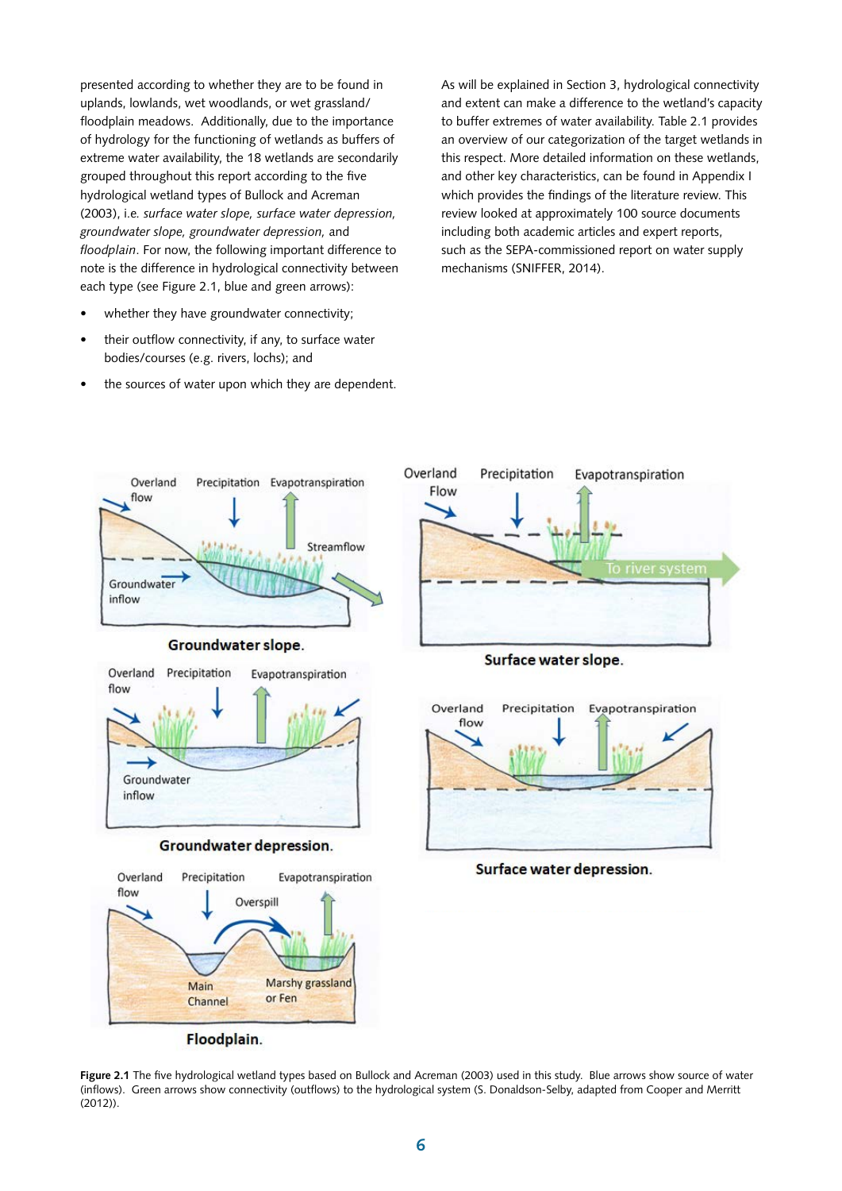presented according to whether they are to be found in uplands, lowlands, wet woodlands, or wet grassland/floodplain meadows. Additionally, due to the importance of hydrology for the functioning of wetlands as buffers of extreme water availability, the 18 wetlands are secondarily grouped throughout this report according to the five hydrological wetland types of Bullock and Acreman (2003), i.e. *surface water slope, surface water depression, groundwater slope, groundwater depression,* and *floodplain*. For now, the following important difference to note is the difference in hydrological connectivity between each type (see Figure 2.1, blue and green arrows):

- whether they have groundwater connectivity;
- their outflow connectivity, if any, to surface water bodies/courses (e.g. rivers, lochs); and
- the sources of water upon which they are dependent.

As will be explained in Section 3, hydrological connectivity and extent can make a difference to the wetland's capacity to buffer extremes of water availability. Table 2.1 provides an overview of our categorization of the target wetlands in this respect. More detailed information on these wetlands, and other key characteristics, can be found in Appendix I which provides the findings of the literature review. This review looked at approximately 100 source documents including both academic articles and expert reports, such as the SEPA-commissioned report on water supply mechanisms (SNIFFER, 2014).

**Figure 2.1** The five hydrological wetland types based on Bullock and Acreman (2003) used in this study. Blue arrows show source of water (inflows). Green arrows show connectivity (outflows) to the hydrological system (S. Donaldson-Selby, adapted from Cooper and Merritt (2012)).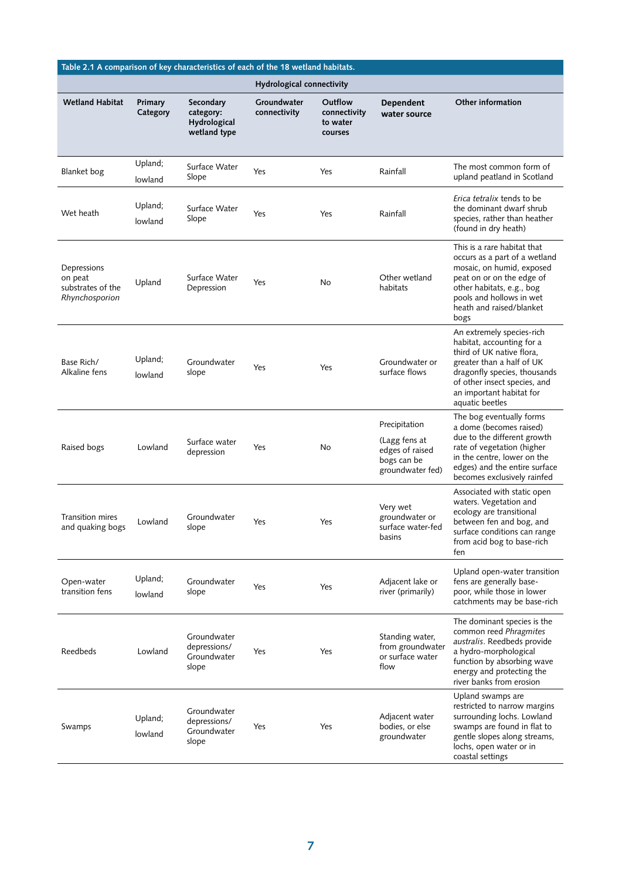**Table 2.1 A comparison of key characteristics of each of the 18 wetland habitats.**

| | | | Hydrological connectivity | | | |
|---|---|---|---|---|---|---|
| **Wetland Habitat** | **Primary Category** | **Secondary category: Hydrological wetland type** | **Groundwater connectivity** | **Outflow connectivity to water courses** | **Dependent water source** | **Other information** |
| Blanket bog | Upland; lowland | Surface Water Slope | Yes | Yes | Rainfall | The most common form of upland peatland in Scotland |
| Wet heath | Upland; lowland | Surface Water Slope | Yes | Yes | Rainfall | *Erica tetralix* tends to be the dominant dwarf shrub species, rather than heather (found in dry heath) |
| Depressions on peat substrates of the *Rhynchosporion* | Upland | Surface Water Depression | Yes | No | Other wetland habitats | This is a rare habitat that occurs as a part of a wetland mosaic, on humid, exposed peat on or on the edge of other habitats, e.g., bog pools and hollows in wet heath and raised/blanket bogs |
| Base Rich/ Alkaline fens | Upland; lowland | Groundwater slope | Yes | Yes | Groundwater or surface flows | An extremely species-rich habitat, accounting for a third of UK native flora, greater than a half of UK dragonfly species, thousands of other insect species, and an important habitat for aquatic beetles |
| Raised bogs | Lowland | Surface water depression | Yes | No | Precipitation (Lagg fens at edges of raised bogs can be groundwater fed) | The bog eventually forms a dome (becomes raised) due to the different growth rate of vegetation (higher in the centre, lower on the edges) and the entire surface becomes exclusively rainfed |
| Transition mires and quaking bogs | Lowland | Groundwater slope | Yes | Yes | Very wet groundwater or surface water-fed basins | Associated with static open waters. Vegetation and ecology are transitional between fen and bog, and surface conditions can range from acid bog to base-rich fen |
| Open-water transition fens | Upland; lowland | Groundwater slope | Yes | Yes | Adjacent lake or river (primarily) | Upland open-water transition fens are generally base-poor, while those in lower catchments may be base-rich |
| Reedbeds | Lowland | Groundwater depressions/ Groundwater slope | Yes | Yes | Standing water, from groundwater or surface water flow | The dominant species is the common reed *Phragmites australis*. Reedbeds provide a hydro-morphological function by absorbing wave energy and protecting the river banks from erosion |
| Swamps | Upland; lowland | Groundwater depressions/ Groundwater slope | Yes | Yes | Adjacent water bodies, or else groundwater | Upland swamps are restricted to narrow margins surrounding lochs. Lowland swamps are found in flat to gentle slopes along streams, lochs, open water or in coastal settings |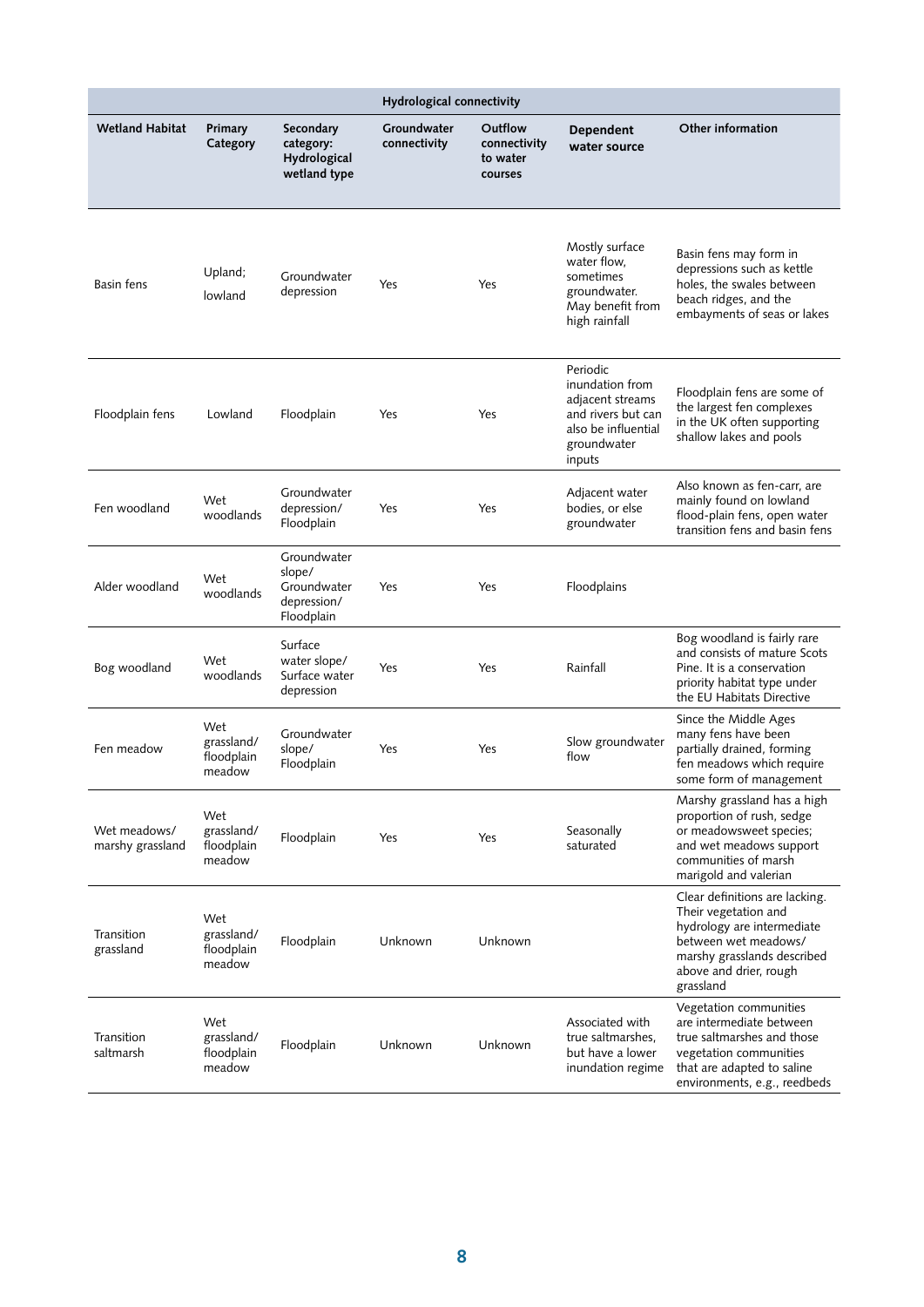| | | | Hydrological connectivity | | | |
|---|---|---|---|---|---|---|
| **Wetland Habitat** | **Primary Category** | **Secondary category: Hydrological wetland type** | **Groundwater connectivity** | **Outflow connectivity to water courses** | **Dependent water source** | **Other information** |
| Basin fens | Upland; lowland | Groundwater depression | Yes | Yes | Mostly surface water flow, sometimes groundwater. May benefit from high rainfall | Basin fens may form in depressions such as kettle holes, the swales between beach ridges, and the embayments of seas or lakes |
| Floodplain fens | Lowland | Floodplain | Yes | Yes | Periodic inundation from adjacent streams and rivers but can also be influential groundwater inputs | Floodplain fens are some of the largest fen complexes in the UK often supporting shallow lakes and pools |
| Fen woodland | Wet woodlands | Groundwater depression/ Floodplain | Yes | Yes | Adjacent water bodies, or else groundwater | Also known as fen-carr, are mainly found on lowland flood-plain fens, open water transition fens and basin fens |
| Alder woodland | Wet woodlands | Groundwater slope/ Groundwater depression/ Floodplain | Yes | Yes | Floodplains | |
| Bog woodland | Wet woodlands | Surface water slope/ Surface water depression | Yes | Yes | Rainfall | Bog woodland is fairly rare and consists of mature Scots Pine. It is a conservation priority habitat type under the EU Habitats Directive |
| Fen meadow | Wet grassland/ floodplain meadow | Groundwater slope/ Floodplain | Yes | Yes | Slow groundwater flow | Since the Middle Ages many fens have been partially drained, forming fen meadows which require some form of management |
| Wet meadows/ marshy grassland | Wet grassland/ floodplain meadow | Floodplain | Yes | Yes | Seasonally saturated | Marshy grassland has a high proportion of rush, sedge or meadowsweet species; and wet meadows support communities of marsh marigold and valerian |
| Transition grassland | Wet grassland/ floodplain meadow | Floodplain | Unknown | Unknown | | Clear definitions are lacking. Their vegetation and hydrology are intermediate between wet meadows/ marshy grasslands described above and drier, rough grassland |
| Transition saltmarsh | Wet grassland/ floodplain meadow | Floodplain | Unknown | Unknown | Associated with true saltmarshes, but have a lower inundation regime | Vegetation communities are intermediate between true saltmarshes and those vegetation communities that are adapted to saline environments, e.g., reedbeds |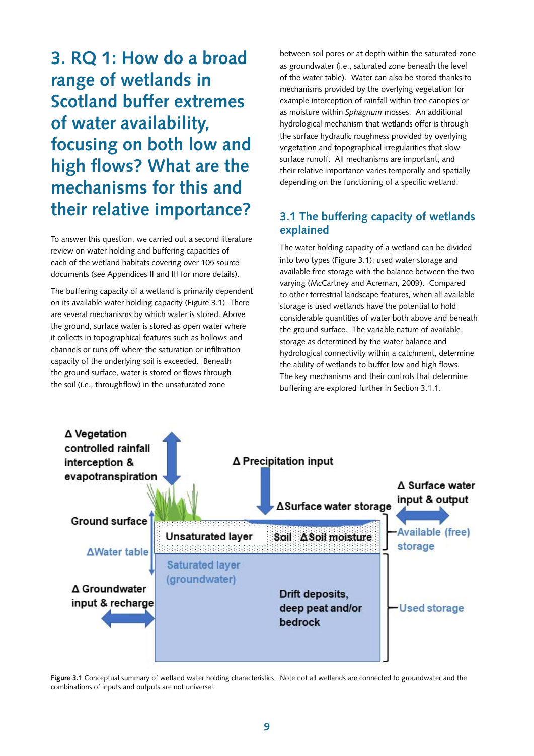# 3. RQ 1: How do a broad range of wetlands in Scotland buffer extremes of water availability, focusing on both low and high flows? What are the mechanisms for this and their relative importance?

To answer this question, we carried out a second literature review on water holding and buffering capacities of each of the wetland habitats covering over 105 source documents (see Appendices II and III for more details).

The buffering capacity of a wetland is primarily dependent on its available water holding capacity (Figure 3.1). There are several mechanisms by which water is stored. Above the ground, surface water is stored as open water where it collects in topographical features such as hollows and channels or runs off where the saturation or infiltration capacity of the underlying soil is exceeded. Beneath the ground surface, water is stored or flows through the soil (i.e., throughflow) in the unsaturated zone between soil pores or at depth within the saturated zone as groundwater (i.e., saturated zone beneath the level of the water table). Water can also be stored thanks to mechanisms provided by the overlying vegetation for example interception of rainfall within tree canopies or as moisture within *Sphagnum* mosses. An additional hydrological mechanism that wetlands offer is through the surface hydraulic roughness provided by overlying vegetation and topographical irregularities that slow surface runoff. All mechanisms are important, and their relative importance varies temporally and spatially depending on the functioning of a specific wetland.

## 3.1 The buffering capacity of wetlands explained

The water holding capacity of a wetland can be divided into two types (Figure 3.1): used water storage and available free storage with the balance between the two varying (McCartney and Acreman, 2009). Compared to other terrestrial landscape features, when all available storage is used wetlands have the potential to hold considerable quantities of water both above and beneath the ground surface. The variable nature of available storage as determined by the water balance and hydrological connectivity within a catchment, determine the ability of wetlands to buffer low and high flows. The key mechanisms and their controls that determine buffering are explored further in Section 3.1.1.

Δ Vegetation controlled rainfall interception & evapotranspiration

Δ Precipitation input

ΔSurface water storage

Δ Surface water input & output

Ground surface

Unsaturated layer

Soil ΔSoil moisture

Available (free) storage

ΔWater table

Saturated layer (groundwater)

Δ Groundwater input & recharge

Drift deposits, deep peat and/or bedrock

Used storage

**Figure 3.1** Conceptual summary of wetland water holding characteristics. Note not all wetlands are connected to groundwater and the combinations of inputs and outputs are not universal.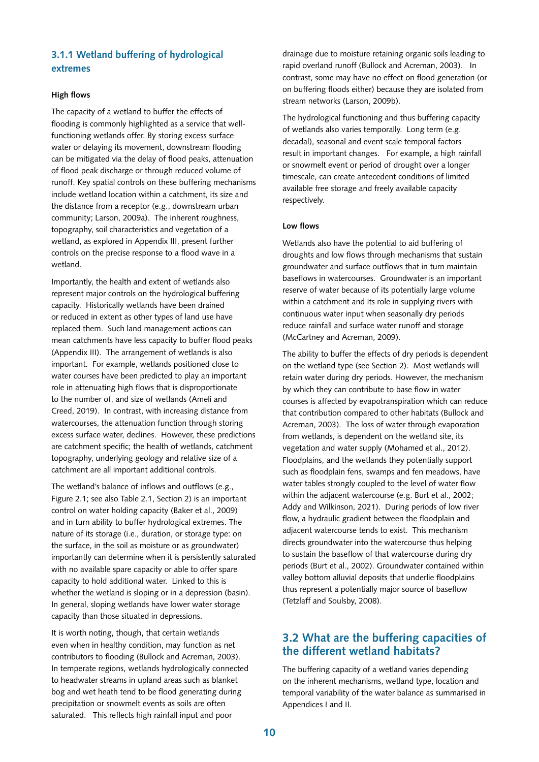### 3.1.1 Wetland buffering of hydrological extremes

**High flows**

The capacity of a wetland to buffer the effects of flooding is commonly highlighted as a service that well-functioning wetlands offer. By storing excess surface water or delaying its movement, downstream flooding can be mitigated via the delay of flood peaks, attenuation of flood peak discharge or through reduced volume of runoff. Key spatial controls on these buffering mechanisms include wetland location within a catchment, its size and the distance from a receptor (e.g., downstream urban community; Larson, 2009a). The inherent roughness, topography, soil characteristics and vegetation of a wetland, as explored in Appendix III, present further controls on the precise response to a flood wave in a wetland.

Importantly, the health and extent of wetlands also represent major controls on the hydrological buffering capacity. Historically wetlands have been drained or reduced in extent as other types of land use have replaced them. Such land management actions can mean catchments have less capacity to buffer flood peaks (Appendix III). The arrangement of wetlands is also important. For example, wetlands positioned close to water courses have been predicted to play an important role in attenuating high flows that is disproportionate to the number of, and size of wetlands (Ameli and Creed, 2019). In contrast, with increasing distance from watercourses, the attenuation function through storing excess surface water, declines. However, these predictions are catchment specific; the health of wetlands, catchment topography, underlying geology and relative size of a catchment are all important additional controls.

The wetland's balance of inflows and outflows (e.g., Figure 2.1; see also Table 2.1, Section 2) is an important control on water holding capacity (Baker et al., 2009) and in turn ability to buffer hydrological extremes. The nature of its storage (i.e., duration, or storage type: on the surface, in the soil as moisture or as groundwater) importantly can determine when it is persistently saturated with no available spare capacity or able to offer spare capacity to hold additional water. Linked to this is whether the wetland is sloping or in a depression (basin). In general, sloping wetlands have lower water storage capacity than those situated in depressions.

It is worth noting, though, that certain wetlands even when in healthy condition, may function as net contributors to flooding (Bullock and Acreman, 2003). In temperate regions, wetlands hydrologically connected to headwater streams in upland areas such as blanket bog and wet heath tend to be flood generating during precipitation or snowmelt events as soils are often saturated. This reflects high rainfall input and poor drainage due to moisture retaining organic soils leading to rapid overland runoff (Bullock and Acreman, 2003). In contrast, some may have no effect on flood generation (or on buffering floods either) because they are isolated from stream networks (Larson, 2009b).

The hydrological functioning and thus buffering capacity of wetlands also varies temporally. Long term (e.g. decadal), seasonal and event scale temporal factors result in important changes. For example, a high rainfall or snowmelt event or period of drought over a longer timescale, can create antecedent conditions of limited available free storage and freely available capacity respectively.

**Low flows**

Wetlands also have the potential to aid buffering of droughts and low flows through mechanisms that sustain groundwater and surface outflows that in turn maintain baseflows in watercourses. Groundwater is an important reserve of water because of its potentially large volume within a catchment and its role in supplying rivers with continuous water input when seasonally dry periods reduce rainfall and surface water runoff and storage (McCartney and Acreman, 2009).

The ability to buffer the effects of dry periods is dependent on the wetland type (see Section 2). Most wetlands will retain water during dry periods. However, the mechanism by which they can contribute to base flow in water courses is affected by evapotranspiration which can reduce that contribution compared to other habitats (Bullock and Acreman, 2003). The loss of water through evaporation from wetlands, is dependent on the wetland site, its vegetation and water supply (Mohamed et al., 2012). Floodplains, and the wetlands they potentially support such as floodplain fens, swamps and fen meadows, have water tables strongly coupled to the level of water flow within the adjacent watercourse (e.g. Burt et al., 2002; Addy and Wilkinson, 2021). During periods of low river flow, a hydraulic gradient between the floodplain and adjacent watercourse tends to exist. This mechanism directs groundwater into the watercourse thus helping to sustain the baseflow of that watercourse during dry periods (Burt et al., 2002). Groundwater contained within valley bottom alluvial deposits that underlie floodplains thus represent a potentially major source of baseflow (Tetzlaff and Soulsby, 2008).

## 3.2 What are the buffering capacities of the different wetland habitats?

The buffering capacity of a wetland varies depending on the inherent mechanisms, wetland type, location and temporal variability of the water balance as summarised in Appendices I and II.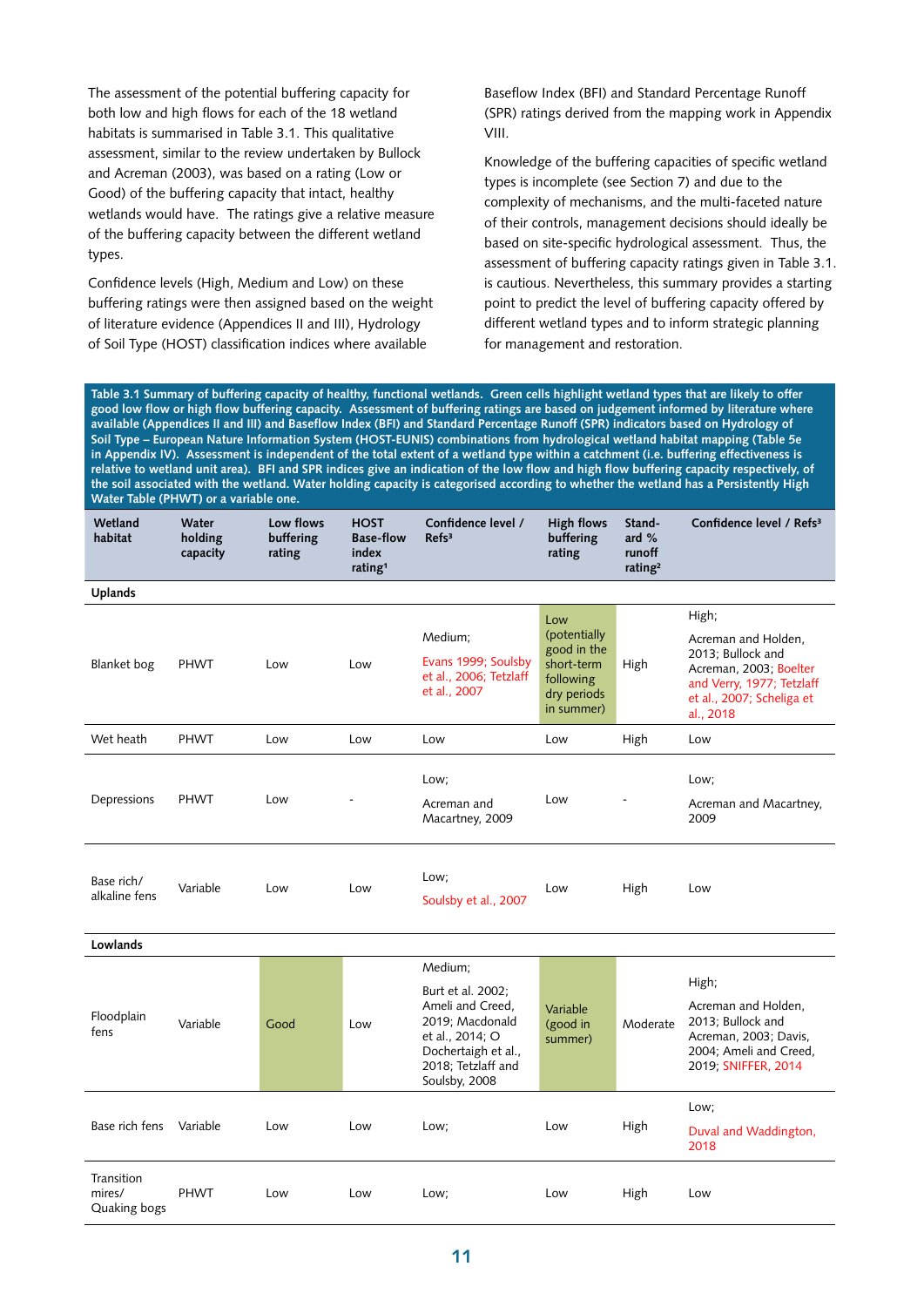The assessment of the potential buffering capacity for both low and high flows for each of the 18 wetland habitats is summarised in Table 3.1. This qualitative assessment, similar to the review undertaken by Bullock and Acreman (2003), was based on a rating (Low or Good) of the buffering capacity that intact, healthy wetlands would have. The ratings give a relative measure of the buffering capacity between the different wetland types.

Confidence levels (High, Medium and Low) on these buffering ratings were then assigned based on the weight of literature evidence (Appendices II and III), Hydrology of Soil Type (HOST) classification indices where available Baseflow Index (BFI) and Standard Percentage Runoff (SPR) ratings derived from the mapping work in Appendix VIII.

Knowledge of the buffering capacities of specific wetland types is incomplete (see Section 7) and due to the complexity of mechanisms, and the multi-faceted nature of their controls, management decisions should ideally be based on site-specific hydrological assessment. Thus, the assessment of buffering capacity ratings given in Table 3.1. is cautious. Nevertheless, this summary provides a starting point to predict the level of buffering capacity offered by different wetland types and to inform strategic planning for management and restoration.

**Table 3.1 Summary of buffering capacity of healthy, functional wetlands. Green cells highlight wetland types that are likely to offer good low flow or high flow buffering capacity. Assessment of buffering ratings are based on judgement informed by literature where available (Appendices II and III) and Baseflow Index (BFI) and Standard Percentage Runoff (SPR) indicators based on Hydrology of Soil Type – European Nature Information System (HOST-EUNIS) combinations from hydrological wetland habitat mapping (Table 5e in Appendix IV). Assessment is independent of the total extent of a wetland type within a catchment (i.e. buffering effectiveness is relative to wetland unit area). BFI and SPR indices give an indication of the low flow and high flow buffering capacity respectively, of the soil associated with the wetland. Water holding capacity is categorised according to whether the wetland has a Persistently High Water Table (PHWT) or a variable one.**

| Wetland habitat | Water holding capacity | Low flows buffering rating | HOST Base-flow index rating[1] | Confidence level / Refs[3] | High flows buffering rating | Standard % runoff rating[2] | Confidence level / Refs[3] |
|---|---|---|---|---|---|---|---|
| **Uplands** | | | | | | | |
| Blanket bog | PHWT | Low | Low | Medium; Evans 1999; Soulsby et al., 2006; Tetzlaff et al., 2007 | Low (potentially good in the short-term following dry periods in summer) | High | High; Acreman and Holden, 2013; Bullock and Acreman, 2003; Boelter and Verry, 1977; Tetzlaff et al., 2007; Scheliga et al., 2018 |
| Wet heath | PHWT | Low | Low | Low | Low | High | Low |
| Depressions | PHWT | Low | - | Low; Acreman and Macartney, 2009 | Low | - | Low; Acreman and Macartney, 2009 |
| Base rich/ alkaline fens | Variable | Low | Low | Low; Soulsby et al., 2007 | Low | High | Low |
| **Lowlands** | | | | | | | |
| Floodplain fens | Variable | Good | Low | Medium; Burt et al. 2002; Ameli and Creed, 2019; Macdonald et al., 2014; O Dochertaigh et al., 2018; Tetzlaff and Soulsby, 2008 | Variable (good in summer) | Moderate | High; Acreman and Holden, 2013; Bullock and Acreman, 2003; Davis, 2004; Ameli and Creed, 2019; SNIFFER, 2014 |
| Base rich fens | Variable | Low | Low | Low; | Low | High | Low; Duval and Waddington, 2018 |
| Transition mires/ Quaking bogs | PHWT | Low | Low | Low; | Low | High | Low |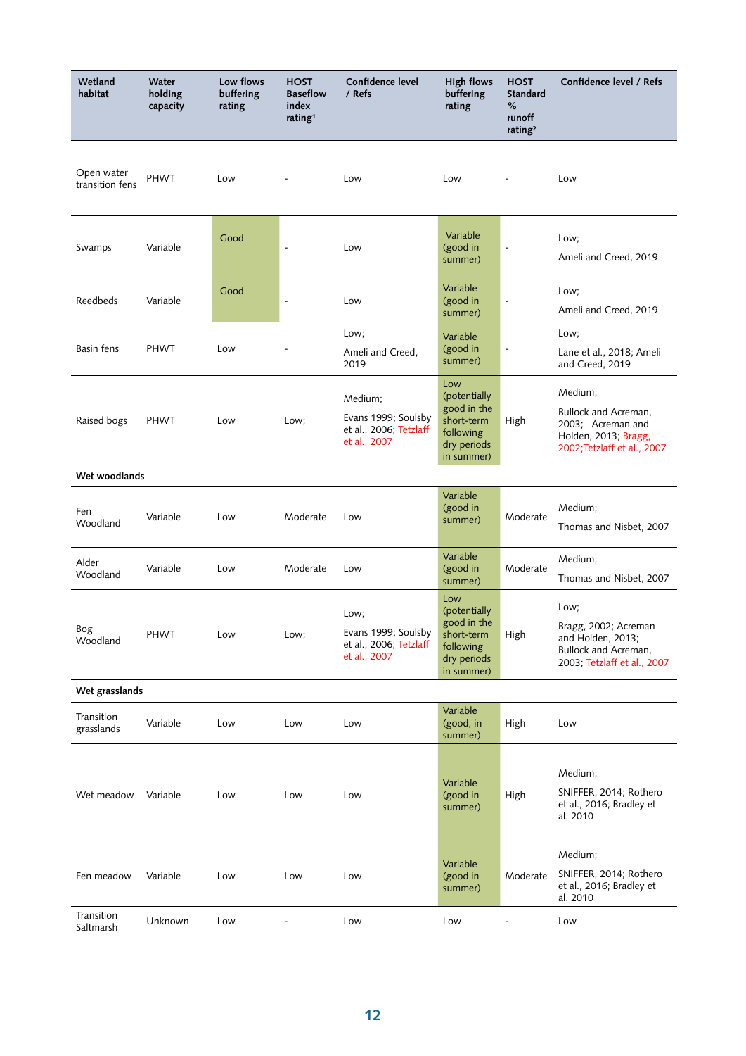| Wetland habitat | Water holding capacity | Low flows buffering rating | HOST Baseflow index rating[1] | Confidence level / Refs | High flows buffering rating | HOST Standard % runoff rating[2] | Confidence level / Refs |
|---|---|---|---|---|---|---|---|
| Open water transition fens | PHWT | Low | - | Low | Low | - | Low |
| Swamps | Variable | Good | - | Low | Variable (good in summer) | - | Low; Ameli and Creed, 2019 |
| Reedbeds | Variable | Good | - | Low | Variable (good in summer) | - | Low; Ameli and Creed, 2019 |
| Basin fens | PHWT | Low | - | Low; Ameli and Creed, 2019 | Variable (good in summer) | - | Low; Lane et al., 2018; Ameli and Creed, 2019 |
| Raised bogs | PHWT | Low | Low; | Medium; Evans 1999; Soulsby et al., 2006; Tetzlaff et al., 2007 | Low (potentially good in the short-term following dry periods in summer) | High | Medium; Bullock and Acreman, 2003; Acreman and Holden, 2013; Bragg, 2002; Tetzlaff et al., 2007 |
| **Wet woodlands** | | | | | | | |
| Fen Woodland | Variable | Low | Moderate | Low | Variable (good in summer) | Moderate | Medium; Thomas and Nisbet, 2007 |
| Alder Woodland | Variable | Low | Moderate | Low | Variable (good in summer) | Moderate | Medium; Thomas and Nisbet, 2007 |
| Bog Woodland | PHWT | Low | Low; | Low; Evans 1999; Soulsby et al., 2006; Tetzlaff et al., 2007 | Low (potentially good in the short-term following dry periods in summer) | High | Low; Bragg, 2002; Acreman and Holden, 2013; Bullock and Acreman, 2003; Tetzlaff et al., 2007 |
| **Wet grasslands** | | | | | | | |
| Transition grasslands | Variable | Low | Low | Low | Variable (good, in summer) | High | Low |
| Wet meadow | Variable | Low | Low | Low | Variable (good in summer) | High | Medium; SNIFFER, 2014; Rothero et al., 2016; Bradley et al. 2010 |
| Fen meadow | Variable | Low | Low | Low | Variable (good in summer) | Moderate | Medium; SNIFFER, 2014; Rothero et al., 2016; Bradley et al. 2010 |
| Transition Saltmarsh | Unknown | Low | - | Low | Low | - | Low |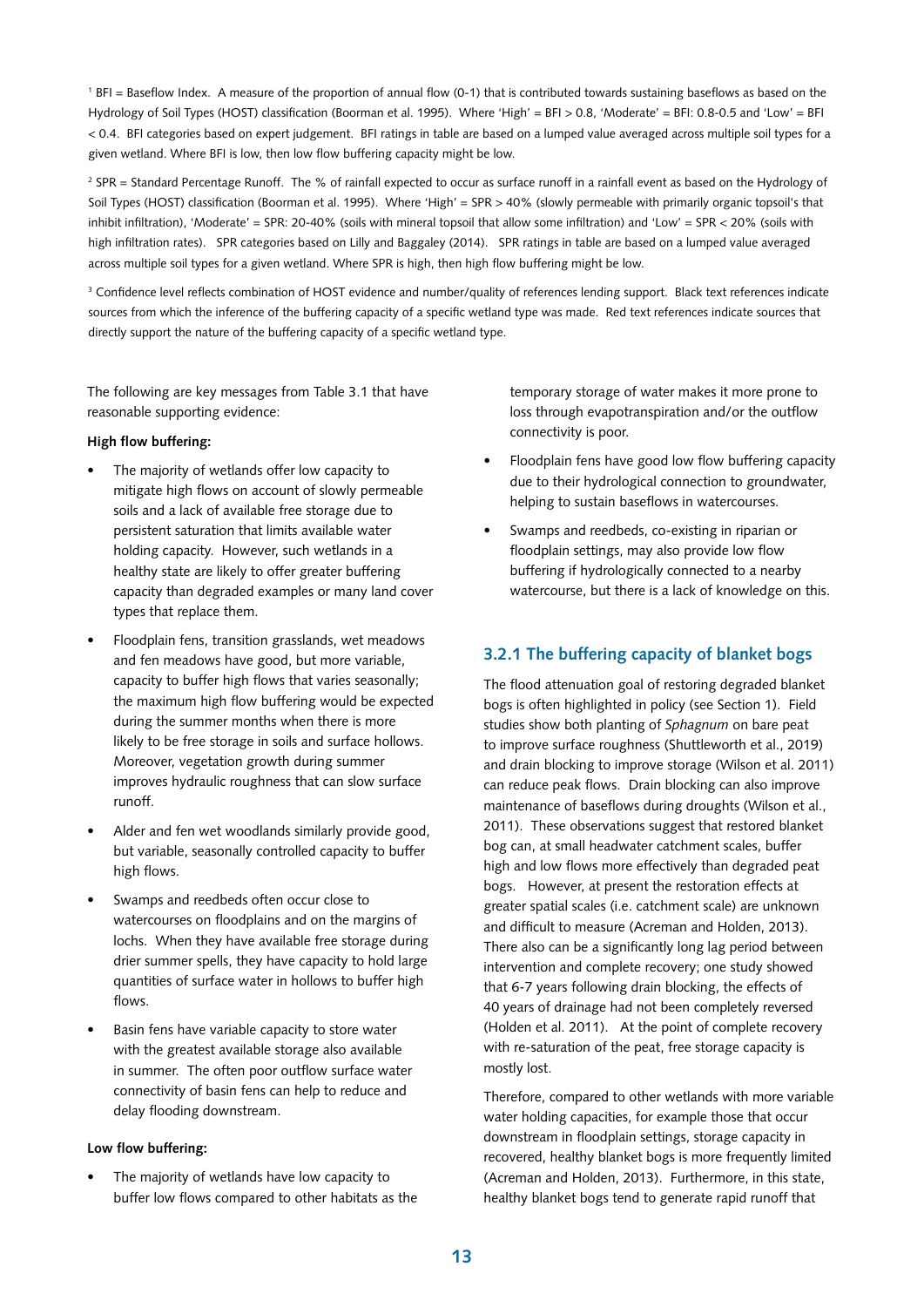[1] BFI = Baseflow Index. A measure of the proportion of annual flow (0-1) that is contributed towards sustaining baseflows as based on the Hydrology of Soil Types (HOST) classification (Boorman et al. 1995). Where 'High' = BFI > 0.8, 'Moderate' = BFI: 0.8-0.5 and 'Low' = BFI < 0.4. BFI categories based on expert judgement. BFI ratings in table are based on a lumped value averaged across multiple soil types for a given wetland. Where BFI is low, then low flow buffering capacity might be low.

[2] SPR = Standard Percentage Runoff. The % of rainfall expected to occur as surface runoff in a rainfall event as based on the Hydrology of Soil Types (HOST) classification (Boorman et al. 1995). Where 'High' = SPR > 40% (slowly permeable with primarily organic topsoil's that inhibit infiltration), 'Moderate' = SPR: 20-40% (soils with mineral topsoil that allow some infiltration) and 'Low' = SPR < 20% (soils with high infiltration rates). SPR categories based on Lilly and Baggaley (2014). SPR ratings in table are based on a lumped value averaged across multiple soil types for a given wetland. Where SPR is high, then high flow buffering might be low.

[3] Confidence level reflects combination of HOST evidence and number/quality of references lending support. Black text references indicate sources from which the inference of the buffering capacity of a specific wetland type was made. Red text references indicate sources that directly support the nature of the buffering capacity of a specific wetland type.

The following are key messages from Table 3.1 that have reasonable supporting evidence:

**High flow buffering:**

- The majority of wetlands offer low capacity to mitigate high flows on account of slowly permeable soils and a lack of available free storage due to persistent saturation that limits available water holding capacity. However, such wetlands in a healthy state are likely to offer greater buffering capacity than degraded examples or many land cover types that replace them.
- Floodplain fens, transition grasslands, wet meadows and fen meadows have good, but more variable, capacity to buffer high flows that varies seasonally; the maximum high flow buffering would be expected during the summer months when there is more likely to be free storage in soils and surface hollows. Moreover, vegetation growth during summer improves hydraulic roughness that can slow surface runoff.
- Alder and fen wet woodlands similarly provide good, but variable, seasonally controlled capacity to buffer high flows.
- Swamps and reedbeds often occur close to watercourses on floodplains and on the margins of lochs. When they have available free storage during drier summer spells, they have capacity to hold large quantities of surface water in hollows to buffer high flows.
- Basin fens have variable capacity to store water with the greatest available storage also available in summer. The often poor outflow surface water connectivity of basin fens can help to reduce and delay flooding downstream.

**Low flow buffering:**

- The majority of wetlands have low capacity to buffer low flows compared to other habitats as the temporary storage of water makes it more prone to loss through evapotranspiration and/or the outflow connectivity is poor.
- Floodplain fens have good low flow buffering capacity due to their hydrological connection to groundwater, helping to sustain baseflows in watercourses.
- Swamps and reedbeds, co-existing in riparian or floodplain settings, may also provide low flow buffering if hydrologically connected to a nearby watercourse, but there is a lack of knowledge on this.

### 3.2.1 The buffering capacity of blanket bogs

The flood attenuation goal of restoring degraded blanket bogs is often highlighted in policy (see Section 1). Field studies show both planting of *Sphagnum* on bare peat to improve surface roughness (Shuttleworth et al., 2019) and drain blocking to improve storage (Wilson et al. 2011) can reduce peak flows. Drain blocking can also improve maintenance of baseflows during droughts (Wilson et al., 2011). These observations suggest that restored blanket bog can, at small headwater catchment scales, buffer high and low flows more effectively than degraded peat bogs. However, at present the restoration effects at greater spatial scales (i.e. catchment scale) are unknown and difficult to measure (Acreman and Holden, 2013). There also can be a significantly long lag period between intervention and complete recovery; one study showed that 6-7 years following drain blocking, the effects of 40 years of drainage had not been completely reversed (Holden et al. 2011). At the point of complete recovery with re-saturation of the peat, free storage capacity is mostly lost.

Therefore, compared to other wetlands with more variable water holding capacities, for example those that occur downstream in floodplain settings, storage capacity in recovered, healthy blanket bogs is more frequently limited (Acreman and Holden, 2013). Furthermore, in this state, healthy blanket bogs tend to generate rapid runoff that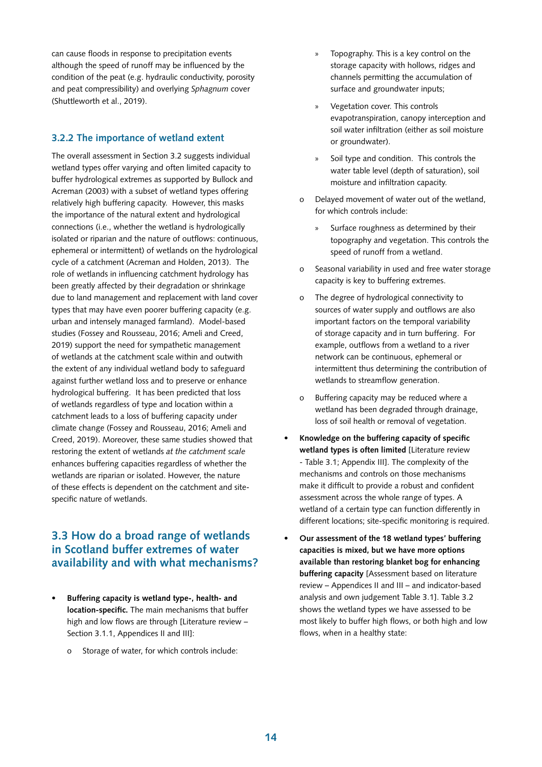can cause floods in response to precipitation events although the speed of runoff may be influenced by the condition of the peat (e.g. hydraulic conductivity, porosity and peat compressibility) and overlying *Sphagnum* cover (Shuttleworth et al., 2019).

### 3.2.2 The importance of wetland extent

The overall assessment in Section 3.2 suggests individual wetland types offer varying and often limited capacity to buffer hydrological extremes as supported by Bullock and Acreman (2003) with a subset of wetland types offering relatively high buffering capacity. However, this masks the importance of the natural extent and hydrological connections (i.e., whether the wetland is hydrologically isolated or riparian and the nature of outflows: continuous, ephemeral or intermittent) of wetlands on the hydrological cycle of a catchment (Acreman and Holden, 2013). The role of wetlands in influencing catchment hydrology has been greatly affected by their degradation or shrinkage due to land management and replacement with land cover types that may have even poorer buffering capacity (e.g. urban and intensely managed farmland). Model-based studies (Fossey and Rousseau, 2016; Ameli and Creed, 2019) support the need for sympathetic management of wetlands at the catchment scale within and outwith the extent of any individual wetland body to safeguard against further wetland loss and to preserve or enhance hydrological buffering. It has been predicted that loss of wetlands regardless of type and location within a catchment leads to a loss of buffering capacity under climate change (Fossey and Rousseau, 2016; Ameli and Creed, 2019). Moreover, these same studies showed that restoring the extent of wetlands *at the catchment scale* enhances buffering capacities regardless of whether the wetlands are riparian or isolated. However, the nature of these effects is dependent on the catchment and site-specific nature of wetlands.

## 3.3 How do a broad range of wetlands in Scotland buffer extremes of water availability and with what mechanisms?

- **Buffering capacity is wetland type-, health- and location-specific.** The main mechanisms that buffer high and low flows are through [Literature review – Section 3.1.1, Appendices II and III]:
  - Storage of water, for which controls include:
    - Topography. This is a key control on the storage capacity with hollows, ridges and channels permitting the accumulation of surface and groundwater inputs;
    - Vegetation cover. This controls evapotranspiration, canopy interception and soil water infiltration (either as soil moisture or groundwater).
    - Soil type and condition. This controls the water table level (depth of saturation), soil moisture and infiltration capacity.
  - Delayed movement of water out of the wetland, for which controls include:
    - Surface roughness as determined by their topography and vegetation. This controls the speed of runoff from a wetland.
  - Seasonal variability in used and free water storage capacity is key to buffering extremes.
  - The degree of hydrological connectivity to sources of water supply and outflows are also important factors on the temporal variability of storage capacity and in turn buffering. For example, outflows from a wetland to a river network can be continuous, ephemeral or intermittent thus determining the contribution of wetlands to streamflow generation.
  - Buffering capacity may be reduced where a wetland has been degraded through drainage, loss of soil health or removal of vegetation.
- **Knowledge on the buffering capacity of specific wetland types is often limited** [Literature review - Table 3.1; Appendix III]. The complexity of the mechanisms and controls on those mechanisms make it difficult to provide a robust and confident assessment across the whole range of types. A wetland of a certain type can function differently in different locations; site-specific monitoring is required.
- **Our assessment of the 18 wetland types' buffering capacities is mixed, but we have more options available than restoring blanket bog for enhancing buffering capacity** [Assessment based on literature review – Appendices II and III – and indicator-based analysis and own judgement Table 3.1]. Table 3.2 shows the wetland types we have assessed to be most likely to buffer high flows, or both high and low flows, when in a healthy state: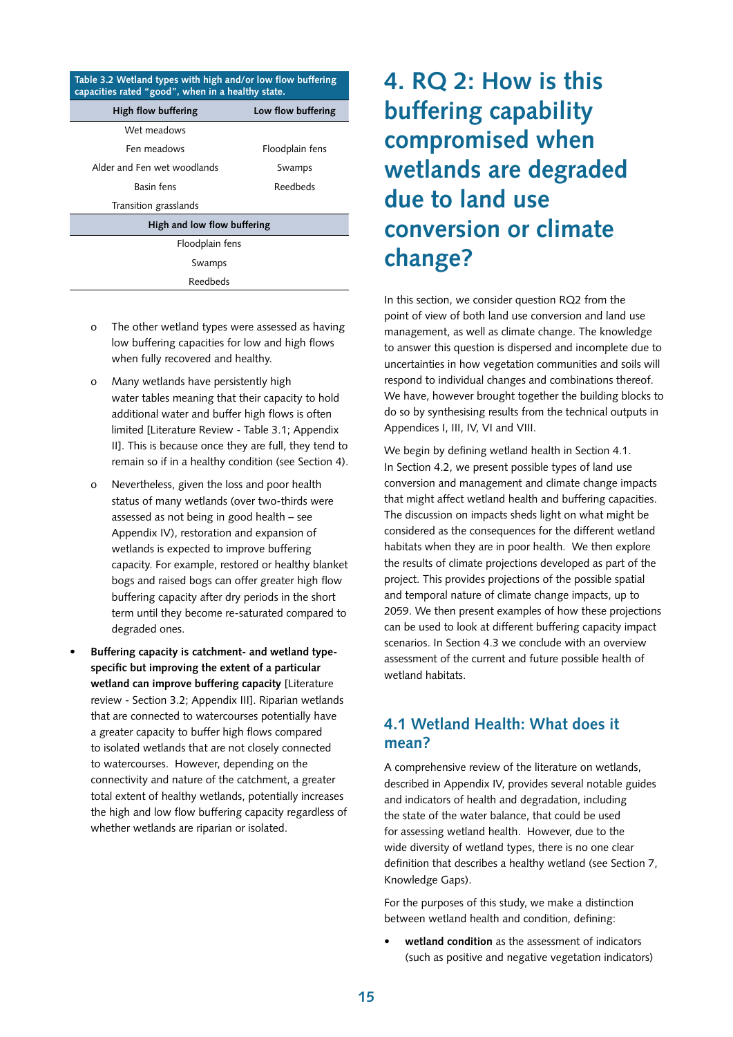Table 3.2 Wetland types with high and/or low flow buffering capacities rated "good", when in a healthy state.

| High flow buffering | Low flow buffering |
|---|---|
| Wet meadows | |
| Fen meadows | Floodplain fens |
| Alder and Fen wet woodlands | Swamps |
| Basin fens | Reedbeds |
| Transition grasslands | |
| **High and low flow buffering** | |
| Floodplain fens | |
| Swamps | |
| Reedbeds | |

- o The other wetland types were assessed as having low buffering capacities for low and high flows when fully recovered and healthy.
- o Many wetlands have persistently high water tables meaning that their capacity to hold additional water and buffer high flows is often limited [Literature Review - Table 3.1; Appendix II]. This is because once they are full, they tend to remain so if in a healthy condition (see Section 4).
- o Nevertheless, given the loss and poor health status of many wetlands (over two-thirds were assessed as not being in good health – see Appendix IV), restoration and expansion of wetlands is expected to improve buffering capacity. For example, restored or healthy blanket bogs and raised bogs can offer greater high flow buffering capacity after dry periods in the short term until they become re-saturated compared to degraded ones.

- **Buffering capacity is catchment- and wetland type-specific but improving the extent of a particular wetland can improve buffering capacity** [Literature review - Section 3.2; Appendix III]. Riparian wetlands that are connected to watercourses potentially have a greater capacity to buffer high flows compared to isolated wetlands that are not closely connected to watercourses. However, depending on the connectivity and nature of the catchment, a greater total extent of healthy wetlands, potentially increases the high and low flow buffering capacity regardless of whether wetlands are riparian or isolated.

# 4. RQ 2: How is this buffering capability compromised when wetlands are degraded due to land use conversion or climate change?

In this section, we consider question RQ2 from the point of view of both land use conversion and land use management, as well as climate change. The knowledge to answer this question is dispersed and incomplete due to uncertainties in how vegetation communities and soils will respond to individual changes and combinations thereof. We have, however brought together the building blocks to do so by synthesising results from the technical outputs in Appendices I, III, IV, VI and VIII.

We begin by defining wetland health in Section 4.1. In Section 4.2, we present possible types of land use conversion and management and climate change impacts that might affect wetland health and buffering capacities. The discussion on impacts sheds light on what might be considered as the consequences for the different wetland habitats when they are in poor health. We then explore the results of climate projections developed as part of the project. This provides projections of the possible spatial and temporal nature of climate change impacts, up to 2059. We then present examples of how these projections can be used to look at different buffering capacity impact scenarios. In Section 4.3 we conclude with an overview assessment of the current and future possible health of wetland habitats.

## 4.1 Wetland Health: What does it mean?

A comprehensive review of the literature on wetlands, described in Appendix IV, provides several notable guides and indicators of health and degradation, including the state of the water balance, that could be used for assessing wetland health. However, due to the wide diversity of wetland types, there is no one clear definition that describes a healthy wetland (see Section 7, Knowledge Gaps).

For the purposes of this study, we make a distinction between wetland health and condition, defining:

- **wetland condition** as the assessment of indicators (such as positive and negative vegetation indicators)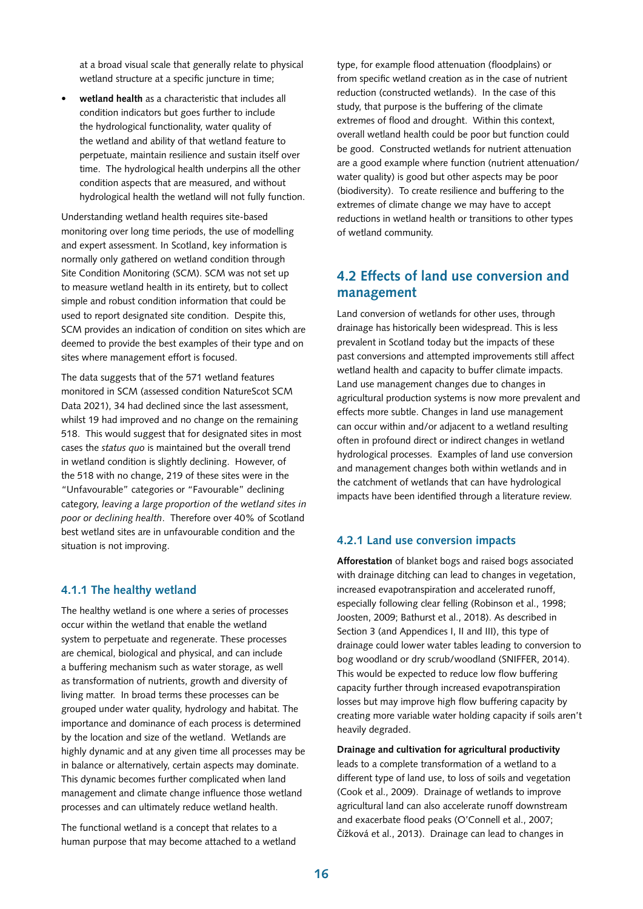at a broad visual scale that generally relate to physical wetland structure at a specific juncture in time;

- **wetland health** as a characteristic that includes all condition indicators but goes further to include the hydrological functionality, water quality of the wetland and ability of that wetland feature to perpetuate, maintain resilience and sustain itself over time. The hydrological health underpins all the other condition aspects that are measured, and without hydrological health the wetland will not fully function.

Understanding wetland health requires site-based monitoring over long time periods, the use of modelling and expert assessment. In Scotland, key information is normally only gathered on wetland condition through Site Condition Monitoring (SCM). SCM was not set up to measure wetland health in its entirety, but to collect simple and robust condition information that could be used to report designated site condition. Despite this, SCM provides an indication of condition on sites which are deemed to provide the best examples of their type and on sites where management effort is focused.

The data suggests that of the 571 wetland features monitored in SCM (assessed condition NatureScot SCM Data 2021), 34 had declined since the last assessment, whilst 19 had improved and no change on the remaining 518. This would suggest that for designated sites in most cases the *status quo* is maintained but the overall trend in wetland condition is slightly declining. However, of the 518 with no change, 219 of these sites were in the "Unfavourable" categories or "Favourable" declining category, *leaving a large proportion of the wetland sites in poor or declining health*. Therefore over 40% of Scotland best wetland sites are in unfavourable condition and the situation is not improving.

### 4.1.1 The healthy wetland

The healthy wetland is one where a series of processes occur within the wetland that enable the wetland system to perpetuate and regenerate. These processes are chemical, biological and physical, and can include a buffering mechanism such as water storage, as well as transformation of nutrients, growth and diversity of living matter. In broad terms these processes can be grouped under water quality, hydrology and habitat. The importance and dominance of each process is determined by the location and size of the wetland. Wetlands are highly dynamic and at any given time all processes may be in balance or alternatively, certain aspects may dominate. This dynamic becomes further complicated when land management and climate change influence those wetland processes and can ultimately reduce wetland health.

The functional wetland is a concept that relates to a human purpose that may become attached to a wetland type, for example flood attenuation (floodplains) or from specific wetland creation as in the case of nutrient reduction (constructed wetlands). In the case of this study, that purpose is the buffering of the climate extremes of flood and drought. Within this context, overall wetland health could be poor but function could be good. Constructed wetlands for nutrient attenuation are a good example where function (nutrient attenuation/ water quality) is good but other aspects may be poor (biodiversity). To create resilience and buffering to the extremes of climate change we may have to accept reductions in wetland health or transitions to other types of wetland community.

## 4.2 Effects of land use conversion and management

Land conversion of wetlands for other uses, through drainage has historically been widespread. This is less prevalent in Scotland today but the impacts of these past conversions and attempted improvements still affect wetland health and capacity to buffer climate impacts. Land use management changes due to changes in agricultural production systems is now more prevalent and effects more subtle. Changes in land use management can occur within and/or adjacent to a wetland resulting often in profound direct or indirect changes in wetland hydrological processes. Examples of land use conversion and management changes both within wetlands and in the catchment of wetlands that can have hydrological impacts have been identified through a literature review.

### 4.2.1 Land use conversion impacts

**Afforestation** of blanket bogs and raised bogs associated with drainage ditching can lead to changes in vegetation, increased evapotranspiration and accelerated runoff, especially following clear felling (Robinson et al., 1998; Joosten, 2009; Bathurst et al., 2018). As described in Section 3 (and Appendices I, II and III), this type of drainage could lower water tables leading to conversion to bog woodland or dry scrub/woodland (SNIFFER, 2014). This would be expected to reduce low flow buffering capacity further through increased evapotranspiration losses but may improve high flow buffering capacity by creating more variable water holding capacity if soils aren't heavily degraded.

**Drainage and cultivation for agricultural productivity** leads to a complete transformation of a wetland to a different type of land use, to loss of soils and vegetation (Cook et al., 2009). Drainage of wetlands to improve agricultural land can also accelerate runoff downstream and exacerbate flood peaks (O'Connell et al., 2007; Čížková et al., 2013). Drainage can lead to changes in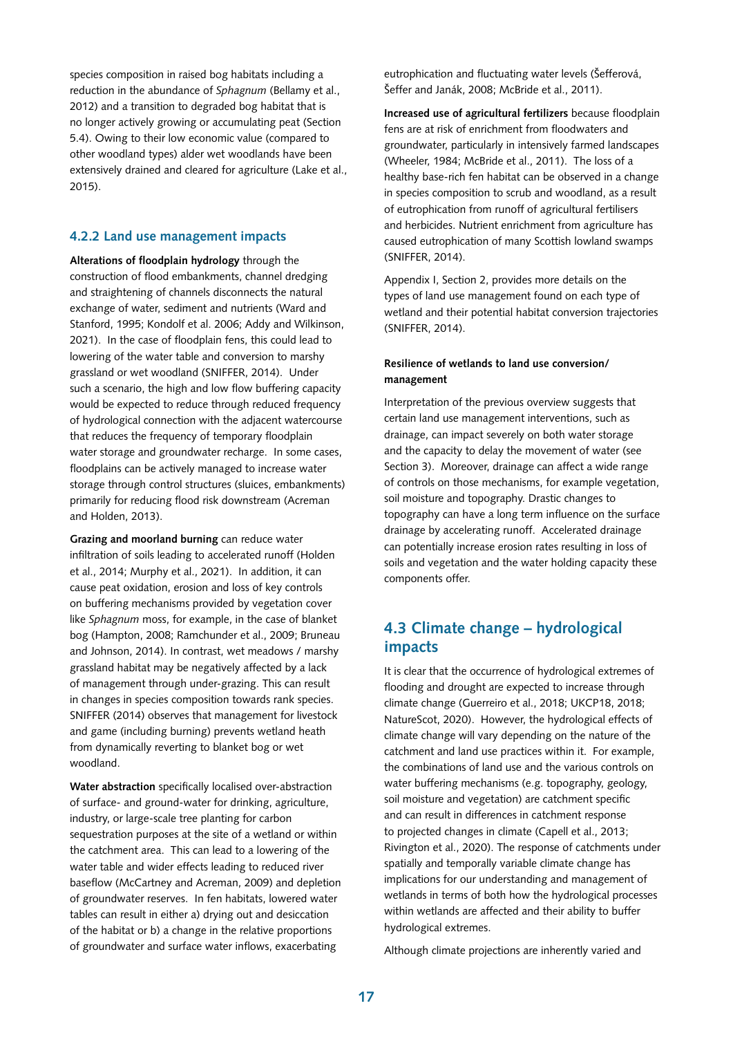species composition in raised bog habitats including a reduction in the abundance of *Sphagnum* (Bellamy et al., 2012) and a transition to degraded bog habitat that is no longer actively growing or accumulating peat (Section 5.4). Owing to their low economic value (compared to other woodland types) alder wet woodlands have been extensively drained and cleared for agriculture (Lake et al., 2015).

### 4.2.2 Land use management impacts

**Alterations of floodplain hydrology** through the construction of flood embankments, channel dredging and straightening of channels disconnects the natural exchange of water, sediment and nutrients (Ward and Stanford, 1995; Kondolf et al. 2006; Addy and Wilkinson, 2021). In the case of floodplain fens, this could lead to lowering of the water table and conversion to marshy grassland or wet woodland (SNIFFER, 2014). Under such a scenario, the high and low flow buffering capacity would be expected to reduce through reduced frequency of hydrological connection with the adjacent watercourse that reduces the frequency of temporary floodplain water storage and groundwater recharge. In some cases, floodplains can be actively managed to increase water storage through control structures (sluices, embankments) primarily for reducing flood risk downstream (Acreman and Holden, 2013).

**Grazing and moorland burning** can reduce water infiltration of soils leading to accelerated runoff (Holden et al., 2014; Murphy et al., 2021). In addition, it can cause peat oxidation, erosion and loss of key controls on buffering mechanisms provided by vegetation cover like *Sphagnum* moss, for example, in the case of blanket bog (Hampton, 2008; Ramchunder et al., 2009; Bruneau and Johnson, 2014). In contrast, wet meadows / marshy grassland habitat may be negatively affected by a lack of management through under-grazing. This can result in changes in species composition towards rank species. SNIFFER (2014) observes that management for livestock and game (including burning) prevents wetland heath from dynamically reverting to blanket bog or wet woodland.

**Water abstraction** specifically localised over-abstraction of surface- and ground-water for drinking, agriculture, industry, or large-scale tree planting for carbon sequestration purposes at the site of a wetland or within the catchment area. This can lead to a lowering of the water table and wider effects leading to reduced river baseflow (McCartney and Acreman, 2009) and depletion of groundwater reserves. In fen habitats, lowered water tables can result in either a) drying out and desiccation of the habitat or b) a change in the relative proportions of groundwater and surface water inflows, exacerbating eutrophication and fluctuating water levels (Šefferová, Šeffer and Janák, 2008; McBride et al., 2011).

**Increased use of agricultural fertilizers** because floodplain fens are at risk of enrichment from floodwaters and groundwater, particularly in intensively farmed landscapes (Wheeler, 1984; McBride et al., 2011). The loss of a healthy base-rich fen habitat can be observed in a change in species composition to scrub and woodland, as a result of eutrophication from runoff of agricultural fertilisers and herbicides. Nutrient enrichment from agriculture has caused eutrophication of many Scottish lowland swamps (SNIFFER, 2014).

Appendix I, Section 2, provides more details on the types of land use management found on each type of wetland and their potential habitat conversion trajectories (SNIFFER, 2014).

#### Resilience of wetlands to land use conversion/management

Interpretation of the previous overview suggests that certain land use management interventions, such as drainage, can impact severely on both water storage and the capacity to delay the movement of water (see Section 3). Moreover, drainage can affect a wide range of controls on those mechanisms, for example vegetation, soil moisture and topography. Drastic changes to topography can have a long term influence on the surface drainage by accelerating runoff. Accelerated drainage can potentially increase erosion rates resulting in loss of soils and vegetation and the water holding capacity these components offer.

## 4.3 Climate change – hydrological impacts

It is clear that the occurrence of hydrological extremes of flooding and drought are expected to increase through climate change (Guerreiro et al., 2018; UKCP18, 2018; NatureScot, 2020). However, the hydrological effects of climate change will vary depending on the nature of the catchment and land use practices within it. For example, the combinations of land use and the various controls on water buffering mechanisms (e.g. topography, geology, soil moisture and vegetation) are catchment specific and can result in differences in catchment response to projected changes in climate (Capell et al., 2013; Rivington et al., 2020). The response of catchments under spatially and temporally variable climate change has implications for our understanding and management of wetlands in terms of both how the hydrological processes within wetlands are affected and their ability to buffer hydrological extremes.

Although climate projections are inherently varied and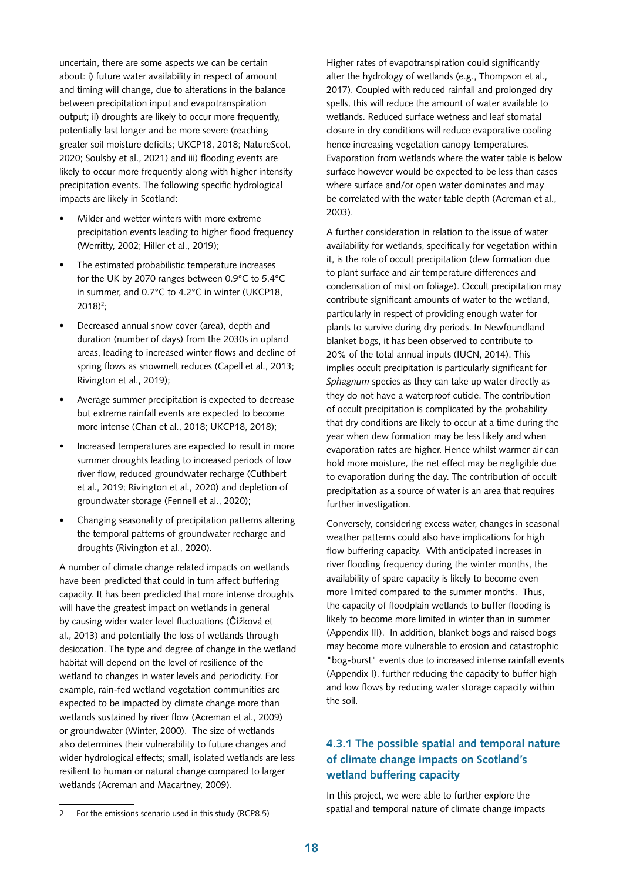uncertain, there are some aspects we can be certain about: i) future water availability in respect of amount and timing will change, due to alterations in the balance between precipitation input and evapotranspiration output; ii) droughts are likely to occur more frequently, potentially last longer and be more severe (reaching greater soil moisture deficits; UKCP18, 2018; NatureScot, 2020; Soulsby et al., 2021) and iii) flooding events are likely to occur more frequently along with higher intensity precipitation events. The following specific hydrological impacts are likely in Scotland:

- Milder and wetter winters with more extreme precipitation events leading to higher flood frequency (Werritty, 2002; Hiller et al., 2019);
- The estimated probabilistic temperature increases for the UK by 2070 ranges between 0.9°C to 5.4°C in summer, and 0.7°C to 4.2°C in winter (UKCP18, 2018)[2];
- Decreased annual snow cover (area), depth and duration (number of days) from the 2030s in upland areas, leading to increased winter flows and decline of spring flows as snowmelt reduces (Capell et al., 2013; Rivington et al., 2019);
- Average summer precipitation is expected to decrease but extreme rainfall events are expected to become more intense (Chan et al., 2018; UKCP18, 2018);
- Increased temperatures are expected to result in more summer droughts leading to increased periods of low river flow, reduced groundwater recharge (Cuthbert et al., 2019; Rivington et al., 2020) and depletion of groundwater storage (Fennell et al., 2020);
- Changing seasonality of precipitation patterns altering the temporal patterns of groundwater recharge and droughts (Rivington et al., 2020).

A number of climate change related impacts on wetlands have been predicted that could in turn affect buffering capacity. It has been predicted that more intense droughts will have the greatest impact on wetlands in general by causing wider water level fluctuations (Čížková et al., 2013) and potentially the loss of wetlands through desiccation. The type and degree of change in the wetland habitat will depend on the level of resilience of the wetland to changes in water levels and periodicity. For example, rain-fed wetland vegetation communities are expected to be impacted by climate change more than wetlands sustained by river flow (Acreman et al., 2009) or groundwater (Winter, 2000). The size of wetlands also determines their vulnerability to future changes and wider hydrological effects; small, isolated wetlands are less resilient to human or natural change compared to larger wetlands (Acreman and Macartney, 2009).

Higher rates of evapotranspiration could significantly alter the hydrology of wetlands (e.g., Thompson et al., 2017). Coupled with reduced rainfall and prolonged dry spells, this will reduce the amount of water available to wetlands. Reduced surface wetness and leaf stomatal closure in dry conditions will reduce evaporative cooling hence increasing vegetation canopy temperatures. Evaporation from wetlands where the water table is below surface however would be expected to be less than cases where surface and/or open water dominates and may be correlated with the water table depth (Acreman et al., 2003).

A further consideration in relation to the issue of water availability for wetlands, specifically for vegetation within it, is the role of occult precipitation (dew formation due to plant surface and air temperature differences and condensation of mist on foliage). Occult precipitation may contribute significant amounts of water to the wetland, particularly in respect of providing enough water for plants to survive during dry periods. In Newfoundland blanket bogs, it has been observed to contribute to 20% of the total annual inputs (IUCN, 2014). This implies occult precipitation is particularly significant for *Sphagnum* species as they can take up water directly as they do not have a waterproof cuticle. The contribution of occult precipitation is complicated by the probability that dry conditions are likely to occur at a time during the year when dew formation may be less likely and when evaporation rates are higher. Hence whilst warmer air can hold more moisture, the net effect may be negligible due to evaporation during the day. The contribution of occult precipitation as a source of water is an area that requires further investigation.

Conversely, considering excess water, changes in seasonal weather patterns could also have implications for high flow buffering capacity. With anticipated increases in river flooding frequency during the winter months, the availability of spare capacity is likely to become even more limited compared to the summer months. Thus, the capacity of floodplain wetlands to buffer flooding is likely to become more limited in winter than in summer (Appendix III). In addition, blanket bogs and raised bogs may become more vulnerable to erosion and catastrophic "bog-burst" events due to increased intense rainfall events (Appendix I), further reducing the capacity to buffer high and low flows by reducing water storage capacity within the soil.

### 4.3.1 The possible spatial and temporal nature of climate change impacts on Scotland's wetland buffering capacity

In this project, we were able to further explore the spatial and temporal nature of climate change impacts

---

2 For the emissions scenario used in this study (RCP8.5)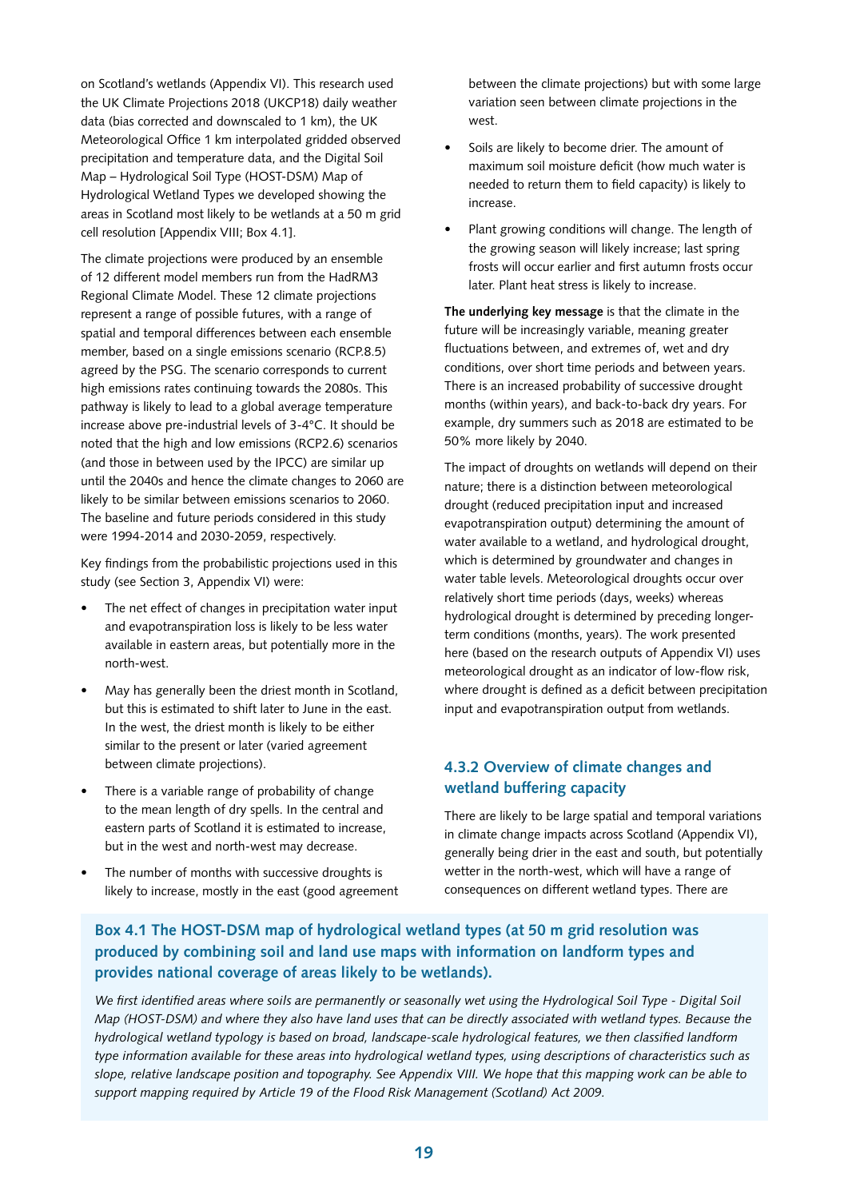on Scotland's wetlands (Appendix VI). This research used the UK Climate Projections 2018 (UKCP18) daily weather data (bias corrected and downscaled to 1 km), the UK Meteorological Office 1 km interpolated gridded observed precipitation and temperature data, and the Digital Soil Map – Hydrological Soil Type (HOST-DSM) Map of Hydrological Wetland Types we developed showing the areas in Scotland most likely to be wetlands at a 50 m grid cell resolution [Appendix VIII; Box 4.1].

The climate projections were produced by an ensemble of 12 different model members run from the HadRM3 Regional Climate Model. These 12 climate projections represent a range of possible futures, with a range of spatial and temporal differences between each ensemble member, based on a single emissions scenario (RCP.8.5) agreed by the PSG. The scenario corresponds to current high emissions rates continuing towards the 2080s. This pathway is likely to lead to a global average temperature increase above pre-industrial levels of 3-4°C. It should be noted that the high and low emissions (RCP2.6) scenarios (and those in between used by the IPCC) are similar up until the 2040s and hence the climate changes to 2060 are likely to be similar between emissions scenarios to 2060. The baseline and future periods considered in this study were 1994-2014 and 2030-2059, respectively.

Key findings from the probabilistic projections used in this study (see Section 3, Appendix VI) were:

- The net effect of changes in precipitation water input and evapotranspiration loss is likely to be less water available in eastern areas, but potentially more in the north-west.
- May has generally been the driest month in Scotland, but this is estimated to shift later to June in the east. In the west, the driest month is likely to be either similar to the present or later (varied agreement between climate projections).
- There is a variable range of probability of change to the mean length of dry spells. In the central and eastern parts of Scotland it is estimated to increase, but in the west and north-west may decrease.
- The number of months with successive droughts is likely to increase, mostly in the east (good agreement between the climate projections) but with some large variation seen between climate projections in the west.
- Soils are likely to become drier. The amount of maximum soil moisture deficit (how much water is needed to return them to field capacity) is likely to increase.
- Plant growing conditions will change. The length of the growing season will likely increase; last spring frosts will occur earlier and first autumn frosts occur later. Plant heat stress is likely to increase.

**The underlying key message** is that the climate in the future will be increasingly variable, meaning greater fluctuations between, and extremes of, wet and dry conditions, over short time periods and between years. There is an increased probability of successive drought months (within years), and back-to-back dry years. For example, dry summers such as 2018 are estimated to be 50% more likely by 2040.

The impact of droughts on wetlands will depend on their nature; there is a distinction between meteorological drought (reduced precipitation input and increased evapotranspiration output) determining the amount of water available to a wetland, and hydrological drought, which is determined by groundwater and changes in water table levels. Meteorological droughts occur over relatively short time periods (days, weeks) whereas hydrological drought is determined by preceding longer-term conditions (months, years). The work presented here (based on the research outputs of Appendix VI) uses meteorological drought as an indicator of low-flow risk, where drought is defined as a deficit between precipitation input and evapotranspiration output from wetlands.

### 4.3.2 Overview of climate changes and wetland buffering capacity

There are likely to be large spatial and temporal variations in climate change impacts across Scotland (Appendix VI), generally being drier in the east and south, but potentially wetter in the north-west, which will have a range of consequences on different wetland types. There are

**Box 4.1 The HOST-DSM map of hydrological wetland types (at 50 m grid resolution was produced by combining soil and land use maps with information on landform types and provides national coverage of areas likely to be wetlands).**

*We first identified areas where soils are permanently or seasonally wet using the Hydrological Soil Type - Digital Soil Map (HOST-DSM) and where they also have land uses that can be directly associated with wetland types. Because the hydrological wetland typology is based on broad, landscape-scale hydrological features, we then classified landform type information available for these areas into hydrological wetland types, using descriptions of characteristics such as slope, relative landscape position and topography. See Appendix VIII. We hope that this mapping work can be able to support mapping required by Article 19 of the Flood Risk Management (Scotland) Act 2009.*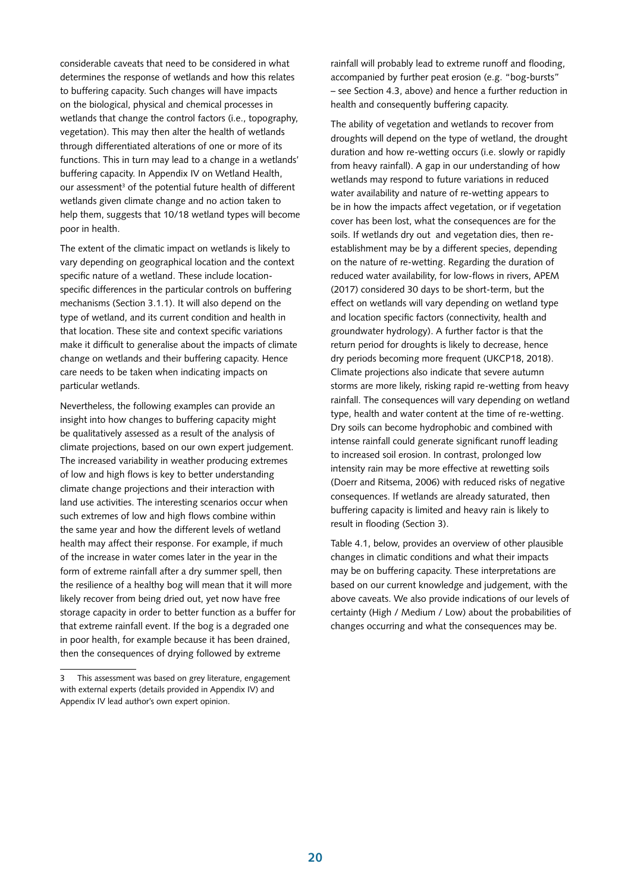considerable caveats that need to be considered in what determines the response of wetlands and how this relates to buffering capacity. Such changes will have impacts on the biological, physical and chemical processes in wetlands that change the control factors (i.e., topography, vegetation). This may then alter the health of wetlands through differentiated alterations of one or more of its functions. This in turn may lead to a change in a wetlands' buffering capacity. In Appendix IV on Wetland Health, our assessment[3] of the potential future health of different wetlands given climate change and no action taken to help them, suggests that 10/18 wetland types will become poor in health.

The extent of the climatic impact on wetlands is likely to vary depending on geographical location and the context specific nature of a wetland. These include location-specific differences in the particular controls on buffering mechanisms (Section 3.1.1). It will also depend on the type of wetland, and its current condition and health in that location. These site and context specific variations make it difficult to generalise about the impacts of climate change on wetlands and their buffering capacity. Hence care needs to be taken when indicating impacts on particular wetlands.

Nevertheless, the following examples can provide an insight into how changes to buffering capacity might be qualitatively assessed as a result of the analysis of climate projections, based on our own expert judgement. The increased variability in weather producing extremes of low and high flows is key to better understanding climate change projections and their interaction with land use activities. The interesting scenarios occur when such extremes of low and high flows combine within the same year and how the different levels of wetland health may affect their response. For example, if much of the increase in water comes later in the year in the form of extreme rainfall after a dry summer spell, then the resilience of a healthy bog will mean that it will more likely recover from being dried out, yet now have free storage capacity in order to better function as a buffer for that extreme rainfall event. If the bog is a degraded one in poor health, for example because it has been drained, then the consequences of drying followed by extreme rainfall will probably lead to extreme runoff and flooding, accompanied by further peat erosion (e.g. "bog-bursts" – see Section 4.3, above) and hence a further reduction in health and consequently buffering capacity.

The ability of vegetation and wetlands to recover from droughts will depend on the type of wetland, the drought duration and how re-wetting occurs (i.e. slowly or rapidly from heavy rainfall). A gap in our understanding of how wetlands may respond to future variations in reduced water availability and nature of re-wetting appears to be in how the impacts affect vegetation, or if vegetation cover has been lost, what the consequences are for the soils. If wetlands dry out and vegetation dies, then re-establishment may be by a different species, depending on the nature of re-wetting. Regarding the duration of reduced water availability, for low-flows in rivers, APEM (2017) considered 30 days to be short-term, but the effect on wetlands will vary depending on wetland type and location specific factors (connectivity, health and groundwater hydrology). A further factor is that the return period for droughts is likely to decrease, hence dry periods becoming more frequent (UKCP18, 2018). Climate projections also indicate that severe autumn storms are more likely, risking rapid re-wetting from heavy rainfall. The consequences will vary depending on wetland type, health and water content at the time of re-wetting. Dry soils can become hydrophobic and combined with intense rainfall could generate significant runoff leading to increased soil erosion. In contrast, prolonged low intensity rain may be more effective at rewetting soils (Doerr and Ritsema, 2006) with reduced risks of negative consequences. If wetlands are already saturated, then buffering capacity is limited and heavy rain is likely to result in flooding (Section 3).

Table 4.1, below, provides an overview of other plausible changes in climatic conditions and what their impacts may be on buffering capacity. These interpretations are based on our current knowledge and judgement, with the above caveats. We also provide indications of our levels of certainty (High / Medium / Low) about the probabilities of changes occurring and what the consequences may be.

---

3 This assessment was based on grey literature, engagement with external experts (details provided in Appendix IV) and Appendix IV lead author's own expert opinion.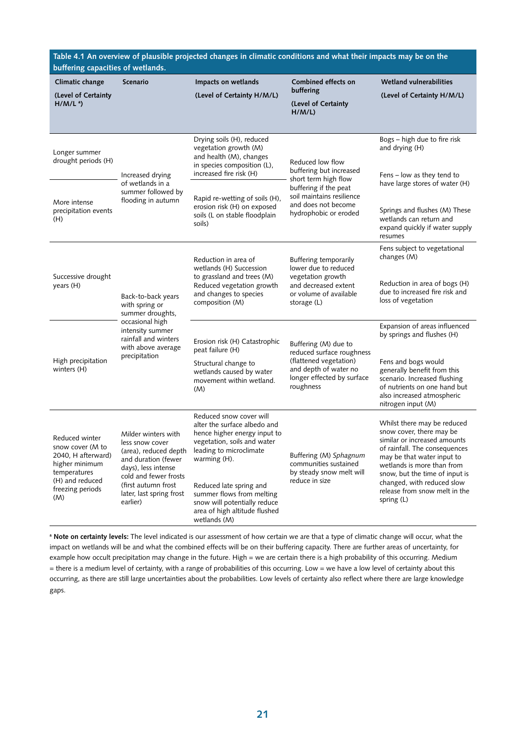**Table 4.1 An overview of plausible projected changes in climatic conditions and what their impacts may be on the buffering capacities of wetlands.**

| Climatic change (Level of Certainty H/M/L [a]) | Scenario | Impacts on wetlands (Level of Certainty H/M/L) | Combined effects on buffering (Level of Certainty H/M/L) | Wetland vulnerabilities (Level of Certainty H/M/L) |
|---|---|---|---|---|
| Longer summer drought periods (H) | Increased drying of wetlands in a summer followed by flooding in autumn | Drying soils (H), reduced vegetation growth (M), and health (M), changes in species composition (L), increased fire risk (H) | Reduced low flow buffering but increased short term high flow buffering if the peat soil maintains resilience and does not become hydrophobic or eroded | Bogs – high due to fire risk and drying (H)<br><br>Fens – low as they tend to have large stores of water (H) |
| More intense precipitation events (H) | | Rapid re-wetting of soils (H), erosion risk (H) on exposed soils (L on stable floodplain soils) | | Springs and flushes (M) These wetlands can return and expand quickly if water supply resumes |
| Successive drought years (H) | Back-to-back years with spring or summer droughts, occasional high intensity summer rainfall and winters with above average precipitation | Reduction in area of wetlands (H) Succession to grassland and trees (M) Reduced vegetation growth and changes to species composition (M) | Buffering temporarily lower due to reduced vegetation growth and decreased extent or volume of available storage (L) | Fens subject to vegetational changes (M)<br><br>Reduction in area of bogs (H) due to increased fire risk and loss of vegetation |
| High precipitation winters (H) | | Erosion risk (H) Catastrophic peat failure (H)<br><br>Structural change to wetlands caused by water movement within wetland. (M) | Buffering (M) due to reduced surface roughness (flattened vegetation) and depth of water no longer effected by surface roughness | Expansion of areas influenced by springs and flushes (H)<br><br>Fens and bogs would generally benefit from this scenario. Increased flushing of nutrients on one hand but also increased atmospheric nitrogen input (M) |
| Reduced winter snow cover (M to 2040, H afterward) higher minimum temperatures (H) and reduced freezing periods (M) | Milder winters with less snow cover (area), reduced depth and duration (fewer days), less intense cold and fewer frosts (first autumn frost later, last spring frost earlier) | Reduced snow cover will alter the surface albedo and hence higher energy input to vegetation, soils and water leading to microclimate warming (H).<br><br>Reduced late spring and summer flows from melting snow will potentially reduce area of high altitude flushed wetlands (M) | Buffering (M) *Sphagnum* communities sustained by steady snow melt will reduce in size | Whilst there may be reduced snow cover, there may be similar or increased amounts of rainfall. The consequences may be that water input to wetlands is more than from snow, but the time of input is changed, with reduced slow release from snow melt in the spring (L) |

[a] **Note on certainty levels:** The level indicated is our assessment of how certain we are that a type of climatic change will occur, what the impact on wetlands will be and what the combined effects will be on their buffering capacity. There are further areas of uncertainty, for example how occult precipitation may change in the future. High = we are certain there is a high probability of this occurring. Medium = there is a medium level of certainty, with a range of probabilities of this occurring. Low = we have a low level of certainty about this occurring, as there are still large uncertainties about the probabilities. Low levels of certainty also reflect where there are large knowledge gaps.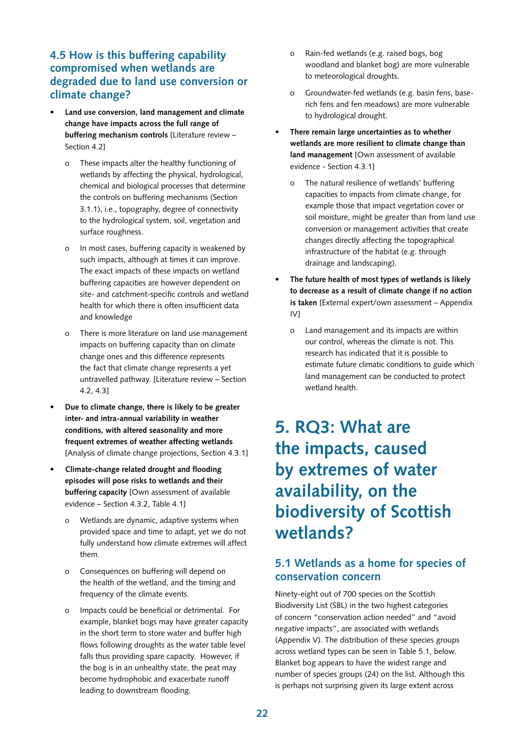## 4.5 How is this buffering capability compromised when wetlands are degraded due to land use conversion or climate change?

- **Land use conversion, land management and climate change have impacts across the full range of buffering mechanism controls** [Literature review – Section 4.2]
    - These impacts alter the healthy functioning of wetlands by affecting the physical, hydrological, chemical and biological processes that determine the controls on buffering mechanisms (Section 3.1.1), i.e., topography, degree of connectivity to the hydrological system, soil, vegetation and surface roughness.
    - In most cases, buffering capacity is weakened by such impacts, although at times it can improve. The exact impacts of these impacts on wetland buffering capacities are however dependent on site- and catchment-specific controls and wetland health for which there is often insufficient data and knowledge
    - There is more literature on land use management impacts on buffering capacity than on climate change ones and this difference represents the fact that climate change represents a yet untravelled pathway. [Literature review – Section 4.2, 4.3]
- **Due to climate change, there is likely to be greater inter- and intra-annual variability in weather conditions, with altered seasonality and more frequent extremes of weather affecting wetlands** [Analysis of climate change projections, Section 4.3.1]
- **Climate-change related drought and flooding episodes will pose risks to wetlands and their buffering capacity** [Own assessment of available evidence – Section 4.3.2, Table 4.1]
    - Wetlands are dynamic, adaptive systems when provided space and time to adapt, yet we do not fully understand how climate extremes will affect them.
    - Consequences on buffering will depend on the health of the wetland, and the timing and frequency of the climate events.
    - Impacts could be beneficial or detrimental. For example, blanket bogs may have greater capacity in the short term to store water and buffer high flows following droughts as the water table level falls thus providing spare capacity. However, if the bog is in an unhealthy state, the peat may become hydrophobic and exacerbate runoff leading to downstream flooding.
    - Rain-fed wetlands (e.g. raised bogs, bog woodland and blanket bog) are more vulnerable to meteorological droughts.
    - Groundwater-fed wetlands (e.g. basin fens, base-rich fens and fen meadows) are more vulnerable to hydrological drought.
- **There remain large uncertainties as to whether wetlands are more resilient to climate change than land management** [Own assessment of available evidence - Section 4.3.1]
    - The natural resilience of wetlands' buffering capacities to impacts from climate change, for example those that impact vegetation cover or soil moisture, might be greater than from land use conversion or management activities that create changes directly affecting the topographical infrastructure of the habitat (e.g. through drainage and landscaping).
- **The future health of most types of wetlands is likely to decrease as a result of climate change if no action is taken** [External expert/own assessment – Appendix IV]
    - Land management and its impacts are within our control, whereas the climate is not. This research has indicated that it is possible to estimate future climatic conditions to guide which land management can be conducted to protect wetland health.

# 5. RQ3: What are the impacts, caused by extremes of water availability, on the biodiversity of Scottish wetlands?

## 5.1 Wetlands as a home for species of conservation concern

Ninety-eight out of 700 species on the Scottish Biodiversity List (SBL) in the two highest categories of concern "conservation action needed" and "avoid negative impacts", are associated with wetlands (Appendix V). The distribution of these species groups across wetland types can be seen in Table 5.1, below. Blanket bog appears to have the widest range and number of species groups (24) on the list. Although this is perhaps not surprising given its large extent across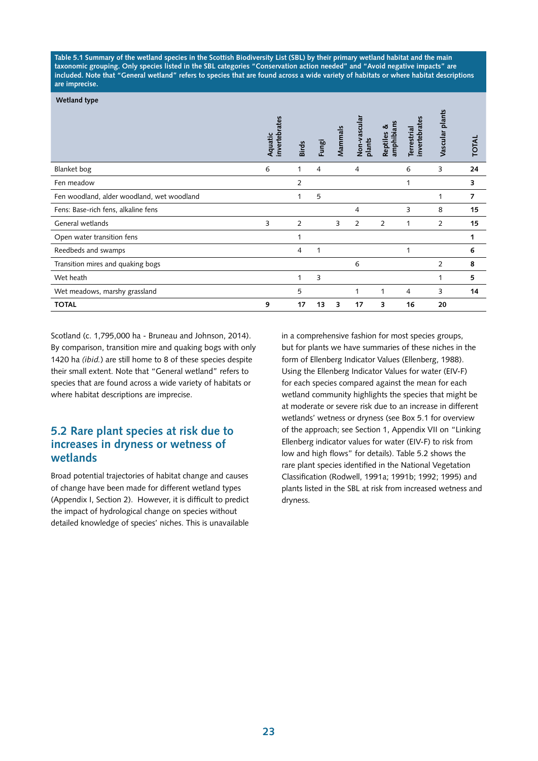**Table 5.1 Summary of the wetland species in the Scottish Biodiversity List (SBL) by their primary wetland habitat and the main taxonomic grouping. Only species listed in the SBL categories "Conservation action needed" and "Avoid negative impacts" are included. Note that "General wetland" refers to species that are found across a wide variety of habitats or where habitat descriptions are imprecise.**

| Wetland type | Aquatic invertebrates | Birds | Fungi | Mammals | Non-vascular plants | Reptiles & amphibians | Terrestrial invertebrates | Vascular plants | TOTAL |
|---|---|---|---|---|---|---|---|---|---|
| Blanket bog | 6 | 1 | 4 | | 4 | | 6 | 3 | **24** |
| Fen meadow | | 2 | | | | | 1 | | **3** |
| Fen woodland, alder woodland, wet woodland | | 1 | 5 | | | | | 1 | **7** |
| Fens: Base-rich fens, alkaline fens | | | | | 4 | | 3 | 8 | **15** |
| General wetlands | 3 | 2 | | 3 | 2 | 2 | 1 | 2 | **15** |
| Open water transition fens | | 1 | | | | | | | **1** |
| Reedbeds and swamps | | 4 | 1 | | | | 1 | | **6** |
| Transition mires and quaking bogs | | | | | 6 | | | 2 | **8** |
| Wet heath | | 1 | 3 | | | | | 1 | **5** |
| Wet meadows, marshy grassland | | 5 | | | 1 | 1 | 4 | 3 | **14** |
| **TOTAL** | **9** | **17** | **13** | **3** | **17** | **3** | **16** | **20** | |

Scotland (c. 1,795,000 ha - Bruneau and Johnson, 2014). By comparison, transition mire and quaking bogs with only 1420 ha (*ibid.*) are still home to 8 of these species despite their small extent. Note that "General wetland" refers to species that are found across a wide variety of habitats or where habitat descriptions are imprecise.

## 5.2 Rare plant species at risk due to increases in dryness or wetness of wetlands

Broad potential trajectories of habitat change and causes of change have been made for different wetland types (Appendix I, Section 2). However, it is difficult to predict the impact of hydrological change on species without detailed knowledge of species' niches. This is unavailable in a comprehensive fashion for most species groups, but for plants we have summaries of these niches in the form of Ellenberg Indicator Values (Ellenberg, 1988). Using the Ellenberg Indicator Values for water (EIV-F) for each species compared against the mean for each wetland community highlights the species that might be at moderate or severe risk due to an increase in different wetlands' wetness or dryness (see Box 5.1 for overview of the approach; see Section 1, Appendix VII on "Linking Ellenberg indicator values for water (EIV-F) to risk from low and high flows" for details). Table 5.2 shows the rare plant species identified in the National Vegetation Classification (Rodwell, 1991a; 1991b; 1992; 1995) and plants listed in the SBL at risk from increased wetness and dryness.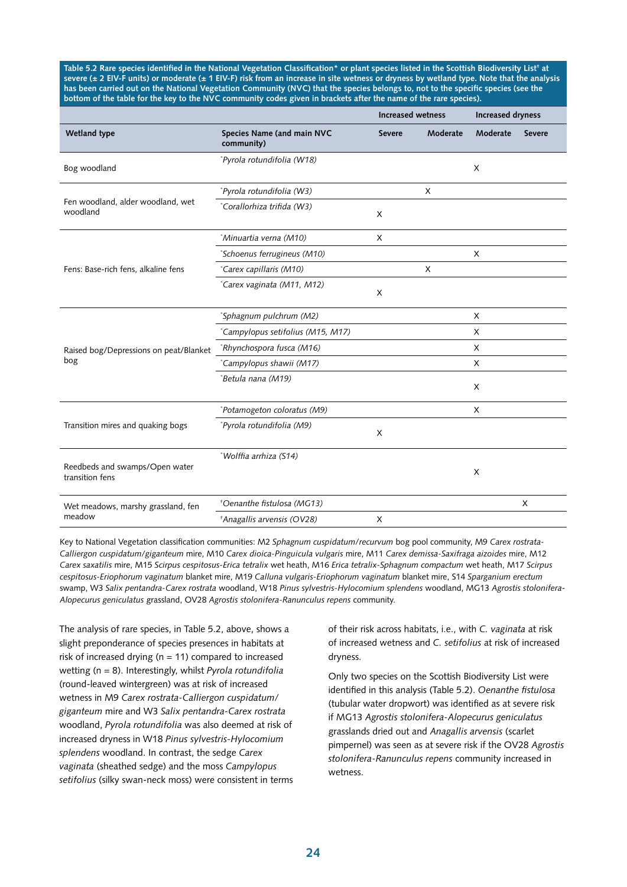**Table 5.2 Rare species identified in the National Vegetation Classification* or plant species listed in the Scottish Biodiversity List† at severe (± 2 EIV-F units) or moderate (± 1 EIV-F) risk from an increase in site wetness or dryness by wetland type. Note that the analysis has been carried out on the National Vegetation Community (NVC) that the species belongs to, not to the specific species (see the bottom of the table for the key to the NVC community codes given in brackets after the name of the rare species).**

| | | Increased wetness | | Increased dryness | |
|---|---|---|---|---|---|
| **Wetland type** | **Species Name (and main NVC community)** | **Severe** | **Moderate** | **Moderate** | **Severe** |
| Bog woodland | **Pyrola rotundifolia* (W18) | | | X | |
| Fen woodland, alder woodland, wet woodland | **Pyrola rotundifolia* (W3) | | X | | |
| | **Corallorhiza trifida* (W3) | X | | | |
| Fens: Base-rich fens, alkaline fens | **Minuartia verna* (M10) | X | | | |
| | **Schoenus ferrugineus* (M10) | | | X | |
| | **Carex capillaris* (M10) | | X | | |
| | **Carex vaginata* (M11, M12) | X | | | |
| Raised bog/Depressions on peat/Blanket bog | **Sphagnum pulchrum* (M2) | | | X | |
| | **Campylopus setifolius* (M15, M17) | | | X | |
| | **Rhynchospora fusca* (M16) | | | X | |
| | **Campylopus shawii* (M17) | | | X | |
| | **Betula nana* (M19) | | | X | |
| Transition mires and quaking bogs | **Potamogeton coloratus* (M9) | | | X | |
| | **Pyrola rotundifolia* (M9) | X | | | |
| Reedbeds and swamps/Open water transition fens | **Wolffia arrhiza* (S14) | | | X | |
| Wet meadows, marshy grassland, fen meadow | †*Oenanthe fistulosa* (MG13) | | | | X |
| | †*Anagallis arvensis* (OV28) | X | | | |

Key to National Vegetation classification communities: M2 *Sphagnum cuspidatum/recurvum* bog pool community, M9 *Carex rostrata-Calliergon cuspidatum/giganteum* mire, M10 *Carex dioica-Pinguicula vulgaris* mire, M11 *Carex demissa-Saxifraga aizoides* mire, M12 *Carex saxatilis* mire, M15 *Scirpus cespitosus-Erica tetralix* wet heath, M16 *Erica tetralix-Sphagnum compactum* wet heath, M17 *Scirpus cespitosus-Eriophorum vaginatum* blanket mire, M19 *Calluna vulgaris-Eriophorum vaginatum* blanket mire, S14 *Sparganium erectum* swamp, W3 *Salix pentandra-Carex rostrata* woodland, W18 *Pinus sylvestris-Hylocomium splendens* woodland, MG13 *Agrostis stolonifera-Alopecurus geniculatus* grassland, OV28 *Agrostis stolonifera-Ranunculus repens* community.

The analysis of rare species, in Table 5.2, above, shows a slight preponderance of species presences in habitats at risk of increased drying (n = 11) compared to increased wetting (n = 8). Interestingly, whilst *Pyrola rotundifolia* (round-leaved wintergreen) was at risk of increased wetness in M9 *Carex rostrata-Calliergon cuspidatum/giganteum* mire and W3 *Salix pentandra-Carex rostrata* woodland, *Pyrola rotundifolia* was also deemed at risk of increased dryness in W18 *Pinus sylvestris-Hylocomium splendens* woodland. In contrast, the sedge *Carex vaginata* (sheathed sedge) and the moss *Campylopus setifolius* (silky swan-neck moss) were consistent in terms of their risk across habitats, i.e., with *C. vaginata* at risk of increased wetness and *C. setifolius* at risk of increased dryness.

Only two species on the Scottish Biodiversity List were identified in this analysis (Table 5.2). *Oenanthe fistulosa* (tubular water dropwort) was identified as at severe risk if MG13 *Agrostis stolonifera-Alopecurus geniculatus* grasslands dried out and *Anagallis arvensis* (scarlet pimpernel) was seen as at severe risk if the OV28 *Agrostis stolonifera-Ranunculus repens* community increased in wetness.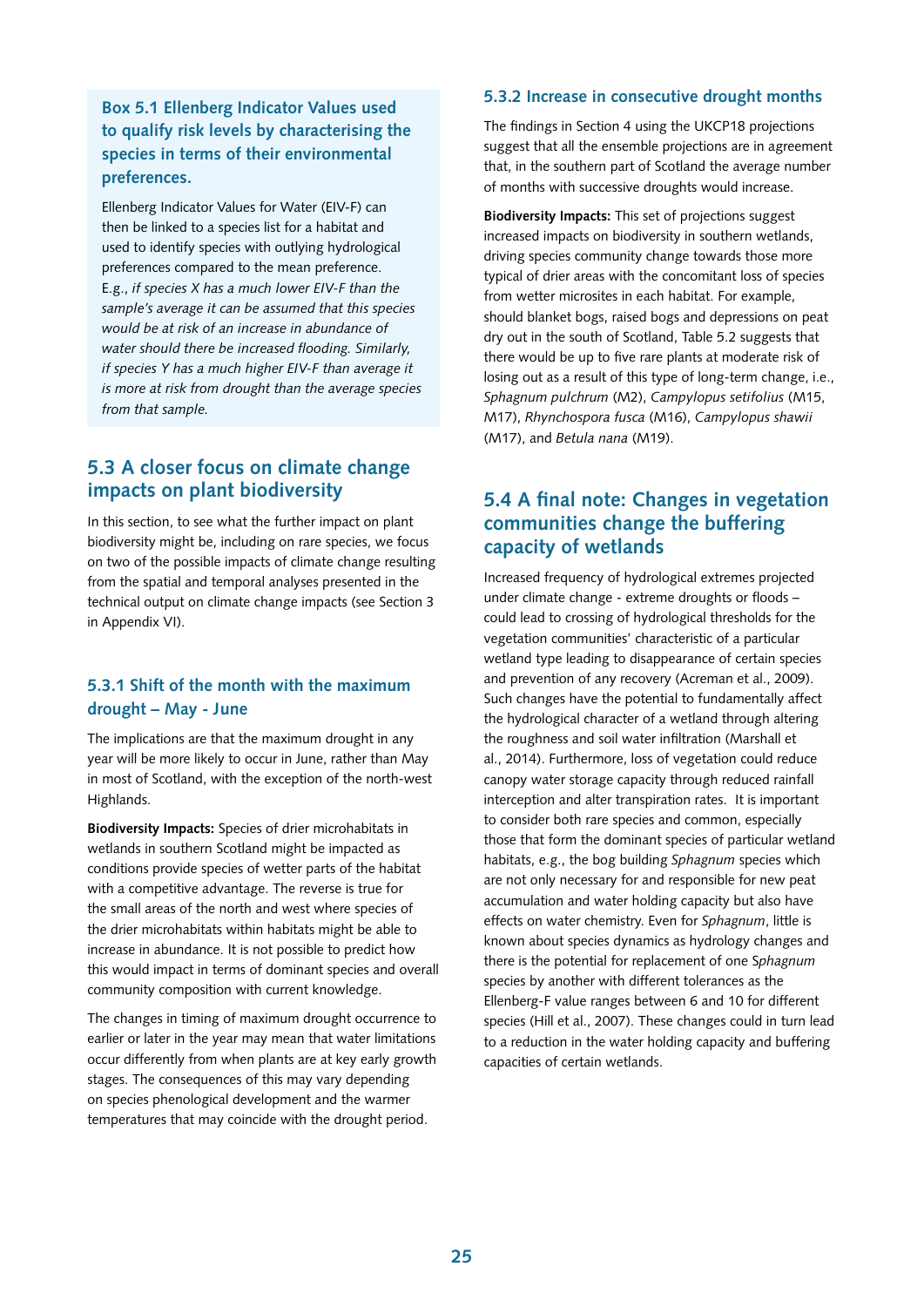### Box 5.1 Ellenberg Indicator Values used to qualify risk levels by characterising the species in terms of their environmental preferences.

Ellenberg Indicator Values for Water (EIV-F) can then be linked to a species list for a habitat and used to identify species with outlying hydrological preferences compared to the mean preference. E.g., *if species X has a much lower EIV-F than the sample's average it can be assumed that this species would be at risk of an increase in abundance of water should there be increased flooding. Similarly, if species Y has a much higher EIV-F than average it is more at risk from drought than the average species from that sample.*

## 5.3 A closer focus on climate change impacts on plant biodiversity

In this section, to see what the further impact on plant biodiversity might be, including on rare species, we focus on two of the possible impacts of climate change resulting from the spatial and temporal analyses presented in the technical output on climate change impacts (see Section 3 in Appendix VI).

### 5.3.1 Shift of the month with the maximum drought – May - June

The implications are that the maximum drought in any year will be more likely to occur in June, rather than May in most of Scotland, with the exception of the north-west Highlands.

**Biodiversity Impacts:** Species of drier microhabitats in wetlands in southern Scotland might be impacted as conditions provide species of wetter parts of the habitat with a competitive advantage. The reverse is true for the small areas of the north and west where species of the drier microhabitats within habitats might be able to increase in abundance. It is not possible to predict how this would impact in terms of dominant species and overall community composition with current knowledge.

The changes in timing of maximum drought occurrence to earlier or later in the year may mean that water limitations occur differently from when plants are at key early growth stages. The consequences of this may vary depending on species phenological development and the warmer temperatures that may coincide with the drought period.

### 5.3.2 Increase in consecutive drought months

The findings in Section 4 using the UKCP18 projections suggest that all the ensemble projections are in agreement that, in the southern part of Scotland the average number of months with successive droughts would increase.

**Biodiversity Impacts:** This set of projections suggest increased impacts on biodiversity in southern wetlands, driving species community change towards those more typical of drier areas with the concomitant loss of species from wetter microsites in each habitat. For example, should blanket bogs, raised bogs and depressions on peat dry out in the south of Scotland, Table 5.2 suggests that there would be up to five rare plants at moderate risk of losing out as a result of this type of long-term change, i.e., *Sphagnum pulchrum* (M2), *Campylopus setifolius* (M15, M17), *Rhynchospora fusca* (M16), *Campylopus shawii* (M17), and *Betula nana* (M19).

## 5.4 A final note: Changes in vegetation communities change the buffering capacity of wetlands

Increased frequency of hydrological extremes projected under climate change - extreme droughts or floods – could lead to crossing of hydrological thresholds for the vegetation communities' characteristic of a particular wetland type leading to disappearance of certain species and prevention of any recovery (Acreman et al., 2009). Such changes have the potential to fundamentally affect the hydrological character of a wetland through altering the roughness and soil water infiltration (Marshall et al., 2014). Furthermore, loss of vegetation could reduce canopy water storage capacity through reduced rainfall interception and alter transpiration rates. It is important to consider both rare species and common, especially those that form the dominant species of particular wetland habitats, e.g., the bog building *Sphagnum* species which are not only necessary for and responsible for new peat accumulation and water holding capacity but also have effects on water chemistry. Even for *Sphagnum*, little is known about species dynamics as hydrology changes and there is the potential for replacement of one *Sphagnum* species by another with different tolerances as the Ellenberg-F value ranges between 6 and 10 for different species (Hill et al., 2007). These changes could in turn lead to a reduction in the water holding capacity and buffering capacities of certain wetlands.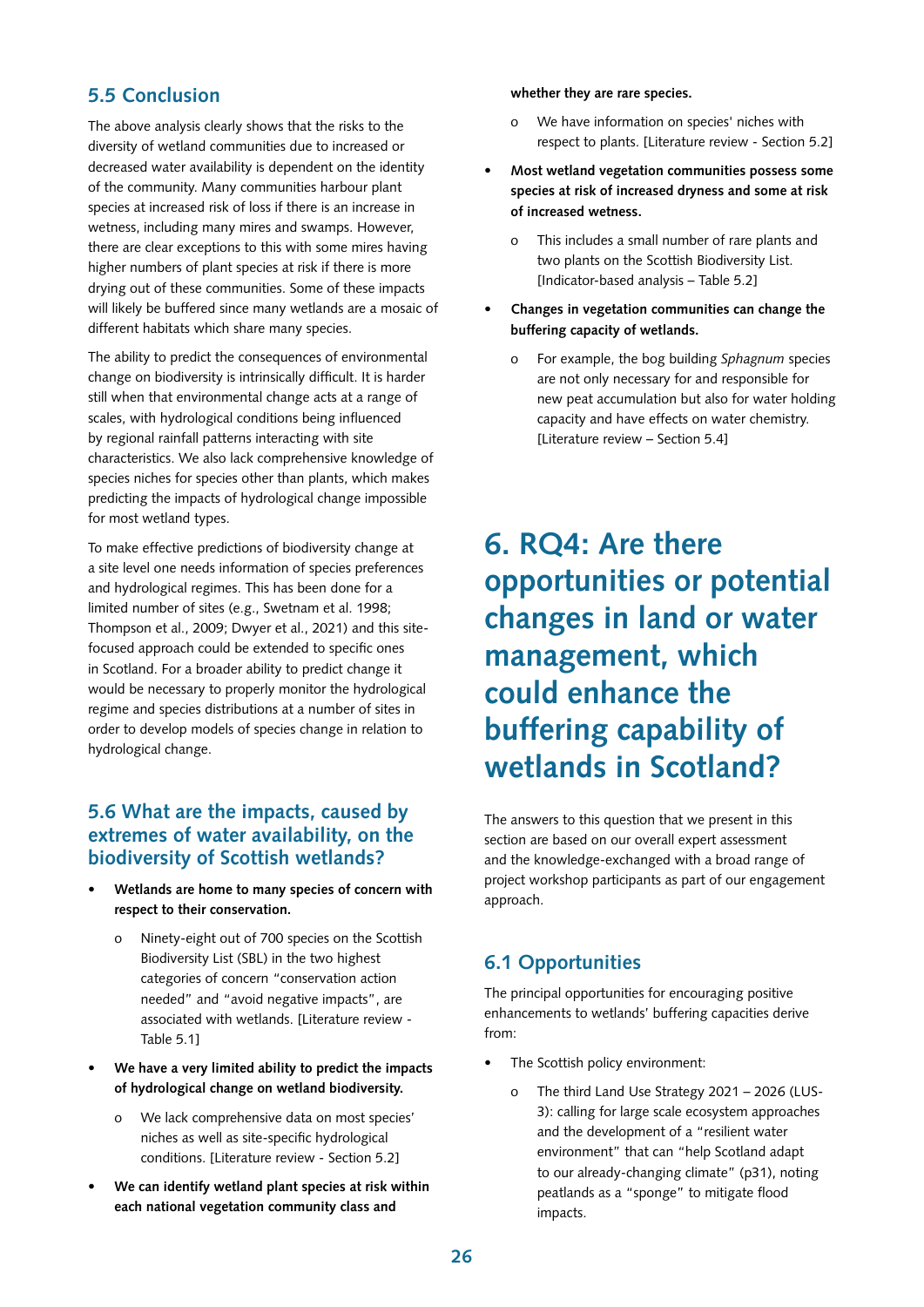## 5.5 Conclusion

The above analysis clearly shows that the risks to the diversity of wetland communities due to increased or decreased water availability is dependent on the identity of the community. Many communities harbour plant species at increased risk of loss if there is an increase in wetness, including many mires and swamps. However, there are clear exceptions to this with some mires having higher numbers of plant species at risk if there is more drying out of these communities. Some of these impacts will likely be buffered since many wetlands are a mosaic of different habitats which share many species.

The ability to predict the consequences of environmental change on biodiversity is intrinsically difficult. It is harder still when that environmental change acts at a range of scales, with hydrological conditions being influenced by regional rainfall patterns interacting with site characteristics. We also lack comprehensive knowledge of species niches for species other than plants, which makes predicting the impacts of hydrological change impossible for most wetland types.

To make effective predictions of biodiversity change at a site level one needs information of species preferences and hydrological regimes. This has been done for a limited number of sites (e.g., Swetnam et al. 1998; Thompson et al., 2009; Dwyer et al., 2021) and this site-focused approach could be extended to specific ones in Scotland. For a broader ability to predict change it would be necessary to properly monitor the hydrological regime and species distributions at a number of sites in order to develop models of species change in relation to hydrological change.

## 5.6 What are the impacts, caused by extremes of water availability, on the biodiversity of Scottish wetlands?

- **Wetlands are home to many species of concern with respect to their conservation.**
  - Ninety-eight out of 700 species on the Scottish Biodiversity List (SBL) in the two highest categories of concern “conservation action needed” and “avoid negative impacts”, are associated with wetlands. [Literature review - Table 5.1]
- **We have a very limited ability to predict the impacts of hydrological change on wetland biodiversity.**
  - We lack comprehensive data on most species’ niches as well as site-specific hydrological conditions. [Literature review - Section 5.2]
- **We can identify wetland plant species at risk within each national vegetation community class and whether they are rare species.**
  - We have information on species' niches with respect to plants. [Literature review - Section 5.2]
- **Most wetland vegetation communities possess some species at risk of increased dryness and some at risk of increased wetness.**
  - This includes a small number of rare plants and two plants on the Scottish Biodiversity List. [Indicator-based analysis – Table 5.2]
- **Changes in vegetation communities can change the buffering capacity of wetlands.**
  - For example, the bog building *Sphagnum* species are not only necessary for and responsible for new peat accumulation but also for water holding capacity and have effects on water chemistry. [Literature review – Section 5.4]

# 6. RQ4: Are there opportunities or potential changes in land or water management, which could enhance the buffering capability of wetlands in Scotland?

The answers to this question that we present in this section are based on our overall expert assessment and the knowledge-exchanged with a broad range of project workshop participants as part of our engagement approach.

## 6.1 Opportunities

The principal opportunities for encouraging positive enhancements to wetlands' buffering capacities derive from:

- The Scottish policy environment:
  - The third Land Use Strategy 2021 – 2026 (LUS-3): calling for large scale ecosystem approaches and the development of a “resilient water environment” that can “help Scotland adapt to our already-changing climate” (p31), noting peatlands as a “sponge” to mitigate flood impacts.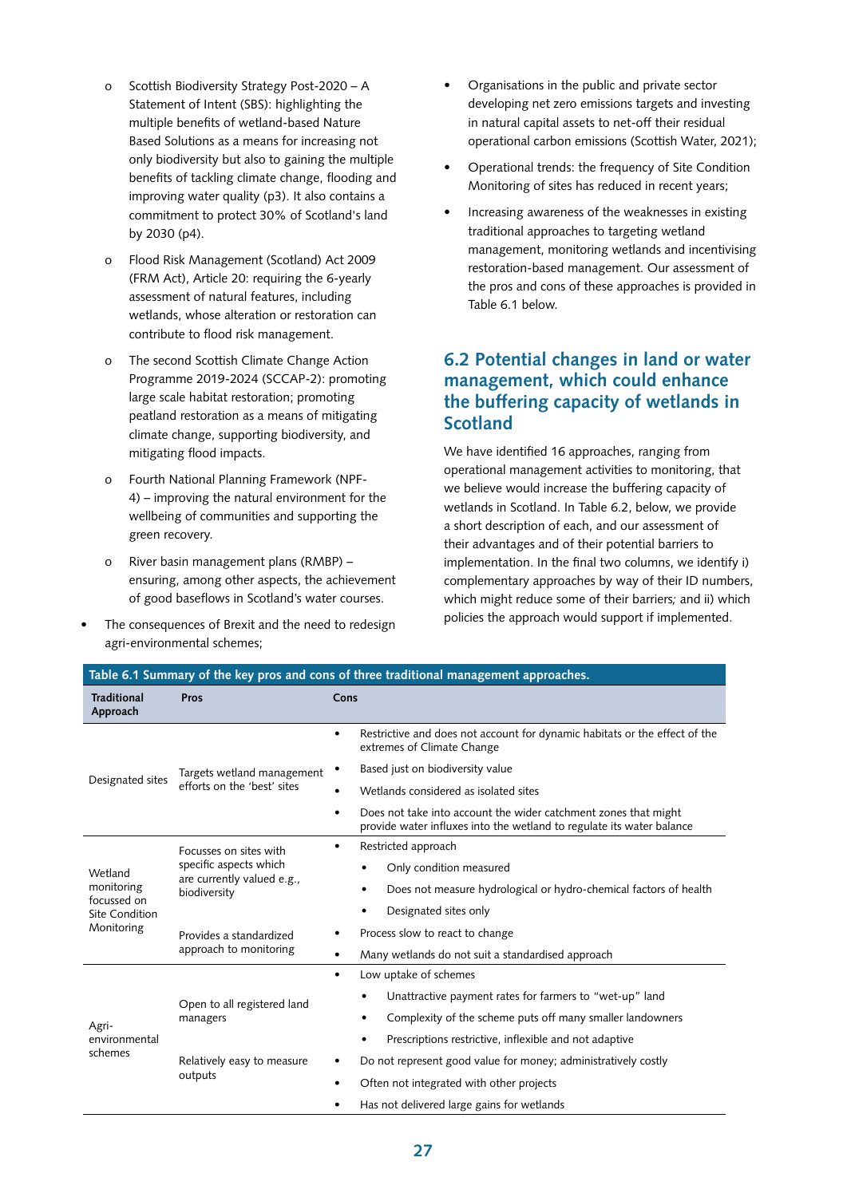- Scottish Biodiversity Strategy Post-2020 – A Statement of Intent (SBS): highlighting the multiple benefits of wetland-based Nature Based Solutions as a means for increasing not only biodiversity but also to gaining the multiple benefits of tackling climate change, flooding and improving water quality (p3). It also contains a commitment to protect 30% of Scotland's land by 2030 (p4).
  - Flood Risk Management (Scotland) Act 2009 (FRM Act), Article 20: requiring the 6-yearly assessment of natural features, including wetlands, whose alteration or restoration can contribute to flood risk management.
  - The second Scottish Climate Change Action Programme 2019-2024 (SCCAP-2): promoting large scale habitat restoration; promoting peatland restoration as a means of mitigating climate change, supporting biodiversity, and mitigating flood impacts.
  - Fourth National Planning Framework (NPF-4) – improving the natural environment for the wellbeing of communities and supporting the green recovery.
  - River basin management plans (RMBP) – ensuring, among other aspects, the achievement of good baseflows in Scotland's water courses.
- The consequences of Brexit and the need to redesign agri-environmental schemes;
- Organisations in the public and private sector developing net zero emissions targets and investing in natural capital assets to net-off their residual operational carbon emissions (Scottish Water, 2021);
- Operational trends: the frequency of Site Condition Monitoring of sites has reduced in recent years;
- Increasing awareness of the weaknesses in existing traditional approaches to targeting wetland management, monitoring wetlands and incentivising restoration-based management. Our assessment of the pros and cons of these approaches is provided in Table 6.1 below.

## 6.2 Potential changes in land or water management, which could enhance the buffering capacity of wetlands in Scotland

We have identified 16 approaches, ranging from operational management activities to monitoring, that we believe would increase the buffering capacity of wetlands in Scotland. In Table 6.2, below, we provide a short description of each, and our assessment of their advantages and of their potential barriers to implementation. In the final two columns, we identify i) complementary approaches by way of their ID numbers, which might reduce some of their barriers; and ii) which policies the approach would support if implemented.

**Table 6.1 Summary of the key pros and cons of three traditional management approaches.**

| Traditional Approach | Pros | Cons |
|---|---|---|
| Designated sites | Targets wetland management efforts on the 'best' sites | • Restrictive and does not account for dynamic habitats or the effect of the extremes of Climate Change<br>• Based just on biodiversity value<br>• Wetlands considered as isolated sites<br>• Does not take into account the wider catchment zones that might provide water influxes into the wetland to regulate its water balance |
| Wetland monitoring focussed on Site Condition Monitoring | Focusses on sites with specific aspects which are currently valued e.g., biodiversity<br><br>Provides a standardized approach to monitoring | • Restricted approach<br>  • Only condition measured<br>  • Does not measure hydrological or hydro-chemical factors of health<br>  • Designated sites only<br>• Process slow to react to change<br>• Many wetlands do not suit a standardised approach |
| Agri-environmental schemes | Open to all registered land managers<br><br>Relatively easy to measure outputs | • Low uptake of schemes<br>  • Unattractive payment rates for farmers to "wet-up" land<br>  • Complexity of the scheme puts off many smaller landowners<br>  • Prescriptions restrictive, inflexible and not adaptive<br>• Do not represent good value for money; administratively costly<br>• Often not integrated with other projects<br>• Has not delivered large gains for wetlands |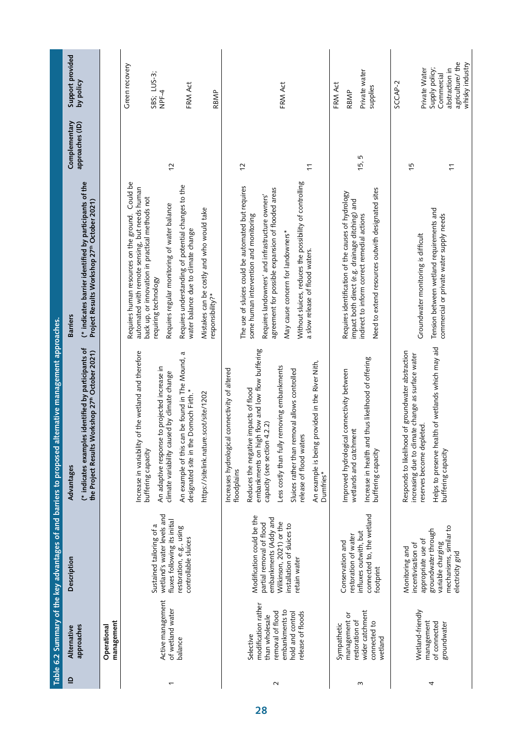Table 6.2 Summary of the key advantages of and barriers to proposed alternative management approaches.

| ID | Alternative approaches | Description | Advantages (* indicates examples identified by participants of the Project Results Workshop 27[th] October 2021) | Barriers (* indicates barrier identified by participants of the Project Results Workshop 27[th] October 2021) | Complementary approaches (ID) | Support provided by policy |
|---|---|---|---|---|---|---|
| | **Operational management** | | | | | |
| 1 | Active management of wetland water balance | Sustained tailoring of a wetland's water levels and fluxes following its initial restoration, e.g., using controllable sluices | Increase in variability of the wetland and therefore buffering capacity<br>An adaptive response to projected increase in climate variability caused by climate change<br>An example of this can be found in The Mound, a designated site in the Dornoch Firth.*<br>https://sitelink.nature.scot/site/1202 | Requires human resources on the ground. Could be automated with remote sensing, but needs human back up, or innovation in practical methods not requiring technology<br>Requires regular monitoring of water balance<br>Requires understanding of potential changes to the water balance due to climate change<br>Mistakes can be costly and who would take responsibility?* | 12 | Green recovery<br>SBS; LUS-3; NPF-4<br>FRM Act<br>RBMP |
| 2 | Selective modification rather than wholesale removal of flood embankments to hold and control release of floods | Modification could be the partial removal of flood embankments (Addy and Wilkinson, 2021) or the installation of sluices to retain water | Increases hydrological connectivity of altered floodplains<br>Reduces the negative impacts of flood embankments on high flow and low flow buffering capacity (see section 4.2.2)<br>Less costly than fully removing embankments<br>Sluices rather than removal allows controlled release of flood waters<br>An example is being provided in the River Nith, Dumfries* | The use of sluices could be automated but requires some human intervention and monitoring<br>Requires landowners' and infrastructure owners' agreement for possible expansion of flooded areas<br>May cause concern for landowners*<br>Without sluices, reduces the possibility of controlling a slow release of flood waters. | 12<br>11 | FRM Act |
| 3 | Sympathetic management or restoration of wider catchment connected to wetland | Conservation and restoration of water influxes outwith, but connected to, the wetland footprint | Improved hydrological connectivity between wetlands and catchment<br>Increase in health and thus likelihood of offering buffering capacity | Requires identification of the causes of hydrology impact both direct (e.g. drainage ditching) and indirect to inform correct remedial actions<br>Need to extend resources outwith designated sites | 15, 5 | FRM Act<br>RBMP<br>Private water supplies |
| 4 | Wetland-friendly management of connected groundwater | Monitoring and incentivisation of appropriate use of groundwater through variable charging mechanisms, similar to electricity grid | Responds to likelihood of groundwater abstraction increasing due to climate change as surface water reserves become depleted.<br>Helps to preserve health of wetlands which may aid buffering capacity | Groundwater monitoring is difficult<br>Tension between wetland requirements and commercial or private water supply needs | 15<br>11 | SCCAP-2<br>Private Water Supply policy; Commercial abstraction in agriculture/ the whisky industry |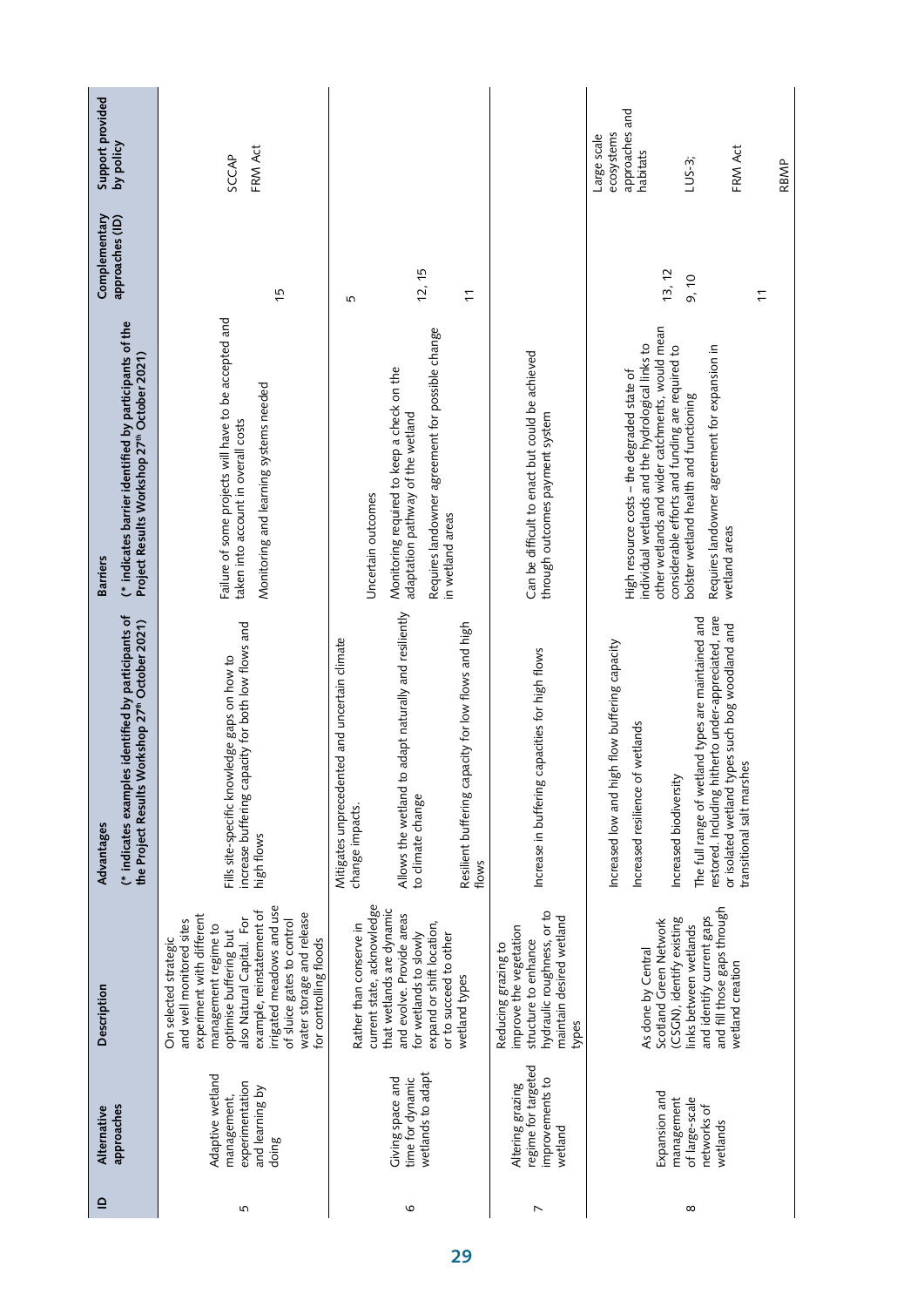| ID | Alternative approaches | Description | Advantages (* indicates examples identified by participants of the Project Results Workshop 27th October 2021) | Barriers (* indicates barrier identified by participants of the Project Results Workshop 27th October 2021) | Complementary approaches (ID) | Support provided by policy |
|---|---|---|---|---|---|---|
| 5 | Adaptive wetland management, experimentation and learning by doing | On selected strategic and well monitored sites experiment with different management regime to optimise buffering but also Natural Capital. For example, reinstatement of irrigated meadows and use of sluice gates to control water storage and release for controlling floods | Fills site-specific knowledge gaps on how to increase buffering capacity for both low flows and high flows | Failure of some projects will have to be accepted and taken into account in overall costs<br><br>Monitoring and learning systems needed | 15 | SCCAP<br><br>FRM Act |
| 6 | Giving space and time for dynamic wetlands to adapt | Rather than conserve in current state, acknowledge that wetlands are dynamic and evolve. Provide areas for wetlands to slowly expand or shift location, or to succeed to other wetland types | Mitigates unprecedented and uncertain climate change impacts.<br><br>Allows the wetland to adapt naturally and resiliently to climate change<br><br>Resilient buffering capacity for low flows and high flows | Uncertain outcomes<br><br>Monitoring required to keep a check on the adaptation pathway of the wetland<br><br>Requires landowner agreement for possible change in wetland areas | 5<br><br>12, 15<br><br>11 | |
| 7 | Altering grazing regime for targeted improvements to wetland | Reducing grazing to improve the vegetation structure to enhance hydraulic roughness, or to maintain desired wetland types | Increase in buffering capacities for high flows | Can be difficult to enact but could be achieved through outcomes payment system | | |
| 8 | Expansion and management of large-scale networks of wetlands | As done by Central Scotland Green Network (CSGN), identify existing links between wetlands and identify current gaps and fill those gaps through wetland creation | Increased low and high flow buffering capacity<br><br>Increased resilience of wetlands<br><br>Increased biodiversity<br><br>The full range of wetland types are maintained and restored. Including hitherto under-appreciated, rare or isolated wetland types such bog woodland and transitional salt marshes | High resource costs – the degraded state of individual wetlands and the hydrological links to other wetlands and wider catchments, would mean considerable efforts and funding are required to bolster wetland health and functioning<br><br>Requires landowner agreement for expansion in wetland areas | 13, 12<br><br>9, 10<br><br>11 | Large scale ecosystems approaches and habitats<br><br>LUS-3;<br><br>FRM Act<br><br>RBMP |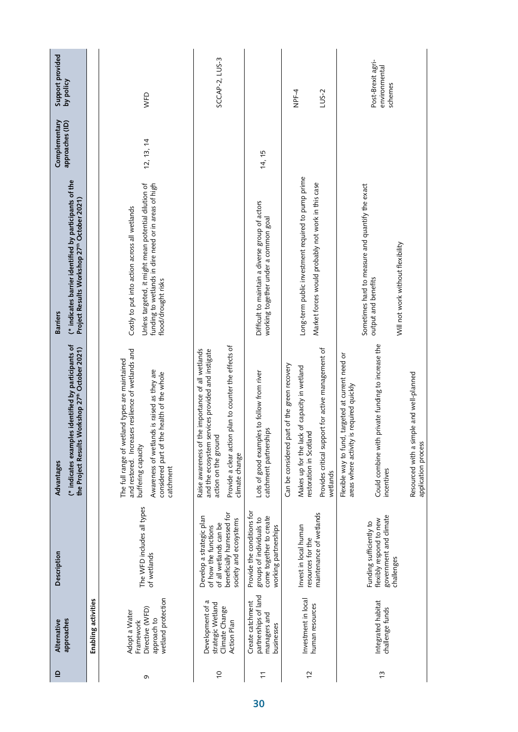| ID | Alternative approaches | Description | Advantages (* indicates examples identified by participants of the Project Results Workshop 27[th] October 2021) | Barriers (* indicates barrier identified by participants of the Project Results Workshop 27[th] October 2021) | Complementary approaches (ID) | Support provided by policy |
|---|---|---|---|---|---|---|
| **Enabling activities** | | | | | | |
| 9 | Adopt a Water Framework Directive (WFD) approach to wetland protection | The WFD includes all types of wetlands | The full range of wetland types are maintained and restored. Increases resilience of wetlands and buffering capacity<br><br>Awareness of wetlands is raised as they are considered part of the health of the whole catchment | Costly to put into action across all wetlands<br><br>Unless targeted, it might mean potential dilution of funding to wetlands in dire need or in areas of high flood/drought risks | 12, 13, 14 | WFD |
| 10 | Development of a strategic Wetland Climate Change Action Plan | Develop a strategic plan of how the functions of all wetlands can be beneficially harnessed for society and ecosystems | Raise awareness of the importance of all wetlands and the ecosystem services provided and instigate action on the ground<br><br>Provide a clear action plan to counter the effects of climate change | | | SCCAP-2, LUS-3 |
| 11 | Create catchment partnerships of land managers and businesses | Provide the conditions for groups of individuals to come together to create working partnerships | Lots of good examples to follow from river catchment partnerships | Difficult to maintain a diverse group of actors working together under a common goal | 14, 15 | |
| 12 | Investment in local human resources | Invest in local human resources for the maintenance of wetlands | Can be considered part of the green recovery<br><br>Makes up for the lack of capacity in wetland restoration in Scotland<br><br>Provides critical support for active management of wetlands | Long-term public investment required to pump prime<br><br>Market forces would probably not work in this case | | NPF-4<br><br>LUS-2 |
| 13 | Integrated habitat challenge funds | Funding sufficiently to flexibly respond to new government and climate challenges | Flexible way to fund, targeted at current need or areas where activity is required quickly<br><br>Could combine with private funding to increase the incentives<br><br>Resourced with a simple and well-planned application process | Sometimes hard to measure and quantify the exact output and benefits<br><br>Will not work without flexibility | | Post-Brexit agri-environmental schemes |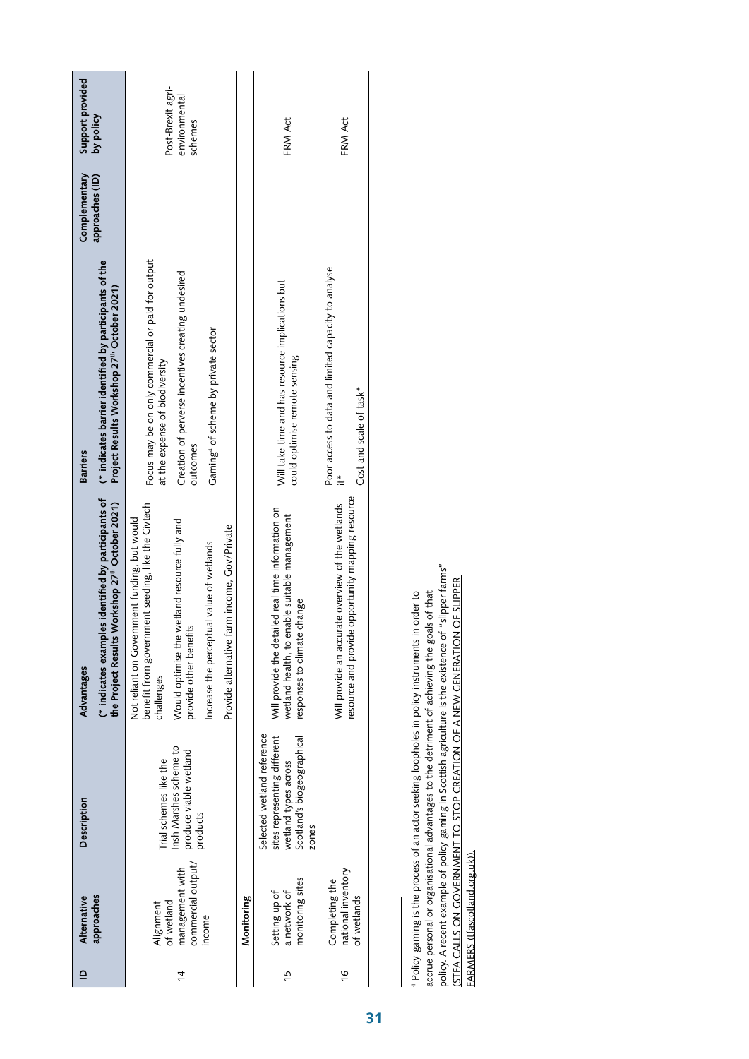| ID | Alternative approaches | Description | Advantages (* indicates examples identified by participants of the Project Results Workshop 27th October 2021) | Barriers (* indicates barrier identified by participants of the Project Results Workshop 27th October 2021) | Complementary approaches (ID) | Support provided by policy |
|---|---|---|---|---|---|---|
| 14 | Alignment of wetland management with commercial output/ income | Trial schemes like the Irish Marshes scheme to produce viable wetland products | Not reliant on Government funding, but would benefit from government seeding, like the Civtech challenges<br><br>Would optimise the wetland resource fully and provide other benefits<br><br>Increase the perceptual value of wetlands<br><br>Provide alternative farm income, Gov/Private | Focus may be on only commercial or paid for output at the expense of biodiversity<br><br>Creation of perverse incentives creating undesired outcomes<br><br>Gaming[4] of scheme by private sector | | Post-Brexit agri-environmental schemes |
| | **Monitoring** | | | | | |
| 15 | Setting up of a network of monitoring sites | Selected wetland reference sites representing different wetland types across Scotland's biogeographical zones | Will provide the detailed real time information on wetland health, to enable suitable management responses to climate change | Will take time and has resource implications but could optimise remote sensing | | FRM Act |
| 16 | Completing the national inventory of wetlands | | Will provide an accurate overview of the wetlands resource and provide opportunity mapping resource | Poor access to data and limited capacity to analyse it*<br><br>Cost and scale of task* | | FRM Act |

[4] Policy gaming is the process of an actor seeking loopholes in policy instruments in order to accrue personal or organisational advantages to the detriment of achieving the goals of that policy. A recent example of policy gaming in Scottish agriculture is the existence of "slipper farms" (STFA CALLS ON GOVERNMENT TO STOP CREATION OF A NEW GENERATION OF SLIPPER FARMERS (tfascotland.org.uk)).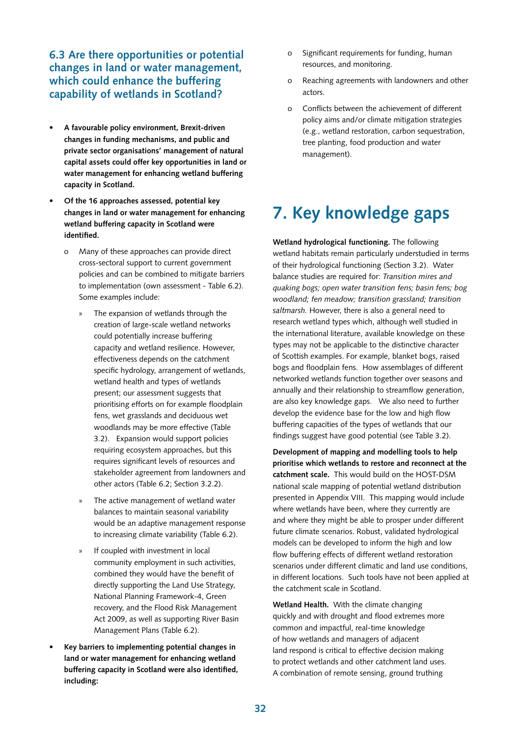### 6.3 Are there opportunities or potential changes in land or water management, which could enhance the buffering capability of wetlands in Scotland?

- **A favourable policy environment, Brexit-driven changes in funding mechanisms, and public and private sector organisations' management of natural capital assets could offer key opportunities in land or water management for enhancing wetland buffering capacity in Scotland.**
- **Of the 16 approaches assessed, potential key changes in land or water management for enhancing wetland buffering capacity in Scotland were identified.**
  - Many of these approaches can provide direct cross-sectoral support to current government policies and can be combined to mitigate barriers to implementation (own assessment - Table 6.2). Some examples include:
    - The expansion of wetlands through the creation of large-scale wetland networks could potentially increase buffering capacity and wetland resilience. However, effectiveness depends on the catchment specific hydrology, arrangement of wetlands, wetland health and types of wetlands present; our assessment suggests that prioritising efforts on for example floodplain fens, wet grasslands and deciduous wet woodlands may be more effective (Table 3.2). Expansion would support policies requiring ecosystem approaches, but this requires significant levels of resources and stakeholder agreement from landowners and other actors (Table 6.2; Section 3.2.2).
    - The active management of wetland water balances to maintain seasonal variability would be an adaptive management response to increasing climate variability (Table 6.2).
    - If coupled with investment in local community employment in such activities, combined they would have the benefit of directly supporting the Land Use Strategy, National Planning Framework-4, Green recovery, and the Flood Risk Management Act 2009, as well as supporting River Basin Management Plans (Table 6.2).
- **Key barriers to implementing potential changes in land or water management for enhancing wetland buffering capacity in Scotland were also identified, including:**
  - Significant requirements for funding, human resources, and monitoring.
  - Reaching agreements with landowners and other actors.
  - Conflicts between the achievement of different policy aims and/or climate mitigation strategies (e.g., wetland restoration, carbon sequestration, tree planting, food production and water management).

# 7. Key knowledge gaps

**Wetland hydrological functioning.** The following wetland habitats remain particularly understudied in terms of their hydrological functioning (Section 3.2). Water balance studies are required for: *Transition mires and quaking bogs; open water transition fens; basin fens; bog woodland; fen meadow; transition grassland; transition saltmarsh.* However, there is also a general need to research wetland types which, although well studied in the international literature, available knowledge on these types may not be applicable to the distinctive character of Scottish examples. For example, blanket bogs, raised bogs and floodplain fens. How assemblages of different networked wetlands function together over seasons and annually and their relationship to streamflow generation, are also key knowledge gaps. We also need to further develop the evidence base for the low and high flow buffering capacities of the types of wetlands that our findings suggest have good potential (see Table 3.2).

**Development of mapping and modelling tools to help prioritise which wetlands to restore and reconnect at the catchment scale.** This would build on the HOST-DSM national scale mapping of potential wetland distribution presented in Appendix VIII. This mapping would include where wetlands have been, where they currently are and where they might be able to prosper under different future climate scenarios. Robust, validated hydrological models can be developed to inform the high and low flow buffering effects of different wetland restoration scenarios under different climatic and land use conditions, in different locations. Such tools have not been applied at the catchment scale in Scotland.

**Wetland Health.** With the climate changing quickly and with drought and flood extremes more common and impactful, real-time knowledge of how wetlands and managers of adjacent land respond is critical to effective decision making to protect wetlands and other catchment land uses. A combination of remote sensing, ground truthing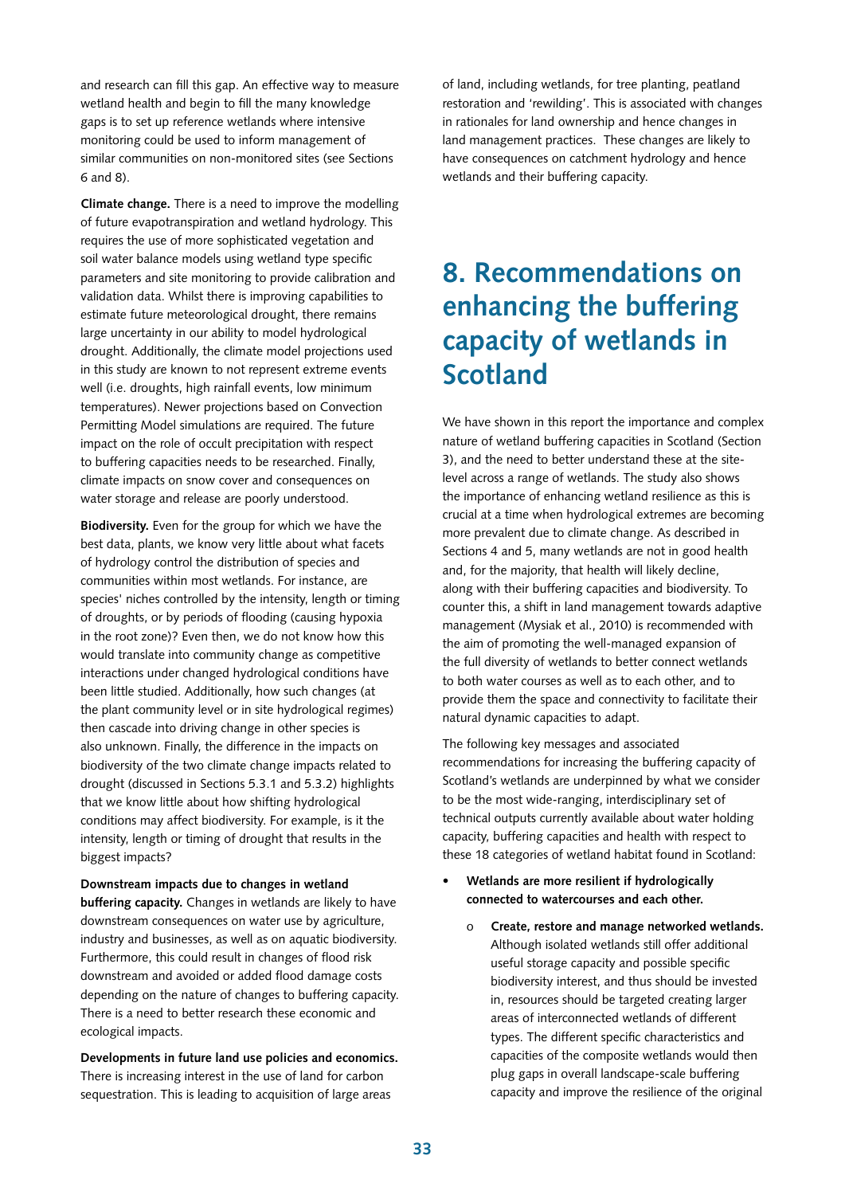and research can fill this gap. An effective way to measure wetland health and begin to fill the many knowledge gaps is to set up reference wetlands where intensive monitoring could be used to inform management of similar communities on non-monitored sites (see Sections 6 and 8).

**Climate change.** There is a need to improve the modelling of future evapotranspiration and wetland hydrology. This requires the use of more sophisticated vegetation and soil water balance models using wetland type specific parameters and site monitoring to provide calibration and validation data. Whilst there is improving capabilities to estimate future meteorological drought, there remains large uncertainty in our ability to model hydrological drought. Additionally, the climate model projections used in this study are known to not represent extreme events well (i.e. droughts, high rainfall events, low minimum temperatures). Newer projections based on Convection Permitting Model simulations are required. The future impact on the role of occult precipitation with respect to buffering capacities needs to be researched. Finally, climate impacts on snow cover and consequences on water storage and release are poorly understood.

**Biodiversity.** Even for the group for which we have the best data, plants, we know very little about what facets of hydrology control the distribution of species and communities within most wetlands. For instance, are species' niches controlled by the intensity, length or timing of droughts, or by periods of flooding (causing hypoxia in the root zone)? Even then, we do not know how this would translate into community change as competitive interactions under changed hydrological conditions have been little studied. Additionally, how such changes (at the plant community level or in site hydrological regimes) then cascade into driving change in other species is also unknown. Finally, the difference in the impacts on biodiversity of the two climate change impacts related to drought (discussed in Sections 5.3.1 and 5.3.2) highlights that we know little about how shifting hydrological conditions may affect biodiversity. For example, is it the intensity, length or timing of drought that results in the biggest impacts?

**Downstream impacts due to changes in wetland buffering capacity.** Changes in wetlands are likely to have downstream consequences on water use by agriculture, industry and businesses, as well as on aquatic biodiversity. Furthermore, this could result in changes of flood risk downstream and avoided or added flood damage costs depending on the nature of changes to buffering capacity. There is a need to better research these economic and ecological impacts.

**Developments in future land use policies and economics.** There is increasing interest in the use of land for carbon sequestration. This is leading to acquisition of large areas of land, including wetlands, for tree planting, peatland restoration and 'rewilding'. This is associated with changes in rationales for land ownership and hence changes in land management practices. These changes are likely to have consequences on catchment hydrology and hence wetlands and their buffering capacity.

# 8. Recommendations on enhancing the buffering capacity of wetlands in Scotland

We have shown in this report the importance and complex nature of wetland buffering capacities in Scotland (Section 3), and the need to better understand these at the site-level across a range of wetlands. The study also shows the importance of enhancing wetland resilience as this is crucial at a time when hydrological extremes are becoming more prevalent due to climate change. As described in Sections 4 and 5, many wetlands are not in good health and, for the majority, that health will likely decline, along with their buffering capacities and biodiversity. To counter this, a shift in land management towards adaptive management (Mysiak et al., 2010) is recommended with the aim of promoting the well-managed expansion of the full diversity of wetlands to better connect wetlands to both water courses as well as to each other, and to provide them the space and connectivity to facilitate their natural dynamic capacities to adapt.

The following key messages and associated recommendations for increasing the buffering capacity of Scotland's wetlands are underpinned by what we consider to be the most wide-ranging, interdisciplinary set of technical outputs currently available about water holding capacity, buffering capacities and health with respect to these 18 categories of wetland habitat found in Scotland:

- **Wetlands are more resilient if hydrologically connected to watercourses and each other.**
    - **Create, restore and manage networked wetlands.** Although isolated wetlands still offer additional useful storage capacity and possible specific biodiversity interest, and thus should be invested in, resources should be targeted creating larger areas of interconnected wetlands of different types. The different specific characteristics and capacities of the composite wetlands would then plug gaps in overall landscape-scale buffering capacity and improve the resilience of the original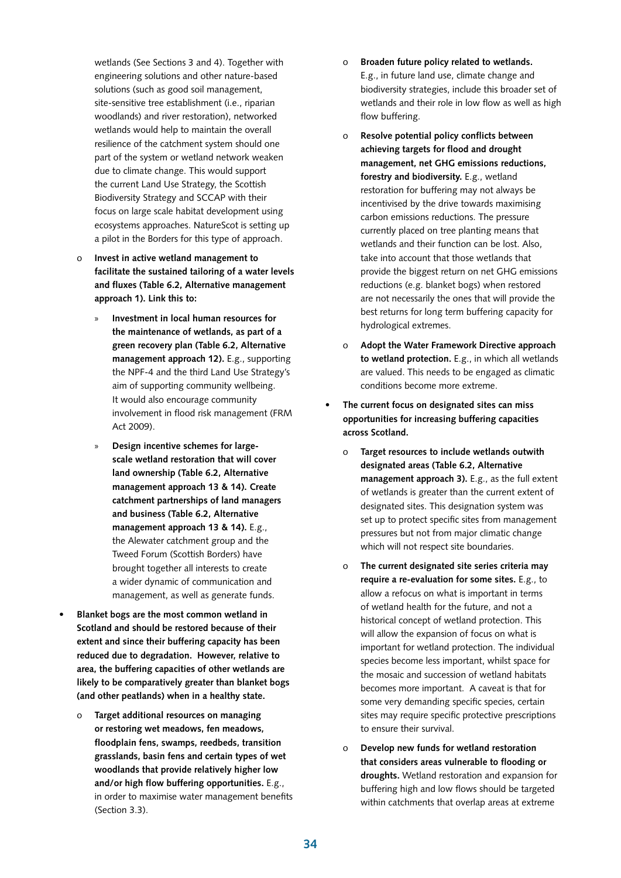wetlands (See Sections 3 and 4). Together with engineering solutions and other nature-based solutions (such as good soil management, site-sensitive tree establishment (i.e., riparian woodlands) and river restoration), networked wetlands would help to maintain the overall resilience of the catchment system should one part of the system or wetland network weaken due to climate change. This would support the current Land Use Strategy, the Scottish Biodiversity Strategy and SCCAP with their focus on large scale habitat development using ecosystems approaches. NatureScot is setting up a pilot in the Borders for this type of approach.

- o **Invest in active wetland management to facilitate the sustained tailoring of a water levels and fluxes (Table 6.2, Alternative management approach 1). Link this to:**
  - » **Investment in local human resources for the maintenance of wetlands, as part of a green recovery plan (Table 6.2, Alternative management approach 12).** E.g., supporting the NPF-4 and the third Land Use Strategy's aim of supporting community wellbeing. It would also encourage community involvement in flood risk management (FRM Act 2009).
  - » **Design incentive schemes for large-scale wetland restoration that will cover land ownership (Table 6.2, Alternative management approach 13 & 14). Create catchment partnerships of land managers and business (Table 6.2, Alternative management approach 13 & 14).** E.g., the Alewater catchment group and the Tweed Forum (Scottish Borders) have brought together all interests to create a wider dynamic of communication and management, as well as generate funds.

- **Blanket bogs are the most common wetland in Scotland and should be restored because of their extent and since their buffering capacity has been reduced due to degradation. However, relative to area, the buffering capacities of other wetlands are likely to be comparatively greater than blanket bogs (and other peatlands) when in a healthy state.**
  - o **Target additional resources on managing or restoring wet meadows, fen meadows, floodplain fens, swamps, reedbeds, transition grasslands, basin fens and certain types of wet woodlands that provide relatively higher low and/or high flow buffering opportunities.** E.g., in order to maximise water management benefits (Section 3.3).
  - o **Broaden future policy related to wetlands.** E.g., in future land use, climate change and biodiversity strategies, include this broader set of wetlands and their role in low flow as well as high flow buffering.
  - o **Resolve potential policy conflicts between achieving targets for flood and drought management, net GHG emissions reductions, forestry and biodiversity.** E.g., wetland restoration for buffering may not always be incentivised by the drive towards maximising carbon emissions reductions. The pressure currently placed on tree planting means that wetlands and their function can be lost. Also, take into account that those wetlands that provide the biggest return on net GHG emissions reductions (e.g. blanket bogs) when restored are not necessarily the ones that will provide the best returns for long term buffering capacity for hydrological extremes.
  - o **Adopt the Water Framework Directive approach to wetland protection.** E.g., in which all wetlands are valued. This needs to be engaged as climatic conditions become more extreme.

- **The current focus on designated sites can miss opportunities for increasing buffering capacities across Scotland.**
  - o **Target resources to include wetlands outwith designated areas (Table 6.2, Alternative management approach 3).** E.g., as the full extent of wetlands is greater than the current extent of designated sites. This designation system was set up to protect specific sites from management pressures but not from major climatic change which will not respect site boundaries.
  - o **The current designated site series criteria may require a re-evaluation for some sites.** E.g., to allow a refocus on what is important in terms of wetland health for the future, and not a historical concept of wetland protection. This will allow the expansion of focus on what is important for wetland protection. The individual species become less important, whilst space for the mosaic and succession of wetland habitats becomes more important. A caveat is that for some very demanding specific species, certain sites may require specific protective prescriptions to ensure their survival.
  - o **Develop new funds for wetland restoration that considers areas vulnerable to flooding or droughts.** Wetland restoration and expansion for buffering high and low flows should be targeted within catchments that overlap areas at extreme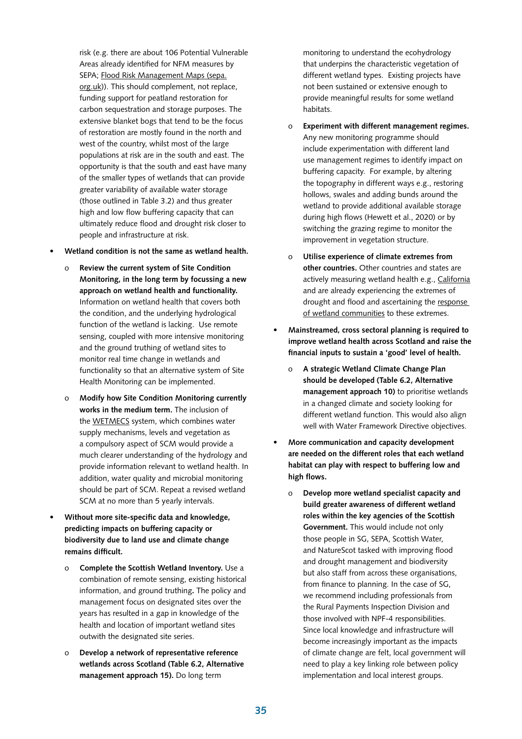risk (e.g. there are about 106 Potential Vulnerable Areas already identified for NFM measures by SEPA; Flood Risk Management Maps (sepa.org.uk)). This should complement, not replace, funding support for peatland restoration for carbon sequestration and storage purposes. The extensive blanket bogs that tend to be the focus of restoration are mostly found in the north and west of the country, whilst most of the large populations at risk are in the south and east. The opportunity is that the south and east have many of the smaller types of wetlands that can provide greater variability of available water storage (those outlined in Table 3.2) and thus greater high and low flow buffering capacity that can ultimately reduce flood and drought risk closer to people and infrastructure at risk.

- **Wetland condition is not the same as wetland health.**
    - **Review the current system of Site Condition Monitoring, in the long term by focussing a new approach on wetland health and functionality.** Information on wetland health that covers both the condition, and the underlying hydrological function of the wetland is lacking. Use remote sensing, coupled with more intensive monitoring and the ground truthing of wetland sites to monitor real time change in wetlands and functionality so that an alternative system of Site Health Monitoring can be implemented.
    - **Modify how Site Condition Monitoring currently works in the medium term.** The inclusion of the WETMECS system, which combines water supply mechanisms, levels and vegetation as a compulsory aspect of SCM would provide a much clearer understanding of the hydrology and provide information relevant to wetland health. In addition, water quality and microbial monitoring should be part of SCM. Repeat a revised wetland SCM at no more than 5 yearly intervals.
- **Without more site-specific data and knowledge, predicting impacts on buffering capacity or biodiversity due to land use and climate change remains difficult.**
    - **Complete the Scottish Wetland Inventory.** Use a combination of remote sensing, existing historical information, and ground truthing**.** The policy and management focus on designated sites over the years has resulted in a gap in knowledge of the health and location of important wetland sites outwith the designated site series.
    - **Develop a network of representative reference wetlands across Scotland (Table 6.2, Alternative management approach 15).** Do long term monitoring to understand the ecohydrology that underpins the characteristic vegetation of different wetland types. Existing projects have not been sustained or extensive enough to provide meaningful results for some wetland habitats.
    - **Experiment with different management regimes.** Any new monitoring programme should include experimentation with different land use management regimes to identify impact on buffering capacity. For example, by altering the topography in different ways e.g., restoring hollows, swales and adding bunds around the wetland to provide additional available storage during high flows (Hewett et al., 2020) or by switching the grazing regime to monitor the improvement in vegetation structure.
    - **Utilise experience of climate extremes from other countries.** Other countries and states are actively measuring wetland health e.g., California and are already experiencing the extremes of drought and flood and ascertaining the response of wetland communities to these extremes.
- **Mainstreamed, cross sectoral planning is required to improve wetland health across Scotland and raise the financial inputs to sustain a 'good' level of health.**
    - **A strategic Wetland Climate Change Plan should be developed (Table 6.2, Alternative management approach 10)** to prioritise wetlands in a changed climate and society looking for different wetland function. This would also align well with Water Framework Directive objectives.
- **More communication and capacity development are needed on the different roles that each wetland habitat can play with respect to buffering low and high flows.**
    - **Develop more wetland specialist capacity and build greater awareness of different wetland roles within the key agencies of the Scottish Government.** This would include not only those people in SG, SEPA, Scottish Water, and NatureScot tasked with improving flood and drought management and biodiversity but also staff from across these organisations, from finance to planning. In the case of SG, we recommend including professionals from the Rural Payments Inspection Division and those involved with NPF-4 responsibilities. Since local knowledge and infrastructure will become increasingly important as the impacts of climate change are felt, local government will need to play a key linking role between policy implementation and local interest groups.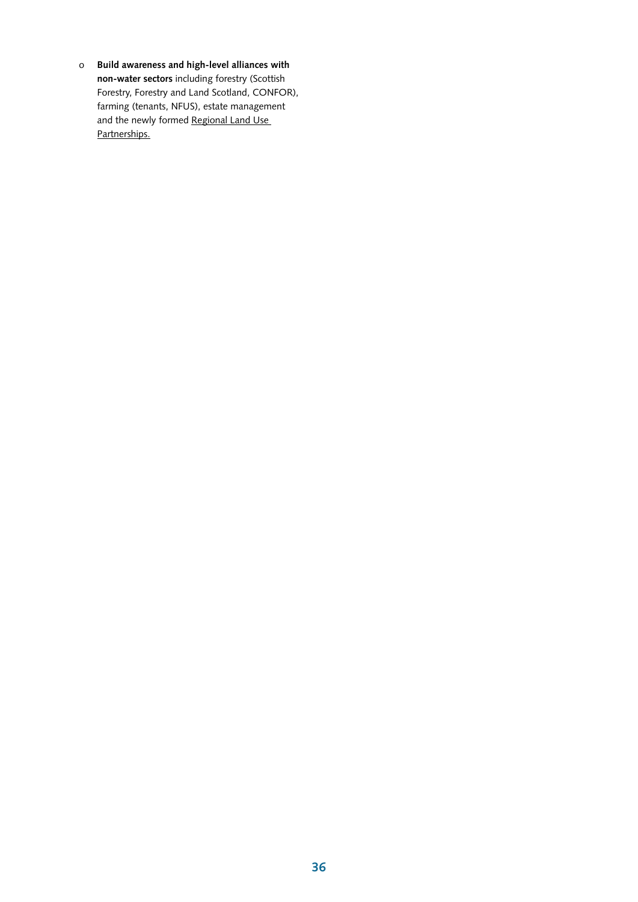- **Build awareness and high-level alliances with non-water sectors** including forestry (Scottish Forestry, Forestry and Land Scotland, CONFOR), farming (tenants, NFUS), estate management and the newly formed Regional Land Use Partnerships.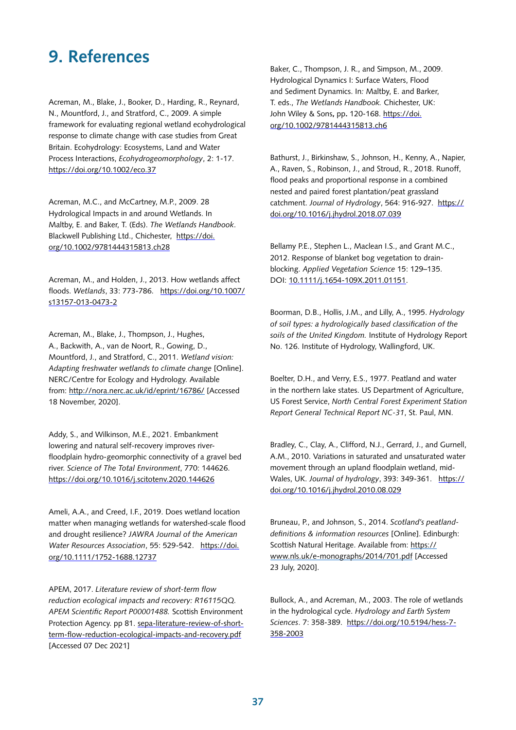# 9. References

Acreman, M., Blake, J., Booker, D., Harding, R., Reynard, N., Mountford, J., and Stratford, C., 2009. A simple framework for evaluating regional wetland ecohydrological response to climate change with case studies from Great Britain. Ecohydrology: Ecosystems, Land and Water Process Interactions, *Ecohydrogeomorphology*, 2: 1-17. https://doi.org/10.1002/eco.37

Acreman, M.C., and McCartney, M.P., 2009. 28 Hydrological Impacts in and around Wetlands. In Maltby, E. and Baker, T. (Eds). *The Wetlands Handbook*. Blackwell Publishing Ltd., Chichester, https://doi.org/10.1002/9781444315813.ch28

Acreman, M., and Holden, J., 2013. How wetlands affect floods. *Wetlands*, 33: 773-786. https://doi.org/10.1007/s13157-013-0473-2

Acreman, M., Blake, J., Thompson, J., Hughes, A., Backwith, A., van de Noort, R., Gowing, D., Mountford, J., and Stratford, C., 2011. *Wetland vision: Adapting freshwater wetlands to climate change* [Online]. NERC/Centre for Ecology and Hydrology. Available from: http://nora.nerc.ac.uk/id/eprint/16786/ [Accessed 18 November, 2020].

Addy, S., and Wilkinson, M.E., 2021. Embankment lowering and natural self-recovery improves river-floodplain hydro-geomorphic connectivity of a gravel bed river. *Science of The Total Environment*, 770: 144626. https://doi.org/10.1016/j.scitotenv.2020.144626

Ameli, A.A., and Creed, I.F., 2019. Does wetland location matter when managing wetlands for watershed-scale flood and drought resilience? *JAWRA Journal of the American Water Resources Association*, 55: 529-542. https://doi.org/10.1111/1752-1688.12737

APEM, 2017. *Literature review of short-term flow reduction ecological impacts and recovery: R16115QQ. APEM Scientific Report P00001488.* Scottish Environment Protection Agency. pp 81. sepa-literature-review-of-short-term-flow-reduction-ecological-impacts-and-recovery.pdf [Accessed 07 Dec 2021]

Baker, C., Thompson, J. R., and Simpson, M., 2009. Hydrological Dynamics I: Surface Waters, Flood and Sediment Dynamics. In*:* Maltby, E. and Barker, T. eds., *The Wetlands Handbook.* Chichester, UK: John Wiley & Sons**,** pp**.** 120-168. https://doi.org/10.1002/9781444315813.ch6

Bathurst, J., Birkinshaw, S., Johnson, H., Kenny, A., Napier, A., Raven, S., Robinson, J., and Stroud, R., 2018. Runoff, flood peaks and proportional response in a combined nested and paired forest plantation/peat grassland catchment. *Journal of Hydrology*, 564: 916-927. https://doi.org/10.1016/j.jhydrol.2018.07.039

Bellamy P.E., Stephen L., Maclean I.S., and Grant M.C., 2012. Response of blanket bog vegetation to drain-blocking. *Applied Vegetation Science* 15: 129–135. DOI: 10.1111/j.1654-109X.2011.01151.

Boorman, D.B., Hollis, J.M., and Lilly, A., 1995. *Hydrology of soil types: a hydrologically based classification of the soils of the United Kingdom.* Institute of Hydrology Report No. 126. Institute of Hydrology, Wallingford, UK.

Boelter, D.H., and Verry, E.S., 1977. Peatland and water in the northern lake states. US Department of Agriculture, US Forest Service, *North Central Forest Experiment Station Report General Technical Report NC-31*, St. Paul, MN.

Bradley, C., Clay, A., Clifford, N.J., Gerrard, J., and Gurnell, A.M., 2010. Variations in saturated and unsaturated water movement through an upland floodplain wetland, mid-Wales, UK. *Journal of hydrology*, 393: 349-361. https://doi.org/10.1016/j.jhydrol.2010.08.029

Bruneau, P., and Johnson, S., 2014. *Scotland's peatland-definitions & information resources* [Online]. Edinburgh: Scottish Natural Heritage. Available from: https://www.nls.uk/e-monographs/2014/701.pdf [Accessed 23 July, 2020].

Bullock, A., and Acreman, M., 2003. The role of wetlands in the hydrological cycle. *Hydrology and Earth System Sciences*. 7: 358-389. https://doi.org/10.5194/hess-7-358-2003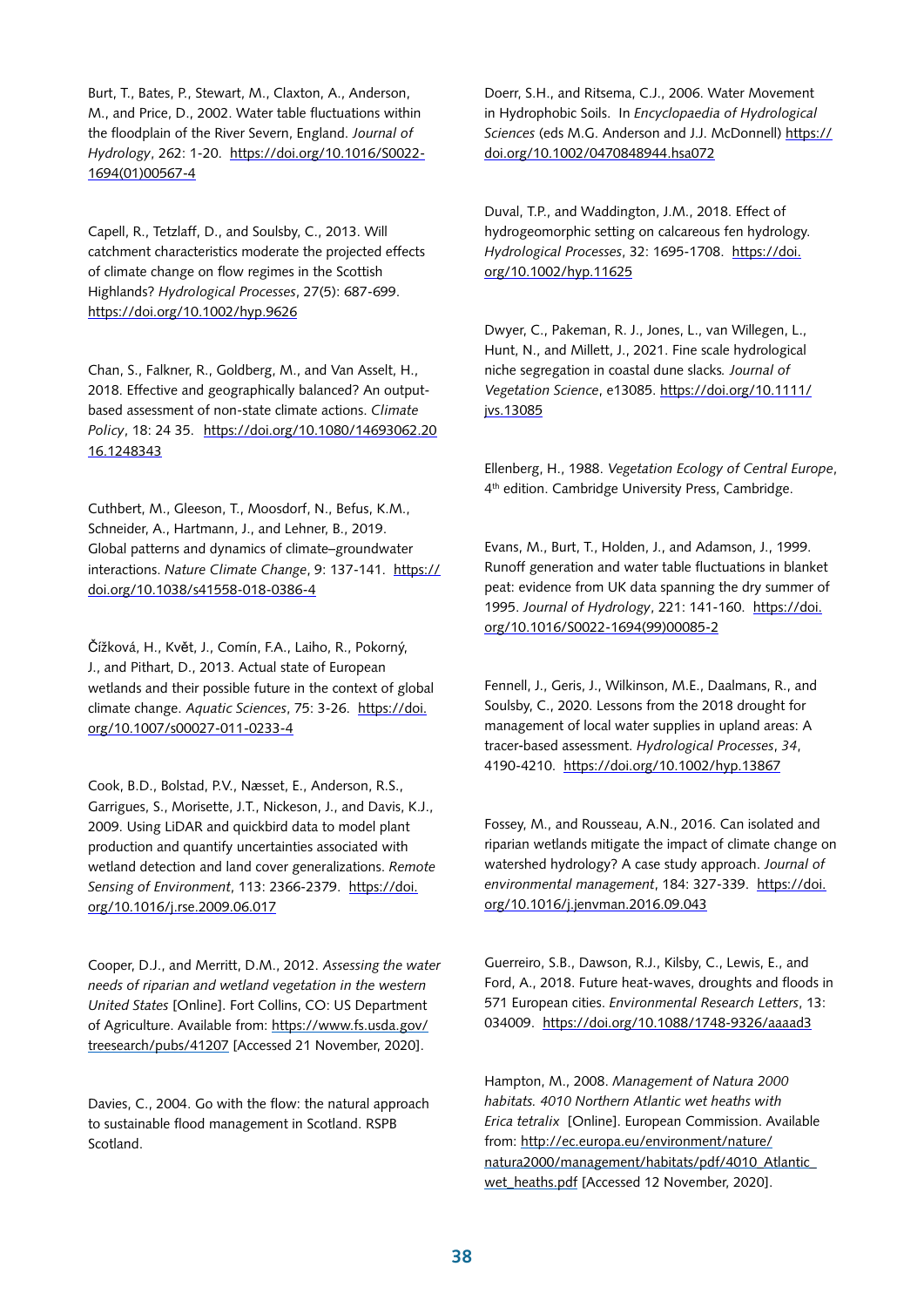Burt, T., Bates, P., Stewart, M., Claxton, A., Anderson, M., and Price, D., 2002. Water table fluctuations within the floodplain of the River Severn, England. *Journal of Hydrology*, 262: 1-20. https://doi.org/10.1016/S0022-1694(01)00567-4

Capell, R., Tetzlaff, D., and Soulsby, C., 2013. Will catchment characteristics moderate the projected effects of climate change on flow regimes in the Scottish Highlands? *Hydrological Processes*, 27(5): 687-699. https://doi.org/10.1002/hyp.9626

Chan, S., Falkner, R., Goldberg, M., and Van Asselt, H., 2018. Effective and geographically balanced? An output-based assessment of non-state climate actions. *Climate Policy*, 18: 24 35. https://doi.org/10.1080/14693062.2016.1248343

Cuthbert, M., Gleeson, T., Moosdorf, N., Befus, K.M., Schneider, A., Hartmann, J., and Lehner, B., 2019. Global patterns and dynamics of climate–groundwater interactions. *Nature Climate Change*, 9: 137-141. https://doi.org/10.1038/s41558-018-0386-4

Čížková, H., Květ, J., Comín, F.A., Laiho, R., Pokorný, J., and Pithart, D., 2013. Actual state of European wetlands and their possible future in the context of global climate change. *Aquatic Sciences*, 75: 3-26. https://doi.org/10.1007/s00027-011-0233-4

Cook, B.D., Bolstad, P.V., Næsset, E., Anderson, R.S., Garrigues, S., Morisette, J.T., Nickeson, J., and Davis, K.J., 2009. Using LiDAR and quickbird data to model plant production and quantify uncertainties associated with wetland detection and land cover generalizations. *Remote Sensing of Environment*, 113: 2366-2379. https://doi.org/10.1016/j.rse.2009.06.017

Cooper, D.J., and Merritt, D.M., 2012. *Assessing the water needs of riparian and wetland vegetation in the western United States* [Online]. Fort Collins, CO: US Department of Agriculture. Available from: https://www.fs.usda.gov/treesearch/pubs/41207 [Accessed 21 November, 2020].

Davies, C., 2004. Go with the flow: the natural approach to sustainable flood management in Scotland. RSPB Scotland.

Doerr, S.H., and Ritsema, C.J., 2006. Water Movement in Hydrophobic Soils. In *Encyclopaedia of Hydrological Sciences* (eds M.G. Anderson and J.J. McDonnell) https://doi.org/10.1002/0470848944.hsa072

Duval, T.P., and Waddington, J.M., 2018. Effect of hydrogeomorphic setting on calcareous fen hydrology. *Hydrological Processes*, 32: 1695-1708. https://doi.org/10.1002/hyp.11625

Dwyer, C., Pakeman, R. J., Jones, L., van Willegen, L., Hunt, N., and Millett, J., 2021. Fine scale hydrological niche segregation in coastal dune slacks. *Journal of Vegetation Science*, e13085. https://doi.org/10.1111/jvs.13085

Ellenberg, H., 1988. *Vegetation Ecology of Central Europe*, 4th edition. Cambridge University Press, Cambridge.

Evans, M., Burt, T., Holden, J., and Adamson, J., 1999. Runoff generation and water table fluctuations in blanket peat: evidence from UK data spanning the dry summer of 1995. *Journal of Hydrology*, 221: 141-160. https://doi.org/10.1016/S0022-1694(99)00085-2

Fennell, J., Geris, J., Wilkinson, M.E., Daalmans, R., and Soulsby, C., 2020. Lessons from the 2018 drought for management of local water supplies in upland areas: A tracer-based assessment. *Hydrological Processes*, *34*, 4190-4210. https://doi.org/10.1002/hyp.13867

Fossey, M., and Rousseau, A.N., 2016. Can isolated and riparian wetlands mitigate the impact of climate change on watershed hydrology? A case study approach. *Journal of environmental management*, 184: 327-339. https://doi.org/10.1016/j.jenvman.2016.09.043

Guerreiro, S.B., Dawson, R.J., Kilsby, C., Lewis, E., and Ford, A., 2018. Future heat-waves, droughts and floods in 571 European cities. *Environmental Research Letters*, 13: 034009. https://doi.org/10.1088/1748-9326/aaaad3

Hampton, M., 2008. *Management of Natura 2000 habitats. 4010 Northern Atlantic wet heaths with Erica tetralix* [Online]. European Commission. Available from: http://ec.europa.eu/environment/nature/natura2000/management/habitats/pdf/4010_Atlantic_wet_heaths.pdf [Accessed 12 November, 2020].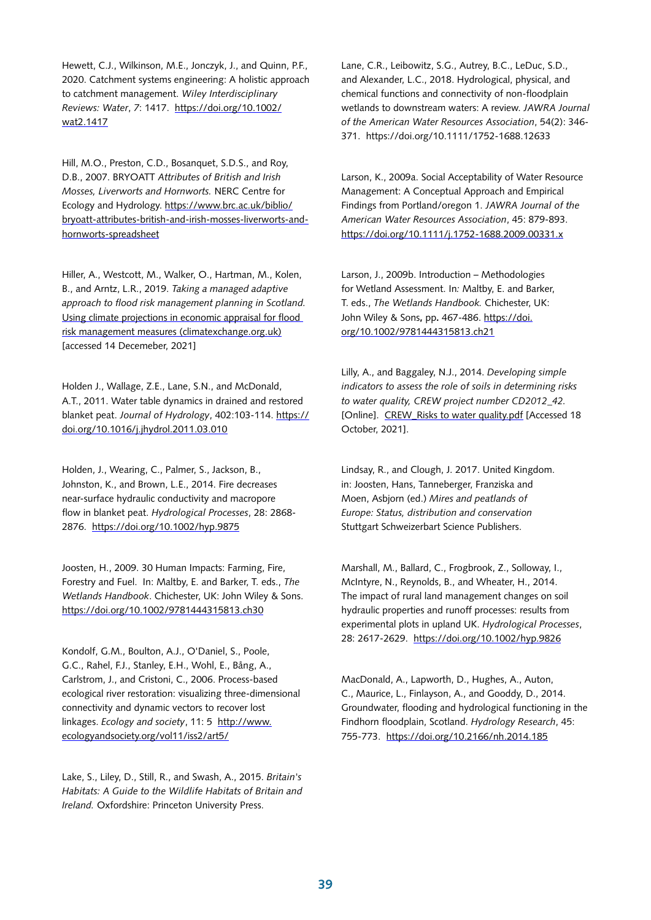Hewett, C.J., Wilkinson, M.E., Jonczyk, J., and Quinn, P.F., 2020. Catchment systems engineering: A holistic approach to catchment management. *Wiley Interdisciplinary Reviews: Water*, *7*: 1417. https://doi.org/10.1002/wat2.1417

Hill, M.O., Preston, C.D., Bosanquet, S.D.S., and Roy, D.B., 2007. BRYOATT *Attributes of British and Irish Mosses, Liverworts and Hornworts.* NERC Centre for Ecology and Hydrology. https://www.brc.ac.uk/biblio/bryoatt-attributes-british-and-irish-mosses-liverworts-and-hornworts-spreadsheet

Hiller, A., Westcott, M., Walker, O., Hartman, M., Kolen, B., and Arntz, L.R., 2019. *Taking a managed adaptive approach to flood risk management planning in Scotland.* Using climate projections in economic appraisal for flood risk management measures (climatexchange.org.uk) [accessed 14 Decemeber, 2021]

Holden J., Wallage, Z.E., Lane, S.N., and McDonald, A.T., 2011. Water table dynamics in drained and restored blanket peat. *Journal of Hydrology*, 402:103-114. https://doi.org/10.1016/j.jhydrol.2011.03.010

Holden, J., Wearing, C., Palmer, S., Jackson, B., Johnston, K., and Brown, L.E., 2014. Fire decreases near-surface hydraulic conductivity and macropore flow in blanket peat. *Hydrological Processes*, 28: 2868-2876. https://doi.org/10.1002/hyp.9875

Joosten, H., 2009. 30 Human Impacts: Farming, Fire, Forestry and Fuel. In: Maltby, E. and Barker, T. eds., *The Wetlands Handbook*. Chichester, UK: John Wiley & Sons. https://doi.org/10.1002/9781444315813.ch30

Kondolf, G.M., Boulton, A.J., O'Daniel, S., Poole, G.C., Rahel, F.J., Stanley, E.H., Wohl, E., Bång, A., Carlstrom, J., and Cristoni, C., 2006. Process-based ecological river restoration: visualizing three-dimensional connectivity and dynamic vectors to recover lost linkages. *Ecology and society*, 11: 5 http://www.ecologyandsociety.org/vol11/iss2/art5/

Lake, S., Liley, D., Still, R., and Swash, A., 2015. *Britain's Habitats: A Guide to the Wildlife Habitats of Britain and Ireland.* Oxfordshire: Princeton University Press.

Lane, C.R., Leibowitz, S.G., Autrey, B.C., LeDuc, S.D., and Alexander, L.C., 2018. Hydrological, physical, and chemical functions and connectivity of non-floodplain wetlands to downstream waters: A review. *JAWRA Journal of the American Water Resources Association*, 54(2): 346-371. https://doi.org/10.1111/1752-1688.12633

Larson, K., 2009a. Social Acceptability of Water Resource Management: A Conceptual Approach and Empirical Findings from Portland/oregon 1. *JAWRA Journal of the American Water Resources Association*, 45: 879-893. https://doi.org/10.1111/j.1752-1688.2009.00331.x

Larson, J., 2009b. Introduction – Methodologies for Wetland Assessment. In: Maltby, E. and Barker, T. eds., *The Wetlands Handbook.* Chichester, UK: John Wiley & Sons, pp. 467-486. https://doi.org/10.1002/9781444315813.ch21

Lilly, A., and Baggaley, N.J., 2014. *Developing simple indicators to assess the role of soils in determining risks to water quality, CREW project number CD2012_42.* [Online]. CREW_Risks to water quality.pdf [Accessed 18 October, 2021].

Lindsay, R., and Clough, J. 2017. United Kingdom. in: Joosten, Hans, Tanneberger, Franziska and Moen, Asbjorn (ed.) *Mires and peatlands of Europe: Status, distribution and conservation* Stuttgart Schweizerbart Science Publishers.

Marshall, M., Ballard, C., Frogbrook, Z., Solloway, I., McIntyre, N., Reynolds, B., and Wheater, H., 2014. The impact of rural land management changes on soil hydraulic properties and runoff processes: results from experimental plots in upland UK. *Hydrological Processes*, 28: 2617-2629. https://doi.org/10.1002/hyp.9826

MacDonald, A., Lapworth, D., Hughes, A., Auton, C., Maurice, L., Finlayson, A., and Gooddy, D., 2014. Groundwater, flooding and hydrological functioning in the Findhorn floodplain, Scotland. *Hydrology Research*, 45: 755-773. https://doi.org/10.2166/nh.2014.185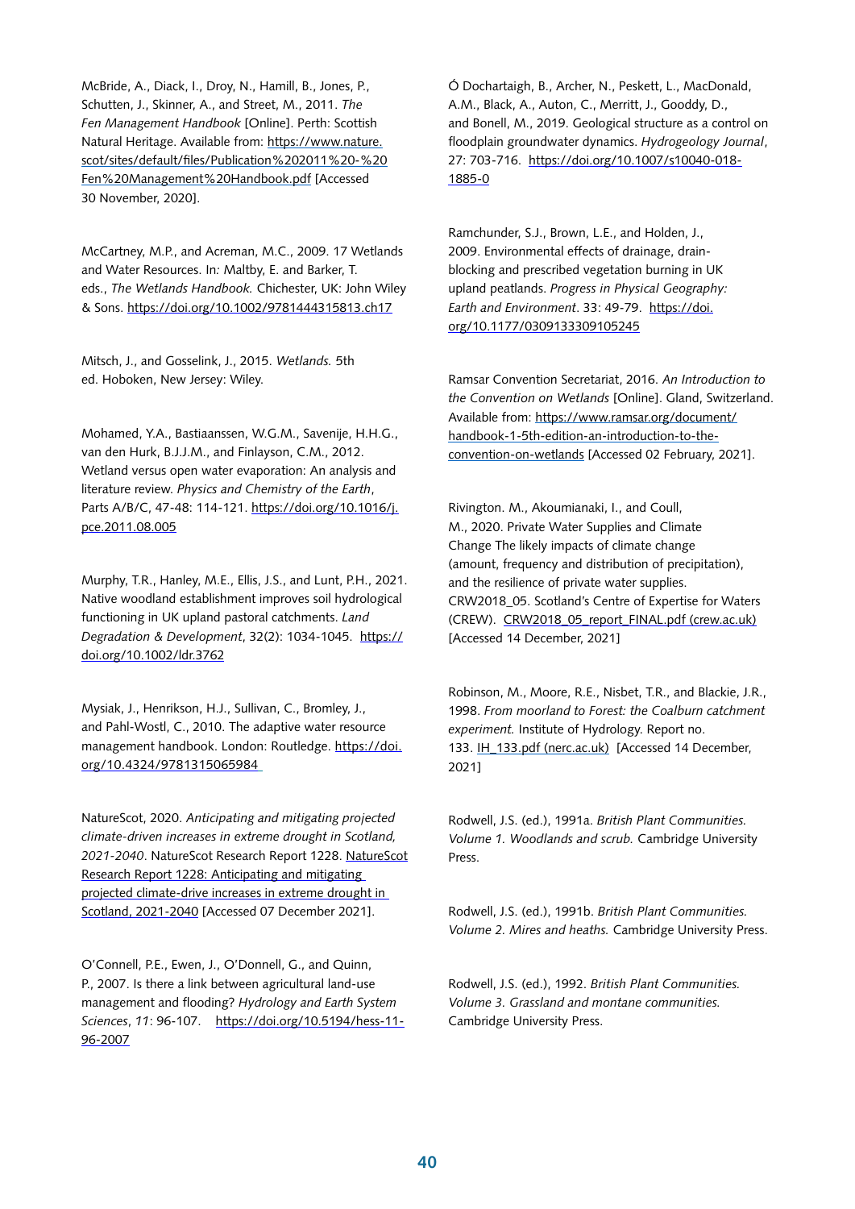McBride, A., Diack, I., Droy, N., Hamill, B., Jones, P., Schutten, J., Skinner, A., and Street, M., 2011. *The Fen Management Handbook* [Online]. Perth: Scottish Natural Heritage. Available from: https://www.nature.scot/sites/default/files/Publication%202011%20-%20Fen%20Management%20Handbook.pdf [Accessed 30 November, 2020].

McCartney, M.P., and Acreman, M.C., 2009. 17 Wetlands and Water Resources. In: Maltby, E. and Barker, T. eds., *The Wetlands Handbook.* Chichester, UK: John Wiley & Sons. https://doi.org/10.1002/9781444315813.ch17

Mitsch, J., and Gosselink, J., 2015. *Wetlands.* 5th ed. Hoboken, New Jersey: Wiley.

Mohamed, Y.A., Bastiaanssen, W.G.M., Savenije, H.H.G., van den Hurk, B.J.J.M., and Finlayson, C.M., 2012. Wetland versus open water evaporation: An analysis and literature review. *Physics and Chemistry of the Earth*, Parts A/B/C, 47-48: 114-121. https://doi.org/10.1016/j.pce.2011.08.005

Murphy, T.R., Hanley, M.E., Ellis, J.S., and Lunt, P.H., 2021. Native woodland establishment improves soil hydrological functioning in UK upland pastoral catchments. *Land Degradation & Development*, 32(2): 1034-1045. https://doi.org/10.1002/ldr.3762

Mysiak, J., Henrikson, H.J., Sullivan, C., Bromley, J., and Pahl-Wostl, C., 2010. The adaptive water resource management handbook. London: Routledge. https://doi.org/10.4324/9781315065984

NatureScot, 2020. *Anticipating and mitigating projected climate-driven increases in extreme drought in Scotland, 2021-2040*. NatureScot Research Report 1228. NatureScot Research Report 1228: Anticipating and mitigating projected climate-drive increases in extreme drought in Scotland, 2021-2040 [Accessed 07 December 2021].

O'Connell, P.E., Ewen, J., O'Donnell, G., and Quinn, P., 2007. Is there a link between agricultural land-use management and flooding? *Hydrology and Earth System Sciences*, *11*: 96-107. https://doi.org/10.5194/hess-11-96-2007

Ó Dochartaigh, B., Archer, N., Peskett, L., MacDonald, A.M., Black, A., Auton, C., Merritt, J., Gooddy, D., and Bonell, M., 2019. Geological structure as a control on floodplain groundwater dynamics. *Hydrogeology Journal*, 27: 703-716. https://doi.org/10.1007/s10040-018-1885-0

Ramchunder, S.J., Brown, L.E., and Holden, J., 2009. Environmental effects of drainage, drain-blocking and prescribed vegetation burning in UK upland peatlands. *Progress in Physical Geography: Earth and Environment*. 33: 49-79. https://doi.org/10.1177/0309133309105245

Ramsar Convention Secretariat, 2016. *An Introduction to the Convention on Wetlands* [Online]. Gland, Switzerland. Available from: https://www.ramsar.org/document/handbook-1-5th-edition-an-introduction-to-the-convention-on-wetlands [Accessed 02 February, 2021].

Rivington. M., Akoumianaki, I., and Coull, M., 2020. Private Water Supplies and Climate Change The likely impacts of climate change (amount, frequency and distribution of precipitation), and the resilience of private water supplies. CRW2018_05. Scotland's Centre of Expertise for Waters (CREW). CRW2018_05_report_FINAL.pdf (crew.ac.uk) [Accessed 14 December, 2021]

Robinson, M., Moore, R.E., Nisbet, T.R., and Blackie, J.R., 1998. *From moorland to Forest: the Coalburn catchment experiment.* Institute of Hydrology. Report no. 133. IH_133.pdf (nerc.ac.uk) [Accessed 14 December, 2021]

Rodwell, J.S. (ed.), 1991a. *British Plant Communities. Volume 1. Woodlands and scrub.* Cambridge University Press.

Rodwell, J.S. (ed.), 1991b. *British Plant Communities. Volume 2. Mires and heaths.* Cambridge University Press.

Rodwell, J.S. (ed.), 1992. *British Plant Communities. Volume 3. Grassland and montane communities.* Cambridge University Press.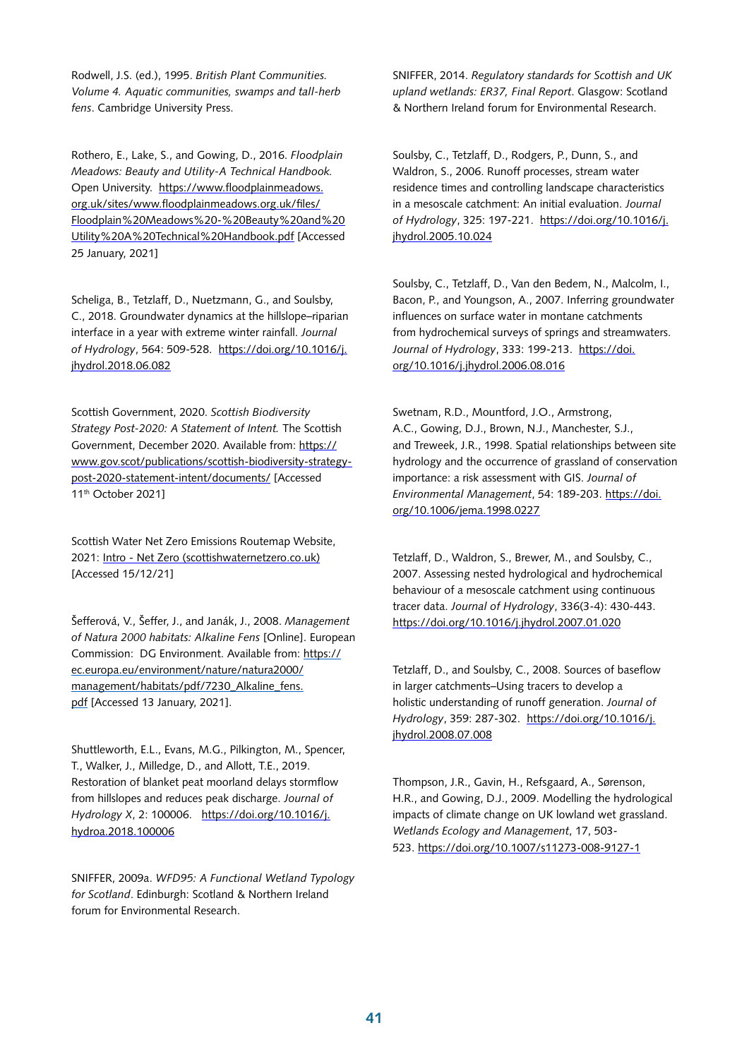Rodwell, J.S. (ed.), 1995. *British Plant Communities. Volume 4. Aquatic communities, swamps and tall-herb fens*. Cambridge University Press.

Rothero, E., Lake, S., and Gowing, D., 2016. *Floodplain Meadows: Beauty and Utility-A Technical Handbook.* Open University. https://www.floodplainmeadows.org.uk/sites/www.floodplainmeadows.org.uk/files/Floodplain%20Meadows%20-%20Beauty%20and%20Utility%20A%20Technical%20Handbook.pdf [Accessed 25 January, 2021]

Scheliga, B., Tetzlaff, D., Nuetzmann, G., and Soulsby, C., 2018. Groundwater dynamics at the hillslope–riparian interface in a year with extreme winter rainfall. *Journal of Hydrology*, 564: 509-528. https://doi.org/10.1016/j.jhydrol.2018.06.082

Scottish Government, 2020. *Scottish Biodiversity Strategy Post-2020: A Statement of Intent.* The Scottish Government, December 2020. Available from: https://www.gov.scot/publications/scottish-biodiversity-strategy-post-2020-statement-intent/documents/ [Accessed 11th October 2021]

Scottish Water Net Zero Emissions Routemap Website, 2021: Intro - Net Zero (scottishwaternetzero.co.uk) [Accessed 15/12/21]

Šefferová, V., Šeffer, J., and Janák, J., 2008. *Management of Natura 2000 habitats: Alkaline Fens* [Online]. European Commission: DG Environment. Available from: https://ec.europa.eu/environment/nature/natura2000/management/habitats/pdf/7230_Alkaline_fens.pdf [Accessed 13 January, 2021].

Shuttleworth, E.L., Evans, M.G., Pilkington, M., Spencer, T., Walker, J., Milledge, D., and Allott, T.E., 2019. Restoration of blanket peat moorland delays stormflow from hillslopes and reduces peak discharge. *Journal of Hydrology X*, 2: 100006. https://doi.org/10.1016/j.hydroa.2018.100006

SNIFFER, 2009a. *WFD95: A Functional Wetland Typology for Scotland*. Edinburgh: Scotland & Northern Ireland forum for Environmental Research.

SNIFFER, 2014. *Regulatory standards for Scottish and UK upland wetlands: ER37, Final Report.* Glasgow: Scotland & Northern Ireland forum for Environmental Research.

Soulsby, C., Tetzlaff, D., Rodgers, P., Dunn, S., and Waldron, S., 2006. Runoff processes, stream water residence times and controlling landscape characteristics in a mesoscale catchment: An initial evaluation. *Journal of Hydrology*, 325: 197-221. https://doi.org/10.1016/j.jhydrol.2005.10.024

Soulsby, C., Tetzlaff, D., Van den Bedem, N., Malcolm, I., Bacon, P., and Youngson, A., 2007. Inferring groundwater influences on surface water in montane catchments from hydrochemical surveys of springs and streamwaters. *Journal of Hydrology*, 333: 199-213. https://doi.org/10.1016/j.jhydrol.2006.08.016

Swetnam, R.D., Mountford, J.O., Armstrong, A.C., Gowing, D.J., Brown, N.J., Manchester, S.J., and Treweek, J.R., 1998. Spatial relationships between site hydrology and the occurrence of grassland of conservation importance: a risk assessment with GIS. *Journal of Environmental Management*, 54: 189-203. https://doi.org/10.1006/jema.1998.0227

Tetzlaff, D., Waldron, S., Brewer, M., and Soulsby, C., 2007. Assessing nested hydrological and hydrochemical behaviour of a mesoscale catchment using continuous tracer data. *Journal of Hydrology*, 336(3-4): 430-443. https://doi.org/10.1016/j.jhydrol.2007.01.020

Tetzlaff, D., and Soulsby, C., 2008. Sources of baseflow in larger catchments–Using tracers to develop a holistic understanding of runoff generation. *Journal of Hydrology*, 359: 287-302. https://doi.org/10.1016/j.jhydrol.2008.07.008

Thompson, J.R., Gavin, H., Refsgaard, A., Sørenson, H.R., and Gowing, D.J., 2009. Modelling the hydrological impacts of climate change on UK lowland wet grassland. *Wetlands Ecology and Management*, 17, 503-523. https://doi.org/10.1007/s11273-008-9127-1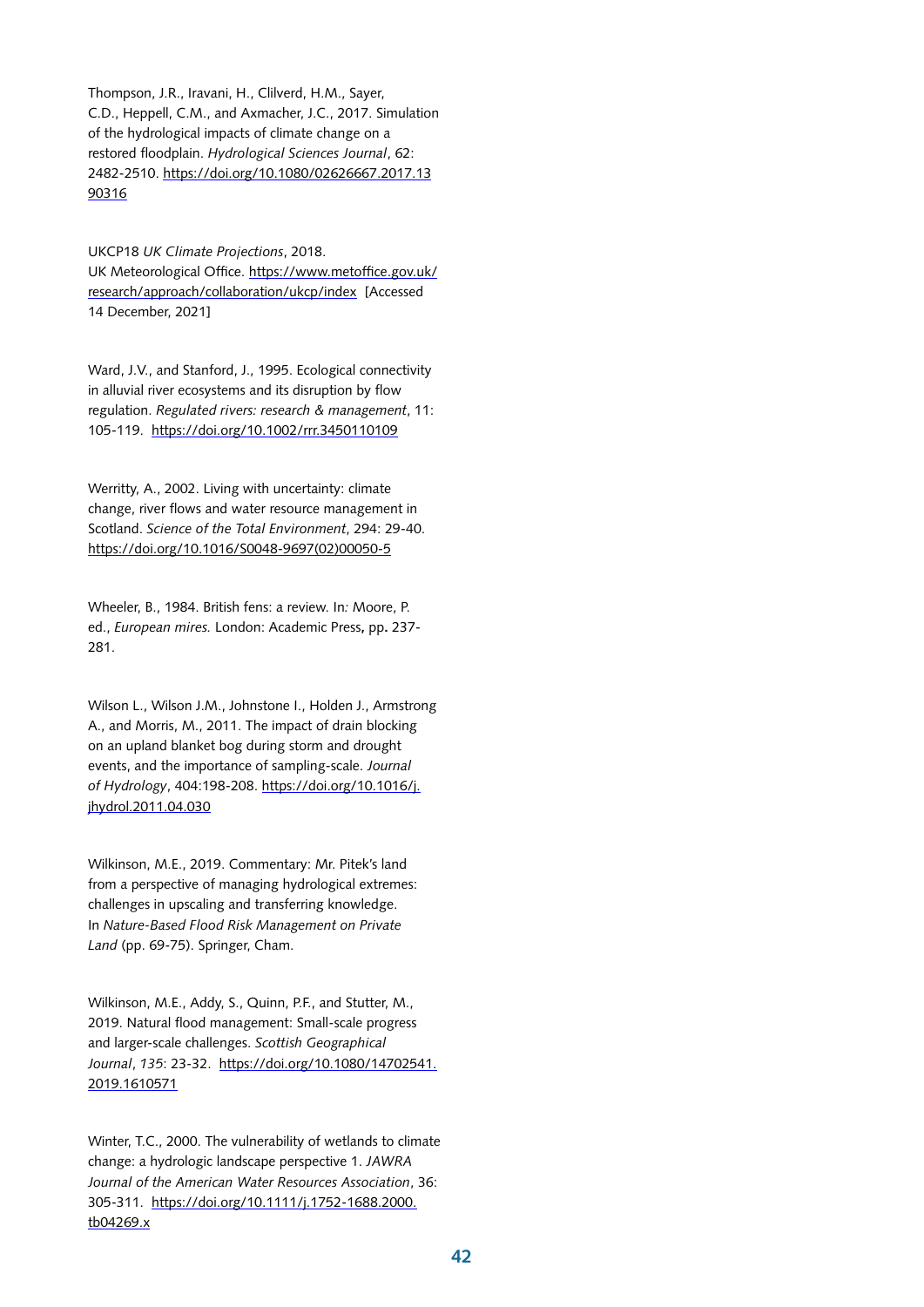Thompson, J.R., Iravani, H., Clilverd, H.M., Sayer, C.D., Heppell, C.M., and Axmacher, J.C., 2017. Simulation of the hydrological impacts of climate change on a restored floodplain. *Hydrological Sciences Journal*, 62: 2482-2510. https://doi.org/10.1080/02626667.2017.1390316

UKCP18 *UK Climate Projections*, 2018. UK Meteorological Office. https://www.metoffice.gov.uk/research/approach/collaboration/ukcp/index [Accessed 14 December, 2021]

Ward, J.V., and Stanford, J., 1995. Ecological connectivity in alluvial river ecosystems and its disruption by flow regulation. *Regulated rivers: research & management*, 11: 105-119. https://doi.org/10.1002/rrr.3450110109

Werritty, A., 2002. Living with uncertainty: climate change, river flows and water resource management in Scotland. *Science of the Total Environment*, 294: 29-40. https://doi.org/10.1016/S0048-9697(02)00050-5

Wheeler, B., 1984. British fens: a review. In: Moore, P. ed., *European mires.* London: Academic Press, pp. 237-281.

Wilson L., Wilson J.M., Johnstone I., Holden J., Armstrong A., and Morris, M., 2011. The impact of drain blocking on an upland blanket bog during storm and drought events, and the importance of sampling-scale. *Journal of Hydrology*, 404:198-208. https://doi.org/10.1016/j.jhydrol.2011.04.030

Wilkinson, M.E., 2019. Commentary: Mr. Pitek's land from a perspective of managing hydrological extremes: challenges in upscaling and transferring knowledge. In *Nature-Based Flood Risk Management on Private Land* (pp. 69-75). Springer, Cham.

Wilkinson, M.E., Addy, S., Quinn, P.F., and Stutter, M., 2019. Natural flood management: Small-scale progress and larger-scale challenges. *Scottish Geographical Journal*, *135*: 23-32. https://doi.org/10.1080/14702541.2019.1610571

Winter, T.C., 2000. The vulnerability of wetlands to climate change: a hydrologic landscape perspective 1. *JAWRA Journal of the American Water Resources Association*, 36: 305-311. https://doi.org/10.1111/j.1752-1688.2000.tb04269.x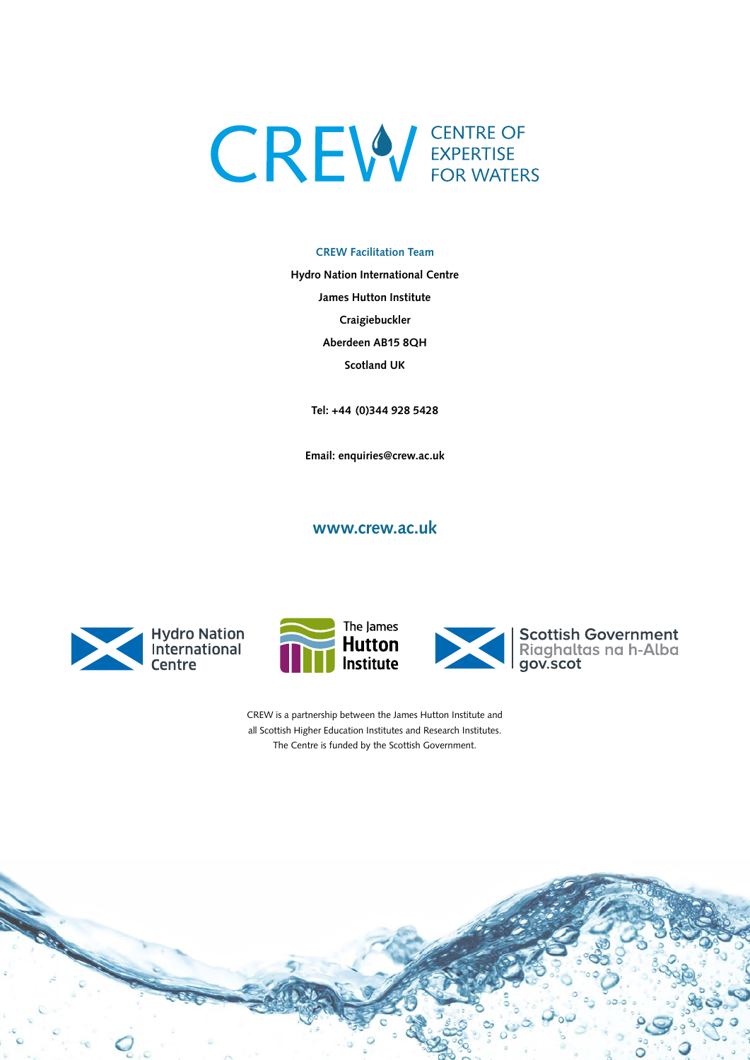CREW CENTRE OF EXPERTISE FOR WATERS

**CREW Facilitation Team**

**Hydro Nation International Centre**

**James Hutton Institute**

**Craigiebuckler**

**Aberdeen AB15 8QH**

**Scotland UK**

**Tel: +44 (0)344 928 5428**

**Email: enquiries@crew.ac.uk**

**www.crew.ac.uk**

Hydro Nation International Centre

The James Hutton Institute

Scottish Government
Riaghaltas na h-Alba
gov.scot

CREW is a partnership between the James Hutton Institute and all Scottish Higher Education Institutes and Research Institutes. The Centre is funded by the Scottish Government.